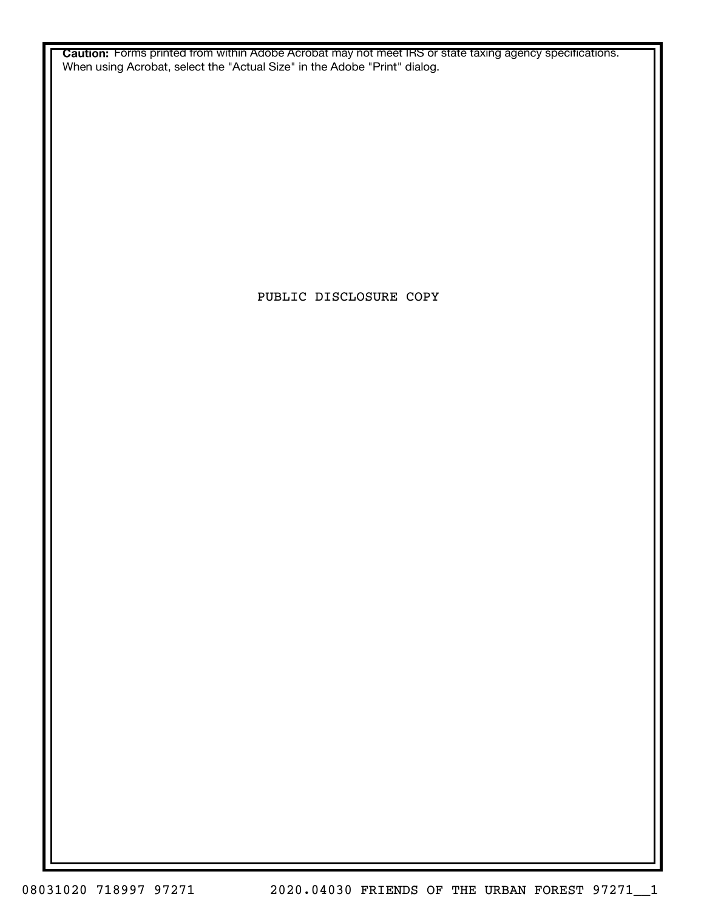**Caution:** Forms printed from within Adobe Acrobat may not meet IRS or state taxing agency specifications. When using Acrobat, select the "Actual Size" in the Adobe "Print" dialog.

PUBLIC DISCLOSURE COPY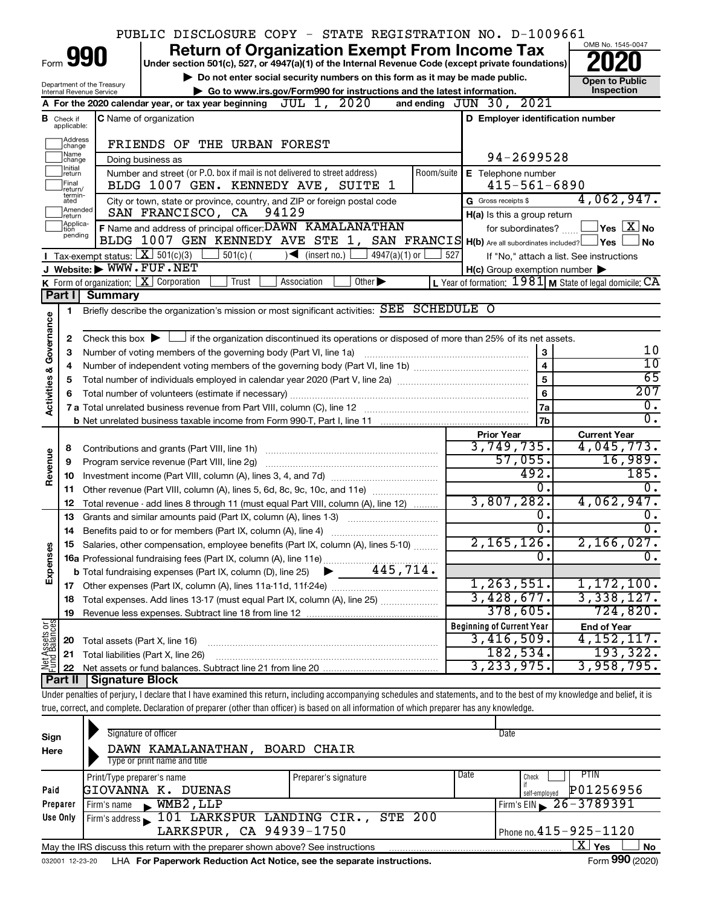PUBLIC DISCLOSURE COPY - STATE REGISTRATION NO. D-1009661

# Form 990 — Return of Organization Exempt From Income Tax — 2020

Under section 501(c), 527, or 4947(a)(1) of the Internal Revenue Code (except private foundations)

▶ Do not enter social security numbers on this form as it may be made public.

▶ Go to www.irs.gov/Form990 for instructions and the latest information.

Department of the Treasury, Internal Revenue Service

OMB No. 1545-0047

**Open to Public Inspection**

**A** For the 2020 calendar year, or tax year beginning JUL 1, 2020 and ending JUN 30, 2021

**B** Check if applicable: Address change, Name change, Initial return, Final return/terminated, Amended return, Application pending

**C** Name of organization: FRIENDS OF THE URBAN FOREST

Doing business as

Number and street (or P.O. box if mail is not delivered to street address): BLDG 1007 GEN. KENNEDY AVE, SUITE 1

Room/suite

City or town, state or province, country, and ZIP or foreign postal code: SAN FRANCISCO, CA 94129

**D** Employer identification number: 94-2699528

**E** Telephone number: 415-561-6890

**G** Gross receipts $ 4,062,947.

**F** Name and address of principal officer: DAWN KAMALANATHAN, BLDG 1007 GEN KENNEDY AVE STE 1, SAN FRANCIS

**H(a)** Is this a group return for subordinates? ☐ Yes ☒ No

**H(b)** Are all subordinates included? ☐ Yes ☐ No. If "No," attach a list. See instructions

**H(c)** Group exemption number ▶

**I** Tax-exempt status: ☒ 501(c)(3) ☐ 501(c) ( ) ◀ (insert no.) ☐ 4947(a)(1) or ☐ 527

**J** Website: ▶ WWW.FUF.NET

**K** Form of organization: ☒ Corporation ☐ Trust ☐ Association ☐ Other ▶

**L** Year of formation: 1981 **M** State of legal domicile: CA

## Part I Summary

**Activities & Governance**

| | | | |
|---|---|---|---|
| 1 | Briefly describe the organization's mission or most significant activities: SEE SCHEDULE O | | |
| 2 | Check this box ▶ ☐ if the organization discontinued its operations or disposed of more than 25% of its net assets. | | |
| 3 | Number of voting members of the governing body (Part VI, line 1a) | 3 | 10 |
| 4 | Number of independent voting members of the governing body (Part VI, line 1b) | 4 | 10 |
| 5 | Total number of individuals employed in calendar year 2020 (Part V, line 2a) | 5 | 65 |
| 6 | Total number of volunteers (estimate if necessary) | 6 | 207 |
| 7a | Total unrelated business revenue from Part VIII, column (C), line 12 | 7a | 0. |
| 7b | Net unrelated business taxable income from Form 990-T, Part I, line 11 | 7b | 0. |

| | | Prior Year | Current Year |
|---|---|---|---|
| **Revenue** | | | |
| 8 | Contributions and grants (Part VIII, line 1h) | 3,749,735. | 4,045,773. |
| 9 | Program service revenue (Part VIII, line 2g) | 57,055. | 16,989. |
| 10 | Investment income (Part VIII, column (A), lines 3, 4, and 7d) | 492. | 185. |
| 11 | Other revenue (Part VIII, column (A), lines 5, 6d, 8c, 9c, 10c, and 11e) | 0. | 0. |
| 12 | Total revenue - add lines 8 through 11 (must equal Part VIII, column (A), line 12) | 3,807,282. | 4,062,947. |
| **Expenses** | | | |
| 13 | Grants and similar amounts paid (Part IX, column (A), lines 1-3) | 0. | 0. |
| 14 | Benefits paid to or for members (Part IX, column (A), line 4) | 0. | 0. |
| 15 | Salaries, other compensation, employee benefits (Part IX, column (A), lines 5-10) | 2,165,126. | 2,166,027. |
| 16a | Professional fundraising fees (Part IX, column (A), line 11e) | 0. | 0. |
| b | Total fundraising expenses (Part IX, column (D), line 25) ▶ 445,714. | | |
| 17 | Other expenses (Part IX, column (A), lines 11a-11d, 11f-24e) | 1,263,551. | 1,172,100. |
| 18 | Total expenses. Add lines 13-17 (must equal Part IX, column (A), line 25) | 3,428,677. | 3,338,127. |
| 19 | Revenue less expenses. Subtract line 18 from line 12 | 378,605. | 724,820. |

| | **Net Assets or Fund Balances** | Beginning of Current Year | End of Year |
|---|---|---|---|
| 20 | Total assets (Part X, line 16) | 3,416,509. | 4,152,117. |
| 21 | Total liabilities (Part X, line 26) | 182,534. | 193,322. |
| 22 | Net assets or fund balances. Subtract line 21 from line 20 | 3,233,975. | 3,958,795. |

## Part II Signature Block

Under penalties of perjury, I declare that I have examined this return, including accompanying schedules and statements, and to the best of my knowledge and belief, it is true, correct, and complete. Declaration of preparer (other than officer) is based on all information of which preparer has any knowledge.

**Sign Here**

Signature of officer — Date

DAWN KAMALANATHAN, BOARD CHAIR

Type or print name and title

**Paid Preparer Use Only**

| Print/Type preparer's name | Preparer's signature | Date | Check if self-employed | PTIN |
|---|---|---|---|---|
| GIOVANNA K. DUENAS | | | ☐ | P01256956 |

Firm's name ▶ WMB2, LLP — Firm's EIN ▶ 26-3789391

Firm's address ▶ 101 LARKSPUR LANDING CIR., STE 200, LARKSPUR, CA 94939-1750 — Phone no. 415-925-1120

May the IRS discuss this return with the preparer shown above? See instructions ☒ Yes ☐ No

032001 12-23-20 LHA For Paperwork Reduction Act Notice, see the separate instructions. Form **990** (2020)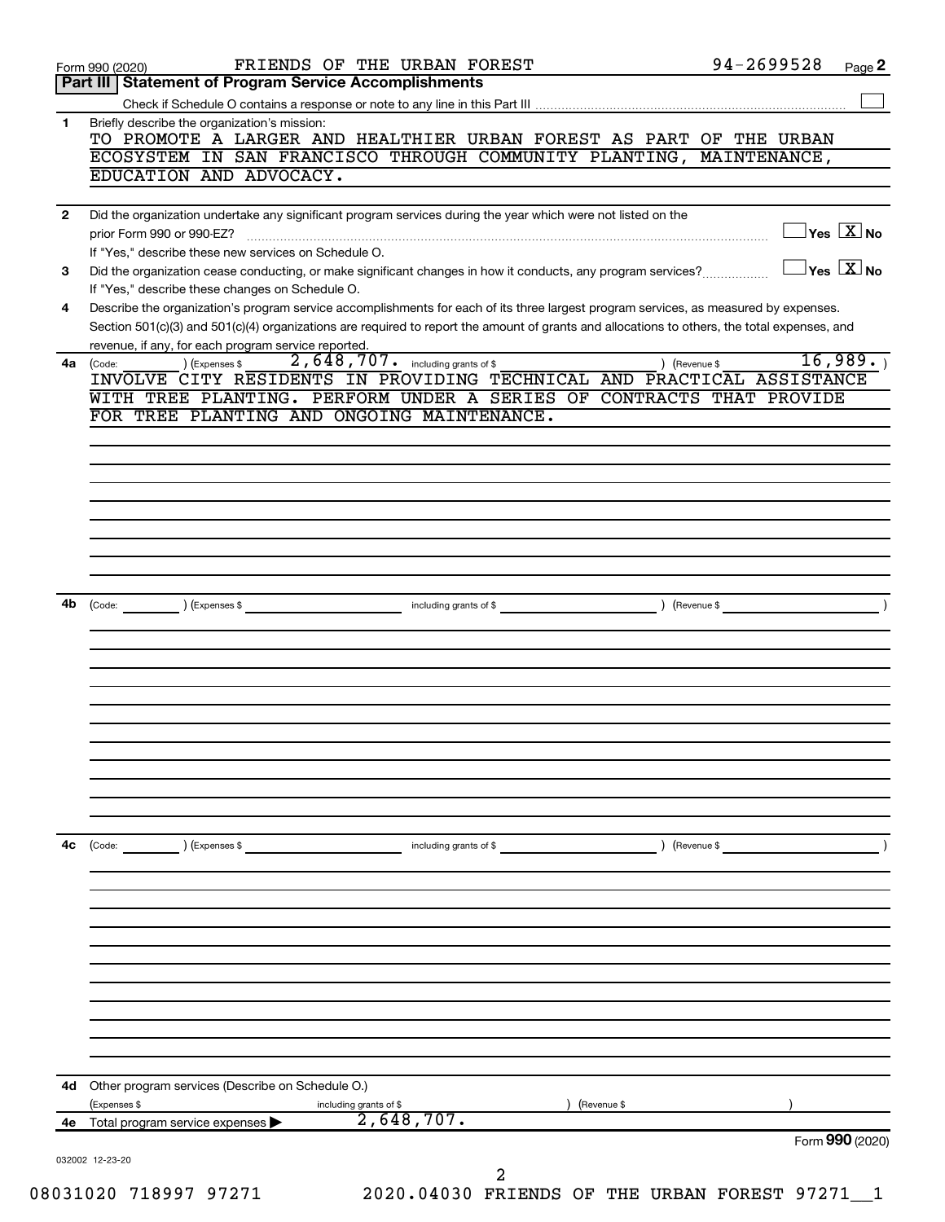Form 990 (2020) FRIENDS OF THE URBAN FOREST 94-2699528 Page **2**

## Part III Statement of Program Service Accomplishments

Check if Schedule O contains a response or note to any line in this Part III ☐

**1** Briefly describe the organization's mission:

TO PROMOTE A LARGER AND HEALTHIER URBAN FOREST AS PART OF THE URBAN ECOSYSTEM IN SAN FRANCISCO THROUGH COMMUNITY PLANTING, MAINTENANCE, EDUCATION AND ADVOCACY.

**2** Did the organization undertake any significant program services during the year which were not listed on the prior Form 990 or 990-EZ? ☐ Yes ☒ No

If "Yes," describe these new services on Schedule O.

**3** Did the organization cease conducting, or make significant changes in how it conducts, any program services? ☐ Yes ☒ No

If "Yes," describe these changes on Schedule O.

**4** Describe the organization's program service accomplishments for each of its three largest program services, as measured by expenses. Section 501(c)(3) and 501(c)(4) organizations are required to report the amount of grants and allocations to others, the total expenses, and revenue, if any, for each program service reported.

**4a** (Code: ) (Expenses $ 2,648,707. including grants of $ ) (Revenue $ 16,989. )

INVOLVE CITY RESIDENTS IN PROVIDING TECHNICAL AND PRACTICAL ASSISTANCE WITH TREE PLANTING. PERFORM UNDER A SERIES OF CONTRACTS THAT PROVIDE FOR TREE PLANTING AND ONGOING MAINTENANCE.

**4b** (Code: ) (Expenses $ including grants of $ ) (Revenue $ )

**4c** (Code: ) (Expenses $ including grants of $ ) (Revenue $ )

**4d** Other program services (Describe on Schedule O.)

(Expenses $ including grants of $ ) (Revenue $ )

**4e** Total program service expenses ▶ 2,648,707.

Form **990** (2020)

032002 12-23-20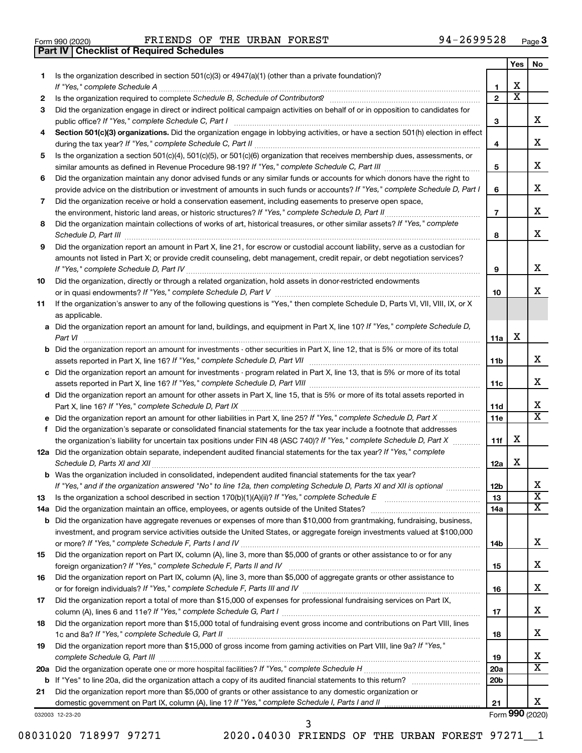Form 990 (2020) FRIENDS OF THE URBAN FOREST 94-2699528 Page 3

## Part IV | Checklist of Required Schedules

| | | | Yes | No |
|---|---|---|---|---|
| 1 | Is the organization described in section 501(c)(3) or 4947(a)(1) (other than a private foundation)? *If "Yes," complete Schedule A* | 1 | X | |
| 2 | Is the organization required to complete *Schedule B, Schedule of Contributors*? | 2 | X | |
| 3 | Did the organization engage in direct or indirect political campaign activities on behalf of or in opposition to candidates for public office? *If "Yes," complete Schedule C, Part I* | 3 | | X |
| 4 | **Section 501(c)(3) organizations.** Did the organization engage in lobbying activities, or have a section 501(h) election in effect during the tax year? *If "Yes," complete Schedule C, Part II* | 4 | | X |
| 5 | Is the organization a section 501(c)(4), 501(c)(5), or 501(c)(6) organization that receives membership dues, assessments, or similar amounts as defined in Revenue Procedure 98-19? *If "Yes," complete Schedule C, Part III* | 5 | | X |
| 6 | Did the organization maintain any donor advised funds or any similar funds or accounts for which donors have the right to provide advice on the distribution or investment of amounts in such funds or accounts? *If "Yes," complete Schedule D, Part I* | 6 | | X |
| 7 | Did the organization receive or hold a conservation easement, including easements to preserve open space, the environment, historic land areas, or historic structures? *If "Yes," complete Schedule D, Part II* | 7 | | X |
| 8 | Did the organization maintain collections of works of art, historical treasures, or other similar assets? *If "Yes," complete Schedule D, Part III* | 8 | | X |
| 9 | Did the organization report an amount in Part X, line 21, for escrow or custodial account liability, serve as a custodian for amounts not listed in Part X; or provide credit counseling, debt management, credit repair, or debt negotiation services? *If "Yes," complete Schedule D, Part IV* | 9 | | X |
| 10 | Did the organization, directly or through a related organization, hold assets in donor-restricted endowments or in quasi endowments? *If "Yes," complete Schedule D, Part V* | 10 | | X |
| 11 | If the organization's answer to any of the following questions is "Yes," then complete Schedule D, Parts VI, VII, VIII, IX, or X as applicable. | | | |
| a | Did the organization report an amount for land, buildings, and equipment in Part X, line 10? *If "Yes," complete Schedule D, Part VI* | 11a | X | |
| b | Did the organization report an amount for investments - other securities in Part X, line 12, that is 5% or more of its total assets reported in Part X, line 16? *If "Yes," complete Schedule D, Part VII* | 11b | | X |
| c | Did the organization report an amount for investments - program related in Part X, line 13, that is 5% or more of its total assets reported in Part X, line 16? *If "Yes," complete Schedule D, Part VIII* | 11c | | X |
| d | Did the organization report an amount for other assets in Part X, line 15, that is 5% or more of its total assets reported in Part X, line 16? *If "Yes," complete Schedule D, Part IX* | 11d | | X |
| e | Did the organization report an amount for other liabilities in Part X, line 25? *If "Yes," complete Schedule D, Part X* | 11e | | X |
| f | Did the organization's separate or consolidated financial statements for the tax year include a footnote that addresses the organization's liability for uncertain tax positions under FIN 48 (ASC 740)? *If "Yes," complete Schedule D, Part X* | 11f | X | |
| 12a | Did the organization obtain separate, independent audited financial statements for the tax year? *If "Yes," complete Schedule D, Parts XI and XII* | 12a | X | |
| b | Was the organization included in consolidated, independent audited financial statements for the tax year? *If "Yes," and if the organization answered "No" to line 12a, then completing Schedule D, Parts XI and XII is optional* | 12b | | X |
| 13 | Is the organization a school described in section 170(b)(1)(A)(ii)? *If "Yes," complete Schedule E* | 13 | | X |
| 14a | Did the organization maintain an office, employees, or agents outside of the United States? | 14a | | X |
| b | Did the organization have aggregate revenues or expenses of more than $10,000 from grantmaking, fundraising, business, investment, and program service activities outside the United States, or aggregate foreign investments valued at $100,000 or more? *If "Yes," complete Schedule F, Parts I and IV* | 14b | | X |
| 15 | Did the organization report on Part IX, column (A), line 3, more than $5,000 of grants or other assistance to or for any foreign organization? *If "Yes," complete Schedule F, Parts II and IV* | 15 | | X |
| 16 | Did the organization report on Part IX, column (A), line 3, more than $5,000 of aggregate grants or other assistance to or for foreign individuals? *If "Yes," complete Schedule F, Parts III and IV* | 16 | | X |
| 17 | Did the organization report a total of more than $15,000 of expenses for professional fundraising services on Part IX, column (A), lines 6 and 11e? *If "Yes," complete Schedule G, Part I* | 17 | | X |
| 18 | Did the organization report more than $15,000 total of fundraising event gross income and contributions on Part VIII, lines 1c and 8a? *If "Yes," complete Schedule G, Part II* | 18 | | X |
| 19 | Did the organization report more than $15,000 of gross income from gaming activities on Part VIII, line 9a? *If "Yes," complete Schedule G, Part III* | 19 | | X |
| 20a | Did the organization operate one or more hospital facilities? *If "Yes," complete Schedule H* | 20a | | X |
| b | If "Yes" to line 20a, did the organization attach a copy of its audited financial statements to this return? | 20b | | |
| 21 | Did the organization report more than $5,000 of grants or other assistance to any domestic organization or domestic government on Part IX, column (A), line 1? *If "Yes," complete Schedule I, Parts I and II* | 21 | | X |

032003 12-23-20 Form **990** (2020)

08031020 718997 97271 2020.04030 FRIENDS OF THE URBAN FOREST 97271__1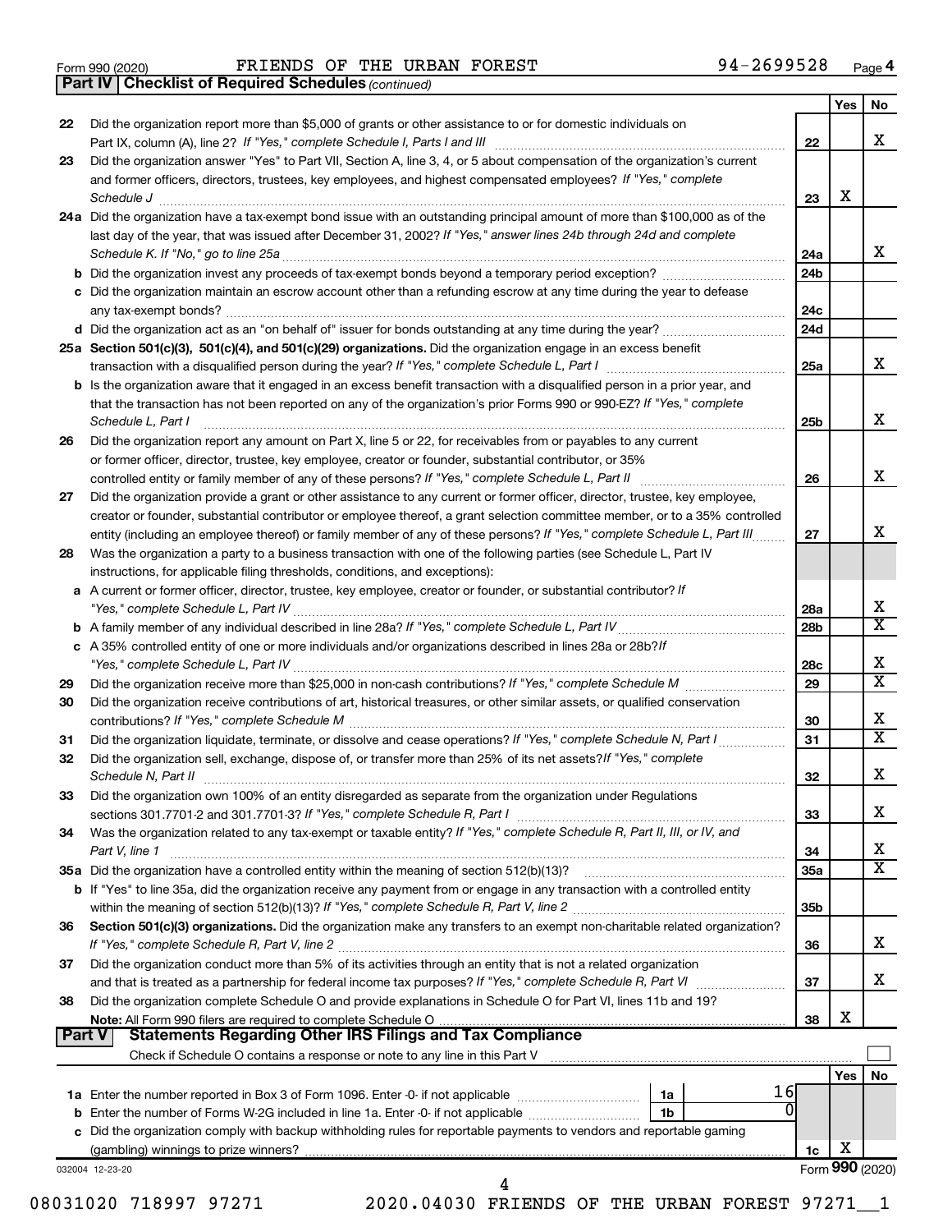Form 990 (2020) FRIENDS OF THE URBAN FOREST 94-2699528 Page 4

**Part IV | Checklist of Required Schedules** *(continued)*

| | | | Yes | No |
|---|---|---|---|---|
| 22 | Did the organization report more than $5,000 of grants or other assistance to or for domestic individuals on Part IX, column (A), line 2? *If "Yes," complete Schedule I, Parts I and III* | 22 | | X |
| 23 | Did the organization answer "Yes" to Part VII, Section A, line 3, 4, or 5 about compensation of the organization's current and former officers, directors, trustees, key employees, and highest compensated employees? *If "Yes," complete Schedule J* | 23 | X | |
| 24a | Did the organization have a tax-exempt bond issue with an outstanding principal amount of more than $100,000 as of the last day of the year, that was issued after December 31, 2002? *If "Yes," answer lines 24b through 24d and complete Schedule K. If "No," go to line 25a* | 24a | | X |
| b | Did the organization invest any proceeds of tax-exempt bonds beyond a temporary period exception? | 24b | | |
| c | Did the organization maintain an escrow account other than a refunding escrow at any time during the year to defease any tax-exempt bonds? | 24c | | |
| d | Did the organization act as an "on behalf of" issuer for bonds outstanding at any time during the year? | 24d | | |
| 25a | **Section 501(c)(3), 501(c)(4), and 501(c)(29) organizations.** Did the organization engage in an excess benefit transaction with a disqualified person during the year? *If "Yes," complete Schedule L, Part I* | 25a | | X |
| b | Is the organization aware that it engaged in an excess benefit transaction with a disqualified person in a prior year, and that the transaction has not been reported on any of the organization's prior Forms 990 or 990-EZ? *If "Yes," complete Schedule L, Part I* | 25b | | X |
| 26 | Did the organization report any amount on Part X, line 5 or 22, for receivables from or payables to any current or former officer, director, trustee, key employee, creator or founder, substantial contributor, or 35% controlled entity or family member of any of these persons? *If "Yes," complete Schedule L, Part II* | 26 | | X |
| 27 | Did the organization provide a grant or other assistance to any current or former officer, director, trustee, key employee, creator or founder, substantial contributor or employee thereof, a grant selection committee member, or to a 35% controlled entity (including an employee thereof) or family member of any of these persons? *If "Yes," complete Schedule L, Part III* | 27 | | X |
| 28 | Was the organization a party to a business transaction with one of the following parties (see Schedule L, Part IV instructions, for applicable filing thresholds, conditions, and exceptions): | | | |
| a | A current or former officer, director, trustee, key employee, creator or founder, or substantial contributor? *If "Yes," complete Schedule L, Part IV* | 28a | | X |
| b | A family member of any individual described in line 28a? *If "Yes," complete Schedule L, Part IV* | 28b | | X |
| c | A 35% controlled entity of one or more individuals and/or organizations described in lines 28a or 28b? *If "Yes," complete Schedule L, Part IV* | 28c | | X |
| 29 | Did the organization receive more than $25,000 in non-cash contributions? *If "Yes," complete Schedule M* | 29 | | X |
| 30 | Did the organization receive contributions of art, historical treasures, or other similar assets, or qualified conservation contributions? *If "Yes," complete Schedule M* | 30 | | X |
| 31 | Did the organization liquidate, terminate, or dissolve and cease operations? *If "Yes," complete Schedule N, Part I* | 31 | | X |
| 32 | Did the organization sell, exchange, dispose of, or transfer more than 25% of its net assets? *If "Yes," complete Schedule N, Part II* | 32 | | X |
| 33 | Did the organization own 100% of an entity disregarded as separate from the organization under Regulations sections 301.7701-2 and 301.7701-3? *If "Yes," complete Schedule R, Part I* | 33 | | X |
| 34 | Was the organization related to any tax-exempt or taxable entity? *If "Yes," complete Schedule R, Part II, III, or IV, and Part V, line 1* | 34 | | X |
| 35a | Did the organization have a controlled entity within the meaning of section 512(b)(13)? | 35a | | X |
| b | If "Yes" to line 35a, did the organization receive any payment from or engage in any transaction with a controlled entity within the meaning of section 512(b)(13)? *If "Yes," complete Schedule R, Part V, line 2* | 35b | | |
| 36 | **Section 501(c)(3) organizations.** Did the organization make any transfers to an exempt non-charitable related organization? *If "Yes," complete Schedule R, Part V, line 2* | 36 | | X |
| 37 | Did the organization conduct more than 5% of its activities through an entity that is not a related organization and that is treated as a partnership for federal income tax purposes? *If "Yes," complete Schedule R, Part VI* | 37 | | X |
| 38 | Did the organization complete Schedule O and provide explanations in Schedule O for Part VI, lines 11b and 19? **Note:** All Form 990 filers are required to complete Schedule O | 38 | X | |

**Part V | Statements Regarding Other IRS Filings and Tax Compliance**

Check if Schedule O contains a response or note to any line in this Part V ☐

| | | | | | Yes | No |
|---|---|---|---|---|---|---|
| 1a | Enter the number reported in Box 3 of Form 1096. Enter -0- if not applicable | 1a | 16 | | | |
| b | Enter the number of Forms W-2G included in line 1a. Enter -0- if not applicable | 1b | 0 | | | |
| c | Did the organization comply with backup withholding rules for reportable payments to vendors and reportable gaming (gambling) winnings to prize winners? | | | 1c | X | |

032004 12-23-20 Form **990** (2020)

08031020 718997 97271 2020.04030 FRIENDS OF THE URBAN FOREST 97271__1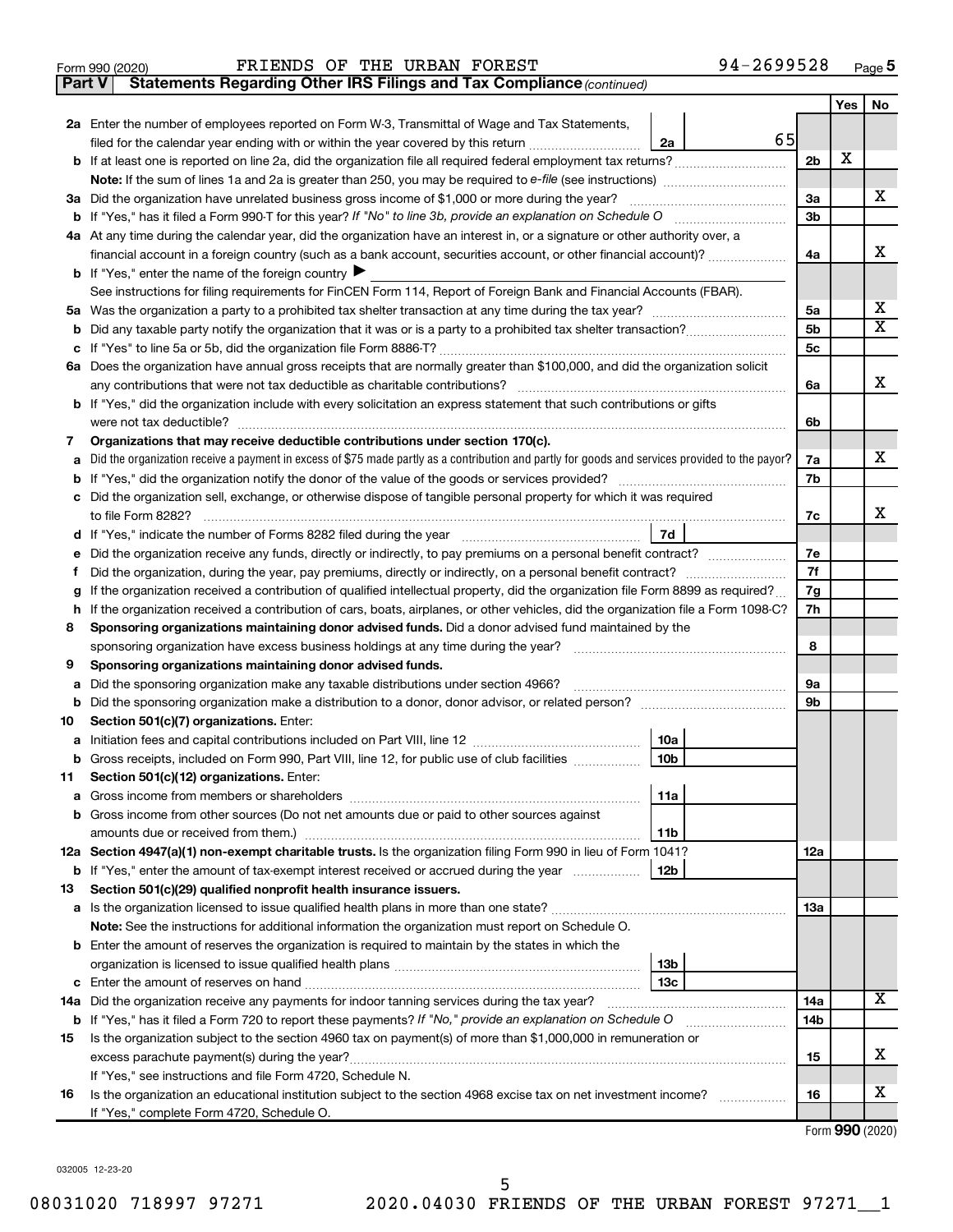Form 990 (2020) FRIENDS OF THE URBAN FOREST 94-2699528 Page 5

**Part V Statements Regarding Other IRS Filings and Tax Compliance** *(continued)*

| | | | | Yes | No |
|---|---|---|---|---|---|
| **2a** | Enter the number of employees reported on Form W-3, Transmittal of Wage and Tax Statements, filed for the calendar year ending with or within the year covered by this return | 2a 65 | | | |
| **b** | If at least one is reported on line 2a, did the organization file all required federal employment tax returns? | | 2b | X | |
| | **Note:** If the sum of lines 1a and 2a is greater than 250, you may be required to *e-file* (see instructions) | | | | |
| **3a** | Did the organization have unrelated business gross income of $1,000 or more during the year? | | 3a | | X |
| **b** | If "Yes," has it filed a Form 990-T for this year? *If "No" to line 3b, provide an explanation on Schedule O* | | 3b | | |
| **4a** | At any time during the calendar year, did the organization have an interest in, or a signature or other authority over, a financial account in a foreign country (such as a bank account, securities account, or other financial account)? | | 4a | | X |
| **b** | If "Yes," enter the name of the foreign country ▶ | | | | |
| | See instructions for filing requirements for FinCEN Form 114, Report of Foreign Bank and Financial Accounts (FBAR). | | | | |
| **5a** | Was the organization a party to a prohibited tax shelter transaction at any time during the tax year? | | 5a | | X |
| **b** | Did any taxable party notify the organization that it was or is a party to a prohibited tax shelter transaction? | | 5b | | X |
| **c** | If "Yes" to line 5a or 5b, did the organization file Form 8886-T? | | 5c | | |
| **6a** | Does the organization have annual gross receipts that are normally greater than $100,000, and did the organization solicit any contributions that were not tax deductible as charitable contributions? | | 6a | | X |
| **b** | If "Yes," did the organization include with every solicitation an express statement that such contributions or gifts were not tax deductible? | | 6b | | |
| **7** | **Organizations that may receive deductible contributions under section 170(c).** | | | | |
| **a** | Did the organization receive a payment in excess of $75 made partly as a contribution and partly for goods and services provided to the payor? | | 7a | | X |
| **b** | If "Yes," did the organization notify the donor of the value of the goods or services provided? | | 7b | | |
| **c** | Did the organization sell, exchange, or otherwise dispose of tangible personal property for which it was required to file Form 8282? | | 7c | | X |
| **d** | If "Yes," indicate the number of Forms 8282 filed during the year | 7d | | | |
| **e** | Did the organization receive any funds, directly or indirectly, to pay premiums on a personal benefit contract? | | 7e | | |
| **f** | Did the organization, during the year, pay premiums, directly or indirectly, on a personal benefit contract? | | 7f | | |
| **g** | If the organization received a contribution of qualified intellectual property, did the organization file Form 8899 as required? | | 7g | | |
| **h** | If the organization received a contribution of cars, boats, airplanes, or other vehicles, did the organization file a Form 1098-C? | | 7h | | |
| **8** | **Sponsoring organizations maintaining donor advised funds.** Did a donor advised fund maintained by the sponsoring organization have excess business holdings at any time during the year? | | 8 | | |
| **9** | **Sponsoring organizations maintaining donor advised funds.** | | | | |
| **a** | Did the sponsoring organization make any taxable distributions under section 4966? | | 9a | | |
| **b** | Did the sponsoring organization make a distribution to a donor, donor advisor, or related person? | | 9b | | |
| **10** | **Section 501(c)(7) organizations.** Enter: | | | | |
| **a** | Initiation fees and capital contributions included on Part VIII, line 12 | 10a | | | |
| **b** | Gross receipts, included on Form 990, Part VIII, line 12, for public use of club facilities | 10b | | | |
| **11** | **Section 501(c)(12) organizations.** Enter: | | | | |
| **a** | Gross income from members or shareholders | 11a | | | |
| **b** | Gross income from other sources (Do not net amounts due or paid to other sources against amounts due or received from them.) | 11b | | | |
| **12a** | **Section 4947(a)(1) non-exempt charitable trusts.** Is the organization filing Form 990 in lieu of Form 1041? | | 12a | | |
| **b** | If "Yes," enter the amount of tax-exempt interest received or accrued during the year | 12b | | | |
| **13** | **Section 501(c)(29) qualified nonprofit health insurance issuers.** | | | | |
| **a** | Is the organization licensed to issue qualified health plans in more than one state? | | 13a | | |
| | **Note:** See the instructions for additional information the organization must report on Schedule O. | | | | |
| **b** | Enter the amount of reserves the organization is required to maintain by the states in which the organization is licensed to issue qualified health plans | 13b | | | |
| **c** | Enter the amount of reserves on hand | 13c | | | |
| **14a** | Did the organization receive any payments for indoor tanning services during the tax year? | | 14a | | X |
| **b** | If "Yes," has it filed a Form 720 to report these payments? *If "No," provide an explanation on Schedule O* | | 14b | | |
| **15** | Is the organization subject to the section 4960 tax on payment(s) of more than $1,000,000 in remuneration or excess parachute payment(s) during the year? | | 15 | | X |
| | If "Yes," see instructions and file Form 4720, Schedule N. | | | | |
| **16** | Is the organization an educational institution subject to the section 4968 excise tax on net investment income? | | 16 | | X |
| | If "Yes," complete Form 4720, Schedule O. | | | | |

Form **990** (2020)

032005 12-23-20

08031020 718997 97271 2020.04030 FRIENDS OF THE URBAN FOREST 97271__1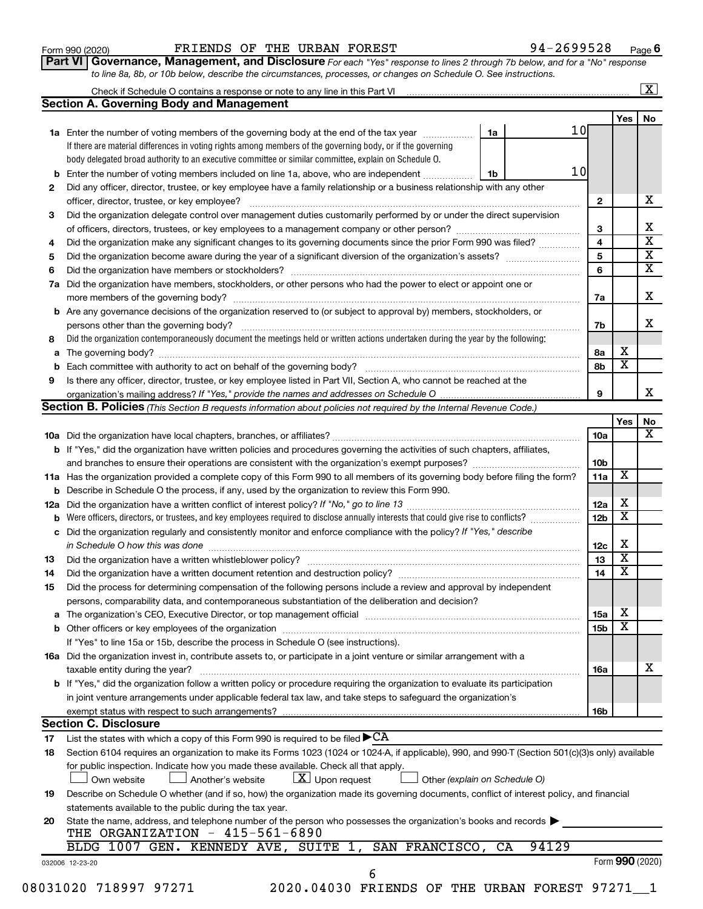Form 990 (2020) FRIENDS OF THE URBAN FOREST 94-2699528 Page 6

**Part VI Governance, Management, and Disclosure** *For each "Yes" response to lines 2 through 7b below, and for a "No" response to line 8a, 8b, or 10b below, describe the circumstances, processes, or changes on Schedule O. See instructions.*

Check if Schedule O contains a response or note to any line in this Part VI ... [X]

## Section A. Governing Body and Management

| | | | | | Yes | No |
|---|---|---|---|---|---|---|
| **1a** | Enter the number of voting members of the governing body at the end of the tax year. If there are material differences in voting rights among members of the governing body, or if the governing body delegated broad authority to an executive committee or similar committee, explain on Schedule O. | 1a | 10 | | | |
| **b** | Enter the number of voting members included on line 1a, above, who are independent | 1b | 10 | | | |
| **2** | Did any officer, director, trustee, or key employee have a family relationship or a business relationship with any other officer, director, trustee, or key employee? | | | 2 | | X |
| **3** | Did the organization delegate control over management duties customarily performed by or under the direct supervision of officers, directors, trustees, or key employees to a management company or other person? | | | 3 | | X |
| **4** | Did the organization make any significant changes to its governing documents since the prior Form 990 was filed? | | | 4 | | X |
| **5** | Did the organization become aware during the year of a significant diversion of the organization's assets? | | | 5 | | X |
| **6** | Did the organization have members or stockholders? | | | 6 | | X |
| **7a** | Did the organization have members, stockholders, or other persons who had the power to elect or appoint one or more members of the governing body? | | | 7a | | X |
| **b** | Are any governance decisions of the organization reserved to (or subject to approval by) members, stockholders, or persons other than the governing body? | | | 7b | | X |
| **8** | Did the organization contemporaneously document the meetings held or written actions undertaken during the year by the following: | | | | | |
| **a** | The governing body? | | | 8a | X | |
| **b** | Each committee with authority to act on behalf of the governing body? | | | 8b | X | |
| **9** | Is there any officer, director, trustee, or key employee listed in Part VII, Section A, who cannot be reached at the organization's mailing address? *If "Yes," provide the names and addresses on Schedule O* | | | 9 | | X |

## Section B. Policies *(This Section B requests information about policies not required by the Internal Revenue Code.)*

| | | | Yes | No |
|---|---|---|---|---|
| **10a** | Did the organization have local chapters, branches, or affiliates? | 10a | | X |
| **b** | If "Yes," did the organization have written policies and procedures governing the activities of such chapters, affiliates, and branches to ensure their operations are consistent with the organization's exempt purposes? | 10b | | |
| **11a** | Has the organization provided a complete copy of this Form 990 to all members of its governing body before filing the form? | 11a | X | |
| **b** | Describe in Schedule O the process, if any, used by the organization to review this Form 990. | | | |
| **12a** | Did the organization have a written conflict of interest policy? *If "No," go to line 13* | 12a | X | |
| **b** | Were officers, directors, or trustees, and key employees required to disclose annually interests that could give rise to conflicts? | 12b | X | |
| **c** | Did the organization regularly and consistently monitor and enforce compliance with the policy? *If "Yes," describe in Schedule O how this was done* | 12c | X | |
| **13** | Did the organization have a written whistleblower policy? | 13 | X | |
| **14** | Did the organization have a written document retention and destruction policy? | 14 | X | |
| **15** | Did the process for determining compensation of the following persons include a review and approval by independent persons, comparability data, and contemporaneous substantiation of the deliberation and decision? | | | |
| **a** | The organization's CEO, Executive Director, or top management official | 15a | X | |
| **b** | Other officers or key employees of the organization | 15b | X | |
| | If "Yes" to line 15a or 15b, describe the process in Schedule O (see instructions). | | | |
| **16a** | Did the organization invest in, contribute assets to, or participate in a joint venture or similar arrangement with a taxable entity during the year? | 16a | | X |
| **b** | If "Yes," did the organization follow a written policy or procedure requiring the organization to evaluate its participation in joint venture arrangements under applicable federal tax law, and take steps to safeguard the organization's exempt status with respect to such arrangements? | 16b | | |

## Section C. Disclosure

**17** List the states with which a copy of this Form 990 is required to be filed ▶ CA

**18** Section 6104 requires an organization to make its Forms 1023 (1024 or 1024-A, if applicable), 990, and 990-T (Section 501(c)(3)s only) available for public inspection. Indicate how you made these available. Check all that apply.

[ ] Own website [ ] Another's website [X] Upon request [ ] Other *(explain on Schedule O)*

**19** Describe on Schedule O whether (and if so, how) the organization made its governing documents, conflict of interest policy, and financial statements available to the public during the tax year.

**20** State the name, address, and telephone number of the person who possesses the organization's books and records ▶

THE ORGANIZATION - 415-561-6890
BLDG 1007 GEN. KENNEDY AVE, SUITE 1, SAN FRANCISCO, CA 94129

032006 12-23-20 Form **990** (2020)

08031020 718997 97271 2020.04030 FRIENDS OF THE URBAN FOREST 97271__1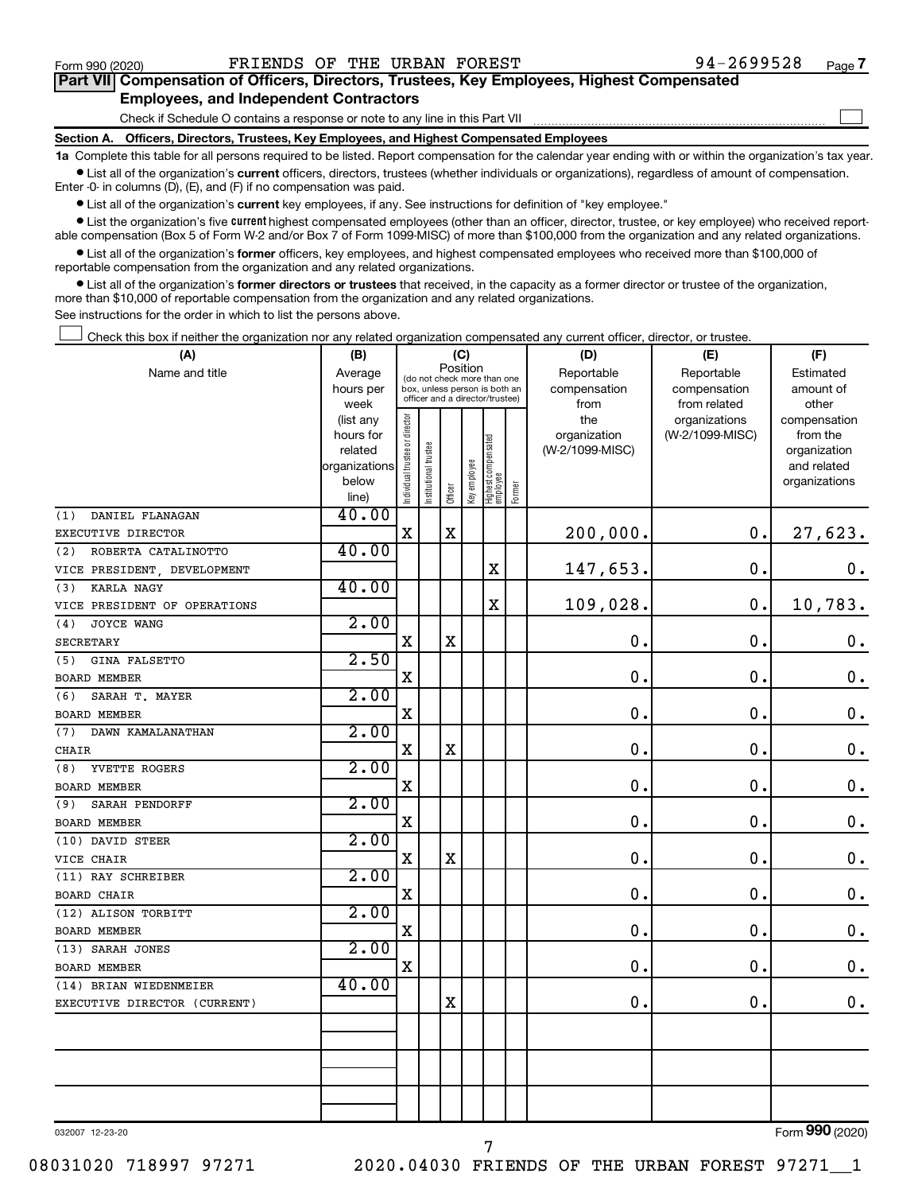Form 990 (2020) FRIENDS OF THE URBAN FOREST 94-2699528 Page 7

## Part VII Compensation of Officers, Directors, Trustees, Key Employees, Highest Compensated Employees, and Independent Contractors

Check if Schedule O contains a response or note to any line in this Part VII ☐

### Section A. Officers, Directors, Trustees, Key Employees, and Highest Compensated Employees

**1a** Complete this table for all persons required to be listed. Report compensation for the calendar year ending with or within the organization's tax year.

- List all of the organization's **current** officers, directors, trustees (whether individuals or organizations), regardless of amount of compensation. Enter -0- in columns (D), (E), and (F) if no compensation was paid.
- List all of the organization's **current** key employees, if any. See instructions for definition of "key employee."
- List the organization's five **current** highest compensated employees (other than an officer, director, trustee, or key employee) who received reportable compensation (Box 5 of Form W-2 and/or Box 7 of Form 1099-MISC) of more than $100,000 from the organization and any related organizations.
- List all of the organization's **former** officers, key employees, and highest compensated employees who received more than $100,000 of reportable compensation from the organization and any related organizations.
- List all of the organization's **former directors or trustees** that received, in the capacity as a former director or trustee of the organization, more than $10,000 of reportable compensation from the organization and any related organizations.

See instructions for the order in which to list the persons above.

☐ Check this box if neither the organization nor any related organization compensated any current officer, director, or trustee.

| (A) Name and title | (B) Average hours per week (list any hours for related organizations below line) | (C) Position: Individual trustee or director | Institutional trustee | Officer | Key employee | Highest compensated employee | Former | (D) Reportable compensation from the organization (W-2/1099-MISC) | (E) Reportable compensation from related organizations (W-2/1099-MISC) | (F) Estimated amount of other compensation from the organization and related organizations |
|---|---|---|---|---|---|---|---|---|---|---|
| (1) DANIEL FLANAGAN<br>EXECUTIVE DIRECTOR | 40.00 | X | | X | | | | 200,000. | 0. | 27,623. |
| (2) ROBERTA CATALINOTTO<br>VICE PRESIDENT, DEVELOPMENT | 40.00 | | | | | X | | 147,653. | 0. | 0. |
| (3) KARLA NAGY<br>VICE PRESIDENT OF OPERATIONS | 40.00 | | | | | X | | 109,028. | 0. | 10,783. |
| (4) JOYCE WANG<br>SECRETARY | 2.00 | X | | X | | | | 0. | 0. | 0. |
| (5) GINA FALSETTO<br>BOARD MEMBER | 2.50 | X | | | | | | 0. | 0. | 0. |
| (6) SARAH T. MAYER<br>BOARD MEMBER | 2.00 | X | | | | | | 0. | 0. | 0. |
| (7) DAWN KAMALANATHAN<br>CHAIR | 2.00 | X | | X | | | | 0. | 0. | 0. |
| (8) YVETTE ROGERS<br>BOARD MEMBER | 2.00 | X | | | | | | 0. | 0. | 0. |
| (9) SARAH PENDORFF<br>BOARD MEMBER | 2.00 | X | | | | | | 0. | 0. | 0. |
| (10) DAVID STEER<br>VICE CHAIR | 2.00 | X | | X | | | | 0. | 0. | 0. |
| (11) RAY SCHREIBER<br>BOARD CHAIR | 2.00 | X | | | | | | 0. | 0. | 0. |
| (12) ALISON TORBITT<br>BOARD MEMBER | 2.00 | X | | | | | | 0. | 0. | 0. |
| (13) SARAH JONES<br>BOARD MEMBER | 2.00 | X | | | | | | 0. | 0. | 0. |
| (14) BRIAN WIEDENMEIER<br>EXECUTIVE DIRECTOR (CURRENT) | 40.00 | | | X | | | | 0. | 0. | 0. |
| | | | | | | | | | | |
| | | | | | | | | | | |
| | | | | | | | | | | |

032007 12-23-20 Form **990** (2020)

08031020 718997 97271 2020.04030 FRIENDS OF THE URBAN FOREST 97271__1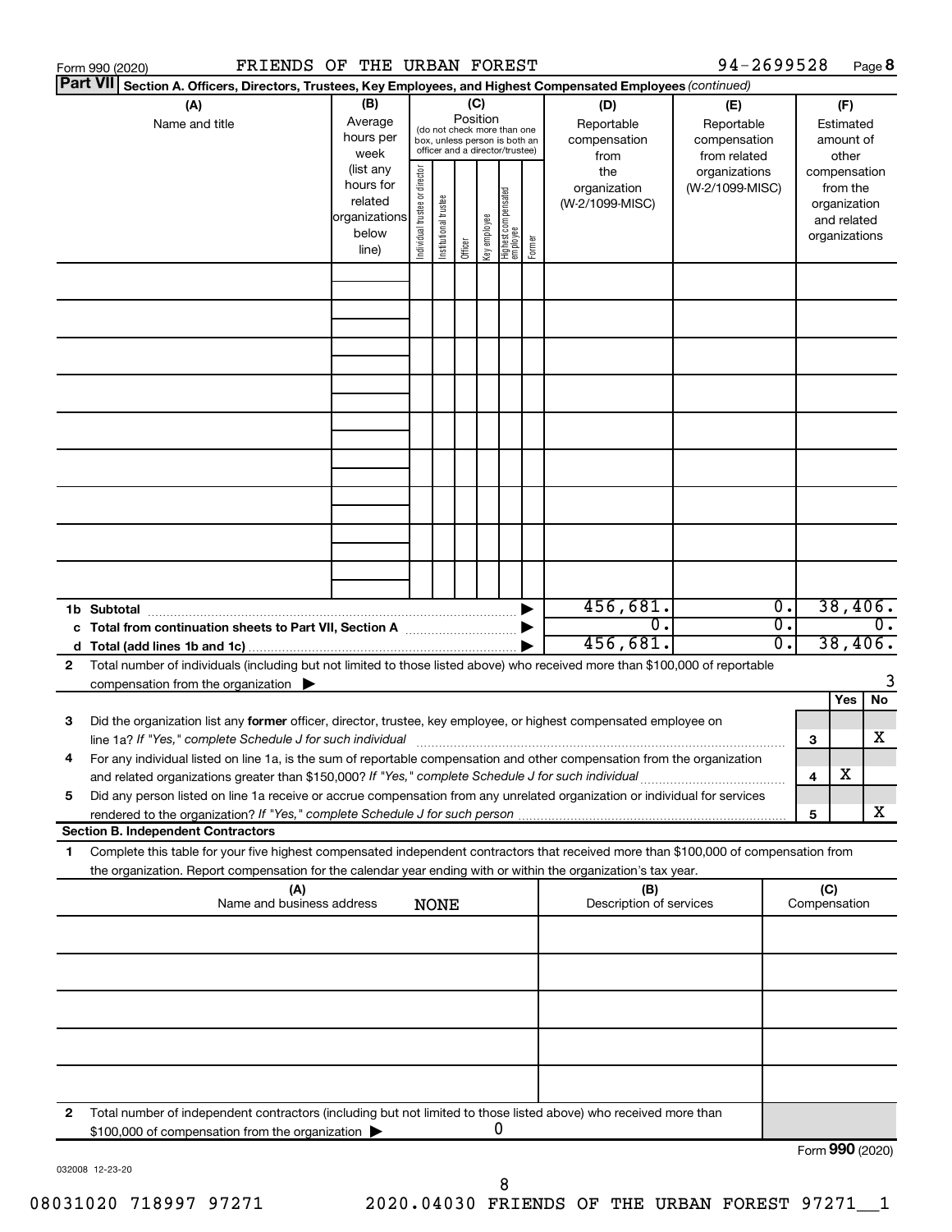Form 990 (2020) FRIENDS OF THE URBAN FOREST 94-2699528 Page **8**

**Part VII** **Section A. Officers, Directors, Trustees, Key Employees, and Highest Compensated Employees** *(continued)*

| (A) Name and title | (B) Average hours per week (list any hours for related organizations below line) | (C) Position (do not check more than one box, unless person is both an officer and a director/trustee): Individual trustee or director | Institutional trustee | Officer | Key employee | Highest compensated employee | Former | (D) Reportable compensation from the organization (W-2/1099-MISC) | (E) Reportable compensation from related organizations (W-2/1099-MISC) | (F) Estimated amount of other compensation from the organization and related organizations |
|---|---|---|---|---|---|---|---|---|---|---|
| | | | | | | | | | | |
| | | | | | | | | | | |
| | | | | | | | | | | |
| | | | | | | | | | | |
| | | | | | | | | | | |
| | | | | | | | | | | |
| | | | | | | | | | | |
| | | | | | | | | | | |
| | | | | | | | | | | |
| **1b Subtotal** | | | | | | | | 456,681. | 0. | 38,406. |
| **c Total from continuation sheets to Part VII, Section A** | | | | | | | | 0. | 0. | 0. |
| **d Total (add lines 1b and 1c)** | | | | | | | | 456,681. | 0. | 38,406. |

**2** Total number of individuals (including but not limited to those listed above) who received more than $100,000 of reportable compensation from the organization ▶ 3

| | | | Yes | No |
|---|---|---|---|---|
| **3** | Did the organization list any **former** officer, director, trustee, key employee, or highest compensated employee on line 1a? *If "Yes," complete Schedule J for such individual* | 3 | | X |
| **4** | For any individual listed on line 1a, is the sum of reportable compensation and other compensation from the organization and related organizations greater than $150,000? *If "Yes," complete Schedule J for such individual* | 4 | X | |
| **5** | Did any person listed on line 1a receive or accrue compensation from any unrelated organization or individual for services rendered to the organization? *If "Yes," complete Schedule J for such person* | 5 | | X |

**Section B. Independent Contractors**

**1** Complete this table for your five highest compensated independent contractors that received more than $100,000 of compensation from the organization. Report compensation for the calendar year ending with or within the organization's tax year.

| (A) Name and business address NONE | (B) Description of services | (C) Compensation |
|---|---|---|
| | | |
| | | |
| | | |
| | | |
| | | |

**2** Total number of independent contractors (including but not limited to those listed above) who received more than $100,000 of compensation from the organization ▶ 0

Form **990** (2020)

032008 12-23-20

08031020 718997 97271 2020.04030 FRIENDS OF THE URBAN FOREST 97271__1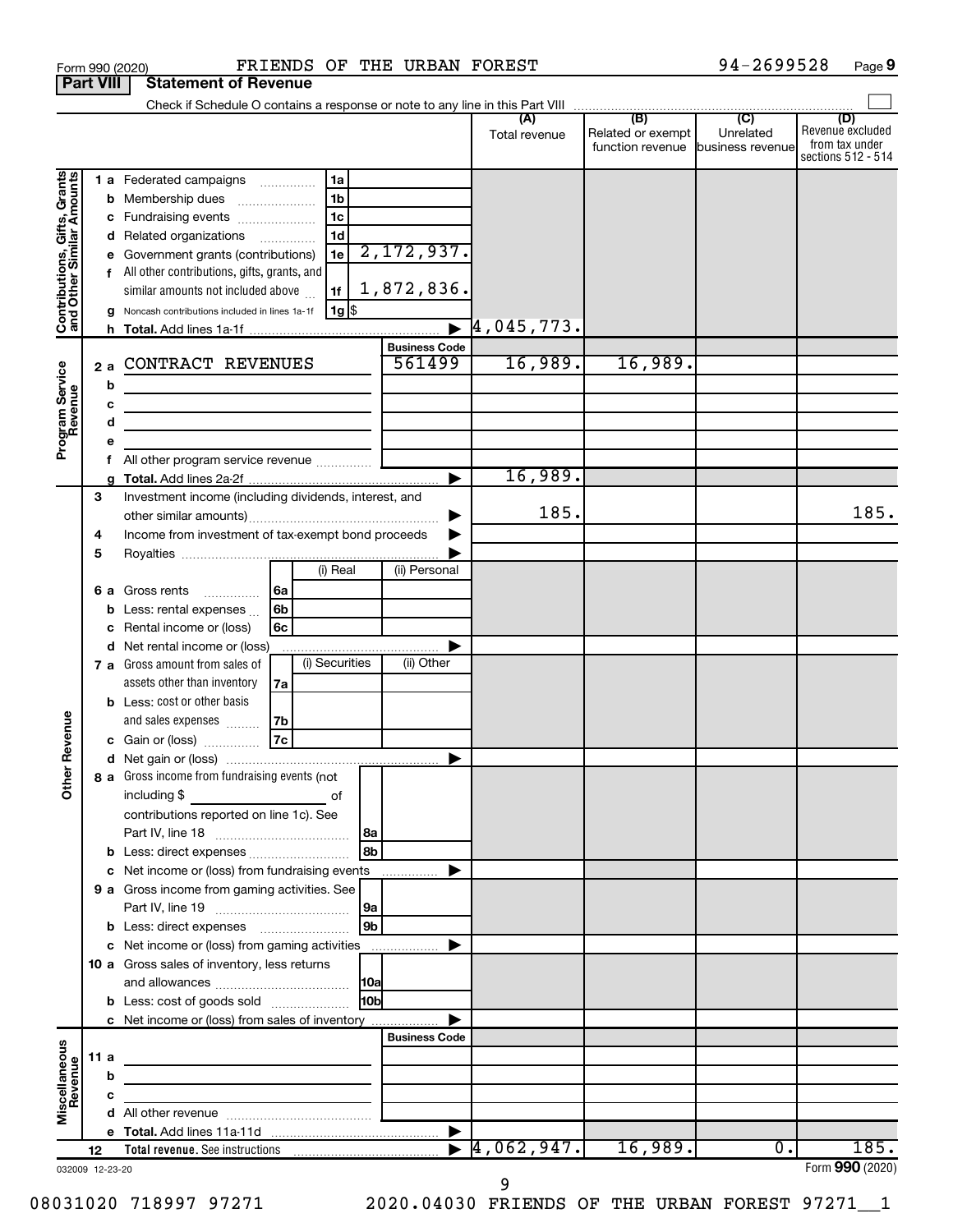Form 990 (2020) FRIENDS OF THE URBAN FOREST 94-2699528 Page 9

## Part VIII Statement of Revenue

Check if Schedule O contains a response or note to any line in this Part VIII

| | | | (A) Total revenue | (B) Related or exempt function revenue | (C) Unrelated business revenue | (D) Revenue excluded from tax under sections 512 - 514 |
|---|---|---|---|---|---|---|
| **Contributions, Gifts, Grants and Other Similar Amounts** | 1 a Federated campaigns | 1a | | | | |
| | b Membership dues | 1b | | | | |
| | c Fundraising events | 1c | | | | |
| | d Related organizations | 1d | | | | |
| | e Government grants (contributions) | 1e 2,172,937. | | | | |
| | f All other contributions, gifts, grants, and similar amounts not included above | 1f 1,872,836. | | | | |
| | g Noncash contributions included in lines 1a-1f | 1g $ | | | | |
| | h Total. Add lines 1a-1f | | 4,045,773. | | | |
| **Program Service Revenue** | | Business Code | | | | |
| | 2 a CONTRACT REVENUES | 561499 | 16,989. | 16,989. | | |
| | b | | | | | |
| | c | | | | | |
| | d | | | | | |
| | e | | | | | |
| | f All other program service revenue | | | | | |
| | g Total. Add lines 2a-2f | | 16,989. | | | |
| **Other Revenue** | 3 Investment income (including dividends, interest, and other similar amounts) | | 185. | | | 185. |
| | 4 Income from investment of tax-exempt bond proceeds | | | | | |
| | 5 Royalties | | | | | |
| | 6 a Gross rents (6a): (i) Real / (ii) Personal | | | | | |
| | b Less: rental expenses (6b) | | | | | |
| | c Rental income or (loss) (6c) | | | | | |
| | d Net rental income or (loss) | | | | | |
| | 7 a Gross amount from sales of assets other than inventory (7a): (i) Securities / (ii) Other | | | | | |
| | b Less: cost or other basis and sales expenses (7b) | | | | | |
| | c Gain or (loss) (7c) | | | | | |
| | d Net gain or (loss) | | | | | |
| | 8 a Gross income from fundraising events (not including $ of contributions reported on line 1c). See Part IV, line 18 | 8a | | | | |
| | b Less: direct expenses | 8b | | | | |
| | c Net income or (loss) from fundraising events | | | | | |
| | 9 a Gross income from gaming activities. See Part IV, line 19 | 9a | | | | |
| | b Less: direct expenses | 9b | | | | |
| | c Net income or (loss) from gaming activities | | | | | |
| | 10 a Gross sales of inventory, less returns and allowances | 10a | | | | |
| | b Less: cost of goods sold | 10b | | | | |
| | c Net income or (loss) from sales of inventory | | | | | |
| **Miscellaneous Revenue** | | Business Code | | | | |
| | 11 a | | | | | |
| | b | | | | | |
| | c | | | | | |
| | d All other revenue | | | | | |
| | e Total. Add lines 11a-11d | | | | | |
| | 12 Total revenue. See instructions | | 4,062,947. | 16,989. | 0. | 185. |

032009 12-23-20

Form 990 (2020)

08031020 718997 97271 2020.04030 FRIENDS OF THE URBAN FOREST 97271__1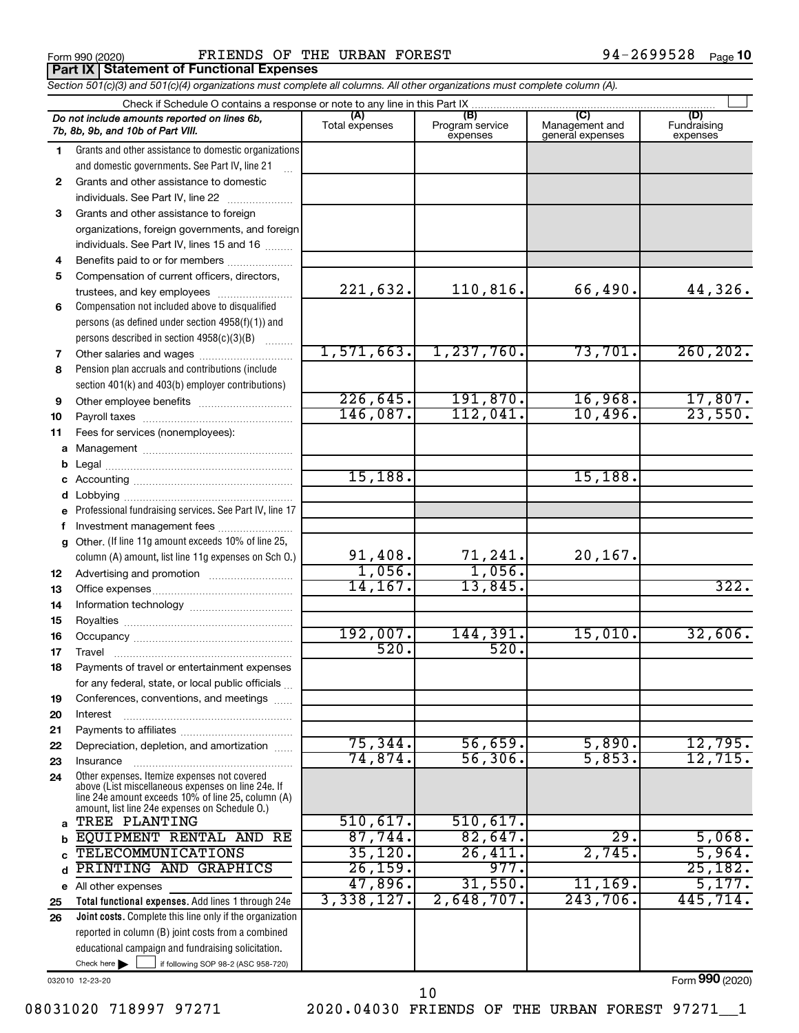Form 990 (2020) FRIENDS OF THE URBAN FOREST 94-2699528 Page 10

**Part IX Statement of Functional Expenses**

*Section 501(c)(3) and 501(c)(4) organizations must complete all columns. All other organizations must complete column (A).*

Check if Schedule O contains a response or note to any line in this Part IX

| *Do not include amounts reported on lines 6b, 7b, 8b, 9b, and 10b of Part VIII.* | (A) Total expenses | (B) Program service expenses | (C) Management and general expenses | (D) Fundraising expenses |
|---|---|---|---|---|
| 1 Grants and other assistance to domestic organizations and domestic governments. See Part IV, line 21 | | | | |
| 2 Grants and other assistance to domestic individuals. See Part IV, line 22 | | | | |
| 3 Grants and other assistance to foreign organizations, foreign governments, and foreign individuals. See Part IV, lines 15 and 16 | | | | |
| 4 Benefits paid to or for members | | | | |
| 5 Compensation of current officers, directors, trustees, and key employees | 221,632. | 110,816. | 66,490. | 44,326. |
| 6 Compensation not included above to disqualified persons (as defined under section 4958(f)(1)) and persons described in section 4958(c)(3)(B) | | | | |
| 7 Other salaries and wages | 1,571,663. | 1,237,760. | 73,701. | 260,202. |
| 8 Pension plan accruals and contributions (include section 401(k) and 403(b) employer contributions) | | | | |
| 9 Other employee benefits | 226,645. | 191,870. | 16,968. | 17,807. |
| 10 Payroll taxes | 146,087. | 112,041. | 10,496. | 23,550. |
| 11 Fees for services (nonemployees): | | | | |
| a Management | | | | |
| b Legal | | | | |
| c Accounting | 15,188. | | 15,188. | |
| d Lobbying | | | | |
| e Professional fundraising services. See Part IV, line 17 | | | | |
| f Investment management fees | | | | |
| g Other. (If line 11g amount exceeds 10% of line 25, column (A) amount, list line 11g expenses on Sch O.) | 91,408. | 71,241. | 20,167. | |
| 12 Advertising and promotion | 1,056. | 1,056. | | |
| 13 Office expenses | 14,167. | 13,845. | | 322. |
| 14 Information technology | | | | |
| 15 Royalties | | | | |
| 16 Occupancy | 192,007. | 144,391. | 15,010. | 32,606. |
| 17 Travel | 520. | 520. | | |
| 18 Payments of travel or entertainment expenses for any federal, state, or local public officials | | | | |
| 19 Conferences, conventions, and meetings | | | | |
| 20 Interest | | | | |
| 21 Payments to affiliates | | | | |
| 22 Depreciation, depletion, and amortization | 75,344. | 56,659. | 5,890. | 12,795. |
| 23 Insurance | 74,874. | 56,306. | 5,853. | 12,715. |
| 24 Other expenses. Itemize expenses not covered above (List miscellaneous expenses on line 24e. If line 24e amount exceeds 10% of line 25, column (A) amount, list line 24e expenses on Schedule O.) | | | | |
| a TREE PLANTING | 510,617. | 510,617. | | |
| b EQUIPMENT RENTAL AND RE | 87,744. | 82,647. | 29. | 5,068. |
| c TELECOMMUNICATIONS | 35,120. | 26,411. | 2,745. | 5,964. |
| d PRINTING AND GRAPHICS | 26,159. | 977. | | 25,182. |
| e All other expenses | 47,896. | 31,550. | 11,169. | 5,177. |
| 25 **Total functional expenses.** Add lines 1 through 24e | 3,338,127. | 2,648,707. | 243,706. | 445,714. |
| 26 **Joint costs.** Complete this line only if the organization reported in column (B) joint costs from a combined educational campaign and fundraising solicitation. Check here ☐ if following SOP 98-2 (ASC 958-720) | | | | |

032010 12-23-20 Form **990** (2020)

08031020 718997 97271 2020.04030 FRIENDS OF THE URBAN FOREST 97271__1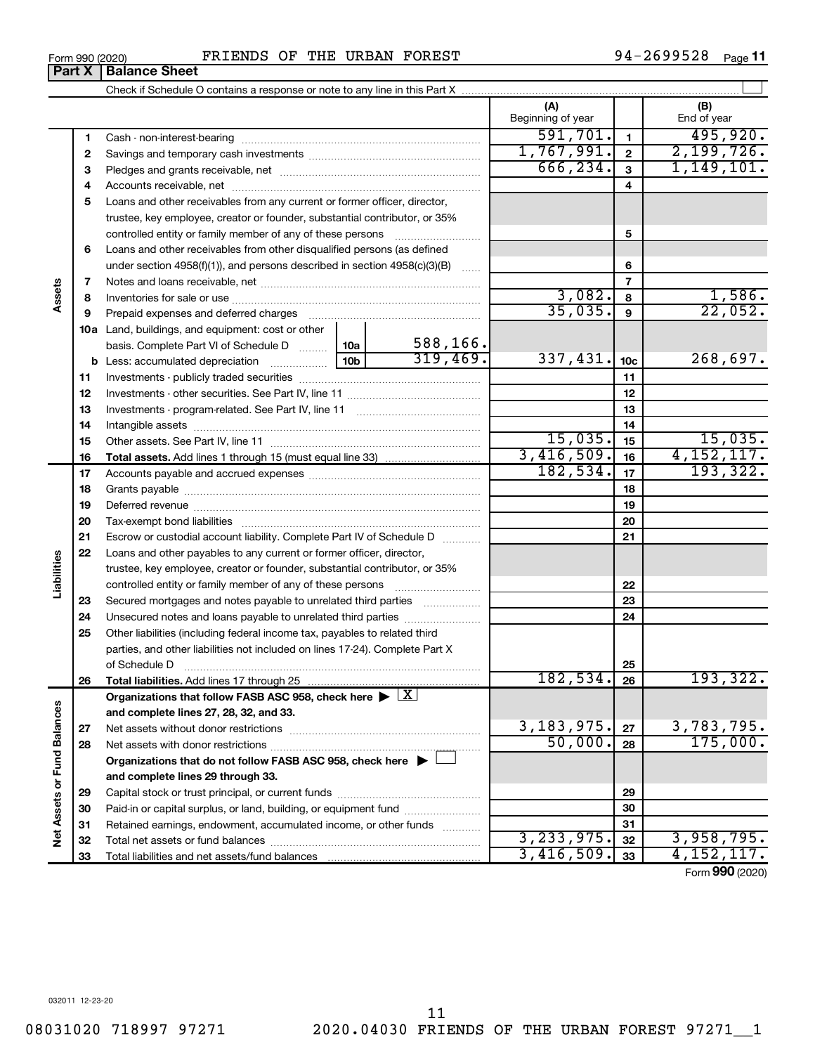Form 990 (2020) FRIENDS OF THE URBAN FOREST 94-2699528 Page 11

**Part X | Balance Sheet**

Check if Schedule O contains a response or note to any line in this Part X

| | | | | (A) Beginning of year | | (B) End of year |
|---|---|---|---|---|---|---|
| Assets | 1 | Cash - non-interest-bearing | | 591,701. | 1 | 495,920. |
| | 2 | Savings and temporary cash investments | | 1,767,991. | 2 | 2,199,726. |
| | 3 | Pledges and grants receivable, net | | 666,234. | 3 | 1,149,101. |
| | 4 | Accounts receivable, net | | | 4 | |
| | 5 | Loans and other receivables from any current or former officer, director, trustee, key employee, creator or founder, substantial contributor, or 35% controlled entity or family member of any of these persons | | | 5 | |
| | 6 | Loans and other receivables from other disqualified persons (as defined under section 4958(f)(1)), and persons described in section 4958(c)(3)(B) | | | 6 | |
| | 7 | Notes and loans receivable, net | | | 7 | |
| | 8 | Inventories for sale or use | | 3,082. | 8 | 1,586. |
| | 9 | Prepaid expenses and deferred charges | | 35,035. | 9 | 22,052. |
| | 10a | Land, buildings, and equipment: cost or other basis. Complete Part VI of Schedule D | 10a 588,166. | | | |
| | b | Less: accumulated depreciation | 10b 319,469. | 337,431. | 10c | 268,697. |
| | 11 | Investments - publicly traded securities | | | 11 | |
| | 12 | Investments - other securities. See Part IV, line 11 | | | 12 | |
| | 13 | Investments - program-related. See Part IV, line 11 | | | 13 | |
| | 14 | Intangible assets | | | 14 | |
| | 15 | Other assets. See Part IV, line 11 | | 15,035. | 15 | 15,035. |
| | 16 | **Total assets.** Add lines 1 through 15 (must equal line 33) | | 3,416,509. | 16 | 4,152,117. |
| Liabilities | 17 | Accounts payable and accrued expenses | | 182,534. | 17 | 193,322. |
| | 18 | Grants payable | | | 18 | |
| | 19 | Deferred revenue | | | 19 | |
| | 20 | Tax-exempt bond liabilities | | | 20 | |
| | 21 | Escrow or custodial account liability. Complete Part IV of Schedule D | | | 21 | |
| | 22 | Loans and other payables to any current or former officer, director, trustee, key employee, creator or founder, substantial contributor, or 35% controlled entity or family member of any of these persons | | | 22 | |
| | 23 | Secured mortgages and notes payable to unrelated third parties | | | 23 | |
| | 24 | Unsecured notes and loans payable to unrelated third parties | | | 24 | |
| | 25 | Other liabilities (including federal income tax, payables to related third parties, and other liabilities not included on lines 17-24). Complete Part X of Schedule D | | | 25 | |
| | 26 | **Total liabilities.** Add lines 17 through 25 | | 182,534. | 26 | 193,322. |
| Net Assets or Fund Balances | | **Organizations that follow FASB ASC 958, check here** ▶ [X] **and complete lines 27, 28, 32, and 33.** | | | | |
| | 27 | Net assets without donor restrictions | | 3,183,975. | 27 | 3,783,795. |
| | 28 | Net assets with donor restrictions | | 50,000. | 28 | 175,000. |
| | | **Organizations that do not follow FASB ASC 958, check here** ▶ [ ] **and complete lines 29 through 33.** | | | | |
| | 29 | Capital stock or trust principal, or current funds | | | 29 | |
| | 30 | Paid-in or capital surplus, or land, building, or equipment fund | | | 30 | |
| | 31 | Retained earnings, endowment, accumulated income, or other funds | | | 31 | |
| | 32 | Total net assets or fund balances | | 3,233,975. | 32 | 3,958,795. |
| | 33 | Total liabilities and net assets/fund balances | | 3,416,509. | 33 | 4,152,117. |

Form **990** (2020)

032011 12-23-20

08031020 718997 97271 2020.04030 FRIENDS OF THE URBAN FOREST 97271__1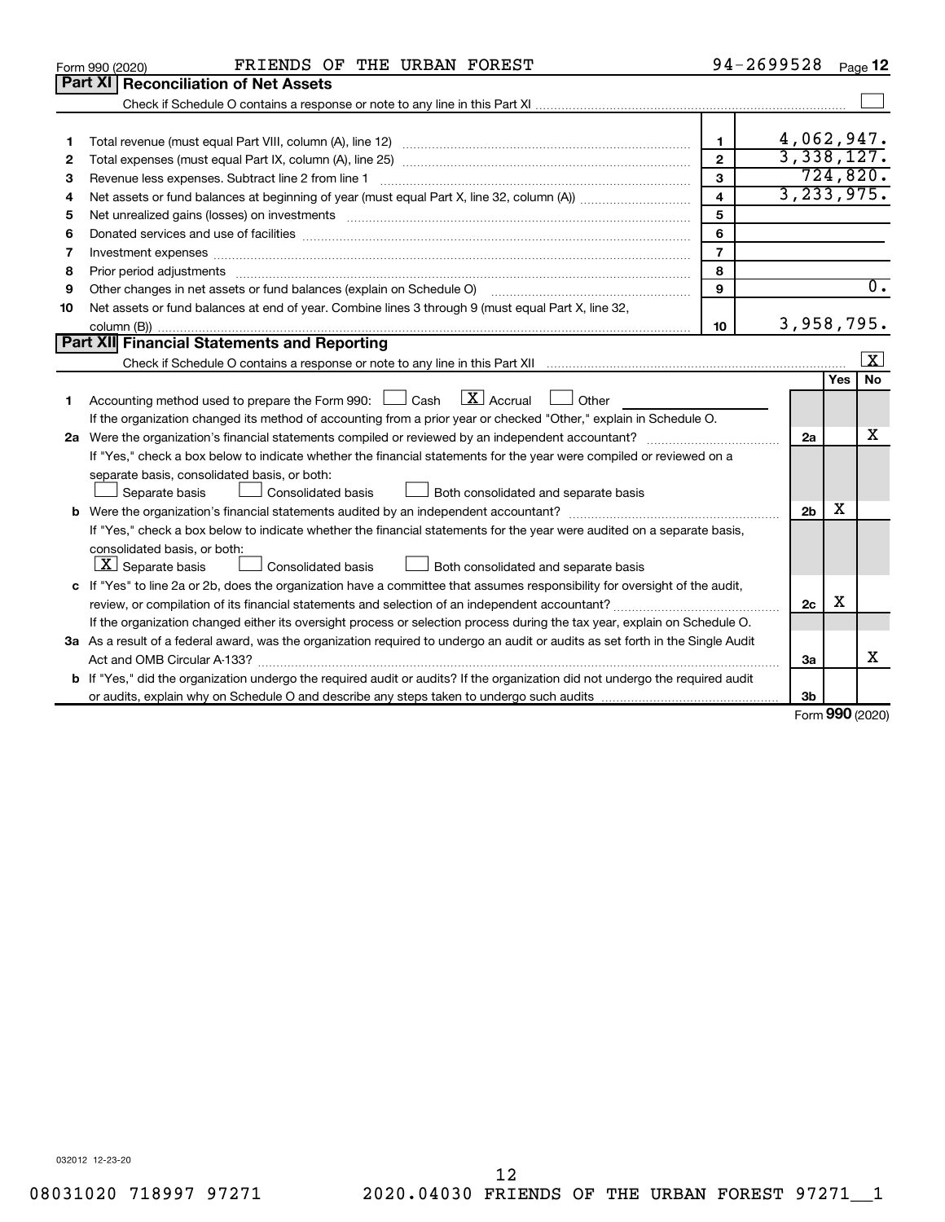Form 990 (2020) FRIENDS OF THE URBAN FOREST 94-2699528 Page **12**

## Part XI Reconciliation of Net Assets

Check if Schedule O contains a response or note to any line in this Part XI ☐

| | | | |
|---|---|---|---|
| 1 | Total revenue (must equal Part VIII, column (A), line 12) | 1 | 4,062,947. |
| 2 | Total expenses (must equal Part IX, column (A), line 25) | 2 | 3,338,127. |
| 3 | Revenue less expenses. Subtract line 2 from line 1 | 3 | 724,820. |
| 4 | Net assets or fund balances at beginning of year (must equal Part X, line 32, column (A)) | 4 | 3,233,975. |
| 5 | Net unrealized gains (losses) on investments | 5 | |
| 6 | Donated services and use of facilities | 6 | |
| 7 | Investment expenses | 7 | |
| 8 | Prior period adjustments | 8 | |
| 9 | Other changes in net assets or fund balances (explain on Schedule O) | 9 | 0. |
| 10 | Net assets or fund balances at end of year. Combine lines 3 through 9 (must equal Part X, line 32, column (B)) | 10 | 3,958,795. |

## Part XII Financial Statements and Reporting

Check if Schedule O contains a response or note to any line in this Part XII ☒

| | | | Yes | No |
|---|---|---|---|---|
| 1 | Accounting method used to prepare the Form 990: ☐ Cash ☒ Accrual ☐ Other<br>If the organization changed its method of accounting from a prior year or checked "Other," explain in Schedule O. | | | |
| 2a | Were the organization's financial statements compiled or reviewed by an independent accountant?<br>If "Yes," check a box below to indicate whether the financial statements for the year were compiled or reviewed on a separate basis, consolidated basis, or both:<br>☐ Separate basis ☐ Consolidated basis ☐ Both consolidated and separate basis | 2a | | X |
| b | Were the organization's financial statements audited by an independent accountant?<br>If "Yes," check a box below to indicate whether the financial statements for the year were audited on a separate basis, consolidated basis, or both:<br>☒ Separate basis ☐ Consolidated basis ☐ Both consolidated and separate basis | 2b | X | |
| c | If "Yes" to line 2a or 2b, does the organization have a committee that assumes responsibility for oversight of the audit, review, or compilation of its financial statements and selection of an independent accountant?<br>If the organization changed either its oversight process or selection process during the tax year, explain on Schedule O. | 2c | X | |
| 3a | As a result of a federal award, was the organization required to undergo an audit or audits as set forth in the Single Audit Act and OMB Circular A-133? | 3a | | X |
| b | If "Yes," did the organization undergo the required audit or audits? If the organization did not undergo the required audit or audits, explain why on Schedule O and describe any steps taken to undergo such audits | 3b | | |

Form **990** (2020)

032012 12-23-20

08031020 718997 97271 2020.04030 FRIENDS OF THE URBAN FOREST 97271__1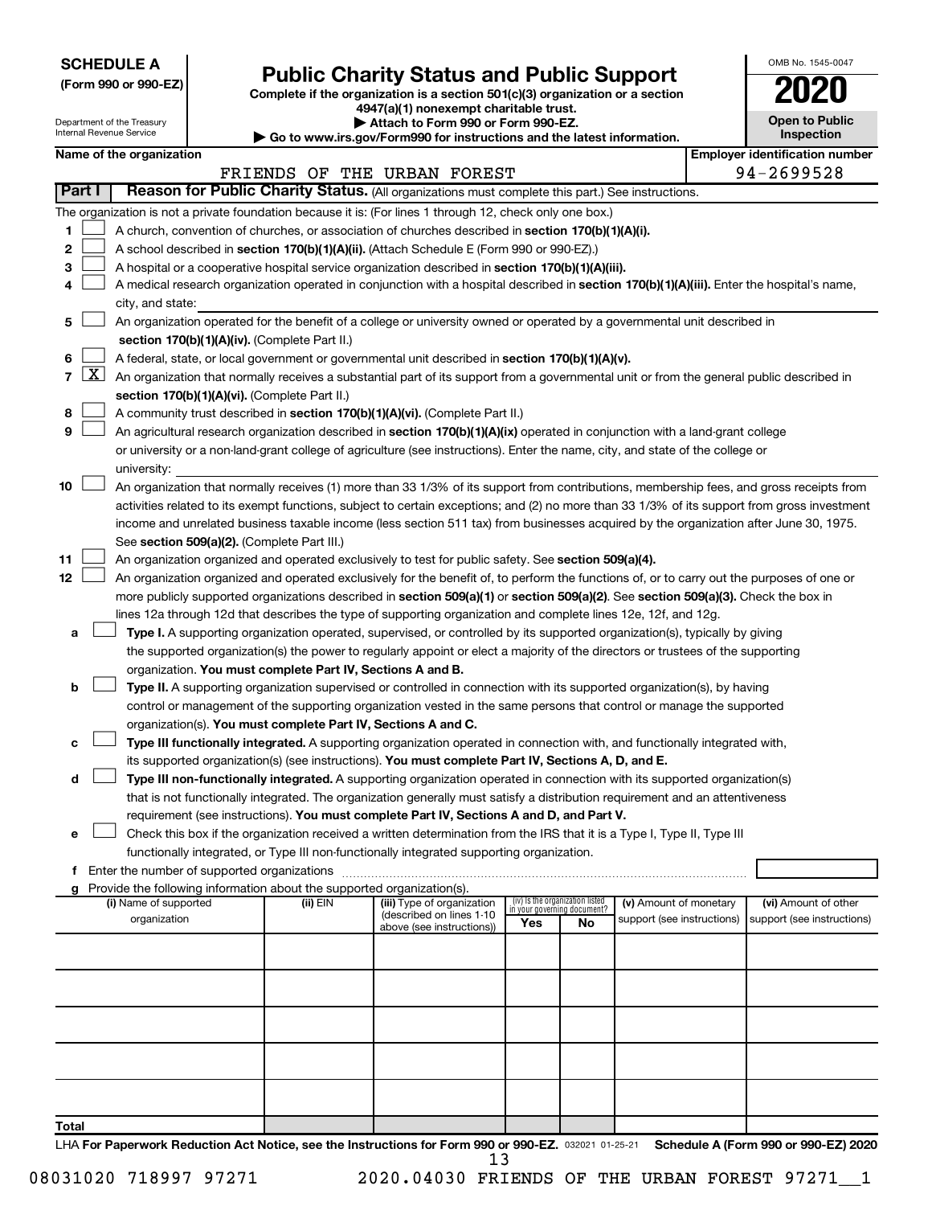**SCHEDULE A**
**(Form 990 or 990-EZ)**

Department of the Treasury
Internal Revenue Service

# Public Charity Status and Public Support

**Complete if the organization is a section 501(c)(3) organization or a section 4947(a)(1) nonexempt charitable trust.**
**▶ Attach to Form 990 or Form 990-EZ.**
**▶ Go to www.irs.gov/Form990 for instructions and the latest information.**

OMB No. 1545-0047
**2020**
**Open to Public Inspection**

**Name of the organization:** FRIENDS OF THE URBAN FOREST
**Employer identification number:** 94-2699528

## Part I Reason for Public Charity Status. (All organizations must complete this part.) See instructions.

The organization is not a private foundation because it is: (For lines 1 through 12, check only one box.)

1. [ ] A church, convention of churches, or association of churches described in **section 170(b)(1)(A)(i).**
2. [ ] A school described in **section 170(b)(1)(A)(ii).** (Attach Schedule E (Form 990 or 990-EZ).)
3. [ ] A hospital or a cooperative hospital service organization described in **section 170(b)(1)(A)(iii).**
4. [ ] A medical research organization operated in conjunction with a hospital described in **section 170(b)(1)(A)(iii).** Enter the hospital's name, city, and state:
5. [ ] An organization operated for the benefit of a college or university owned or operated by a governmental unit described in **section 170(b)(1)(A)(iv).** (Complete Part II.)
6. [ ] A federal, state, or local government or governmental unit described in **section 170(b)(1)(A)(v).**
7. [X] An organization that normally receives a substantial part of its support from a governmental unit or from the general public described in **section 170(b)(1)(A)(vi).** (Complete Part II.)
8. [ ] A community trust described in **section 170(b)(1)(A)(vi).** (Complete Part II.)
9. [ ] An agricultural research organization described in **section 170(b)(1)(A)(ix)** operated in conjunction with a land-grant college or university or a non-land-grant college of agriculture (see instructions). Enter the name, city, and state of the college or university:
10. [ ] An organization that normally receives (1) more than 33 1/3% of its support from contributions, membership fees, and gross receipts from activities related to its exempt functions, subject to certain exceptions; and (2) no more than 33 1/3% of its support from gross investment income and unrelated business taxable income (less section 511 tax) from businesses acquired by the organization after June 30, 1975. See **section 509(a)(2).** (Complete Part III.)
11. [ ] An organization organized and operated exclusively to test for public safety. See **section 509(a)(4).**
12. [ ] An organization organized and operated exclusively for the benefit of, to perform the functions of, or to carry out the purposes of one or more publicly supported organizations described in **section 509(a)(1)** or **section 509(a)(2).** See **section 509(a)(3).** Check the box in lines 12a through 12d that describes the type of supporting organization and complete lines 12e, 12f, and 12g.
   - **a** [ ] **Type I.** A supporting organization operated, supervised, or controlled by its supported organization(s), typically by giving the supported organization(s) the power to regularly appoint or elect a majority of the directors or trustees of the supporting organization. **You must complete Part IV, Sections A and B.**
   - **b** [ ] **Type II.** A supporting organization supervised or controlled in connection with its supported organization(s), by having control or management of the supporting organization vested in the same persons that control or manage the supported organization(s). **You must complete Part IV, Sections A and C.**
   - **c** [ ] **Type III functionally integrated.** A supporting organization operated in connection with, and functionally integrated with, its supported organization(s) (see instructions). **You must complete Part IV, Sections A, D, and E.**
   - **d** [ ] **Type III non-functionally integrated.** A supporting organization operated in connection with its supported organization(s) that is not functionally integrated. The organization generally must satisfy a distribution requirement and an attentiveness requirement (see instructions). **You must complete Part IV, Sections A and D, and Part V.**
   - **e** [ ] Check this box if the organization received a written determination from the IRS that it is a Type I, Type II, Type III functionally integrated, or Type III non-functionally integrated supporting organization.
   - **f** Enter the number of supported organizations
   - **g** Provide the following information about the supported organization(s).

| (i) Name of supported organization | (ii) EIN | (iii) Type of organization (described on lines 1-10 above (see instructions)) | (iv) Is the organization listed in your governing document? Yes | No | (v) Amount of monetary support (see instructions) | (vi) Amount of other support (see instructions) |
|---|---|---|---|---|---|---|
| | | | | | | |
| | | | | | | |
| | | | | | | |
| | | | | | | |
| | | | | | | |
| **Total** | | | | | | |

LHA **For Paperwork Reduction Act Notice, see the Instructions for Form 990 or 990-EZ.** 032021 01-25-21 **Schedule A (Form 990 or 990-EZ) 2020**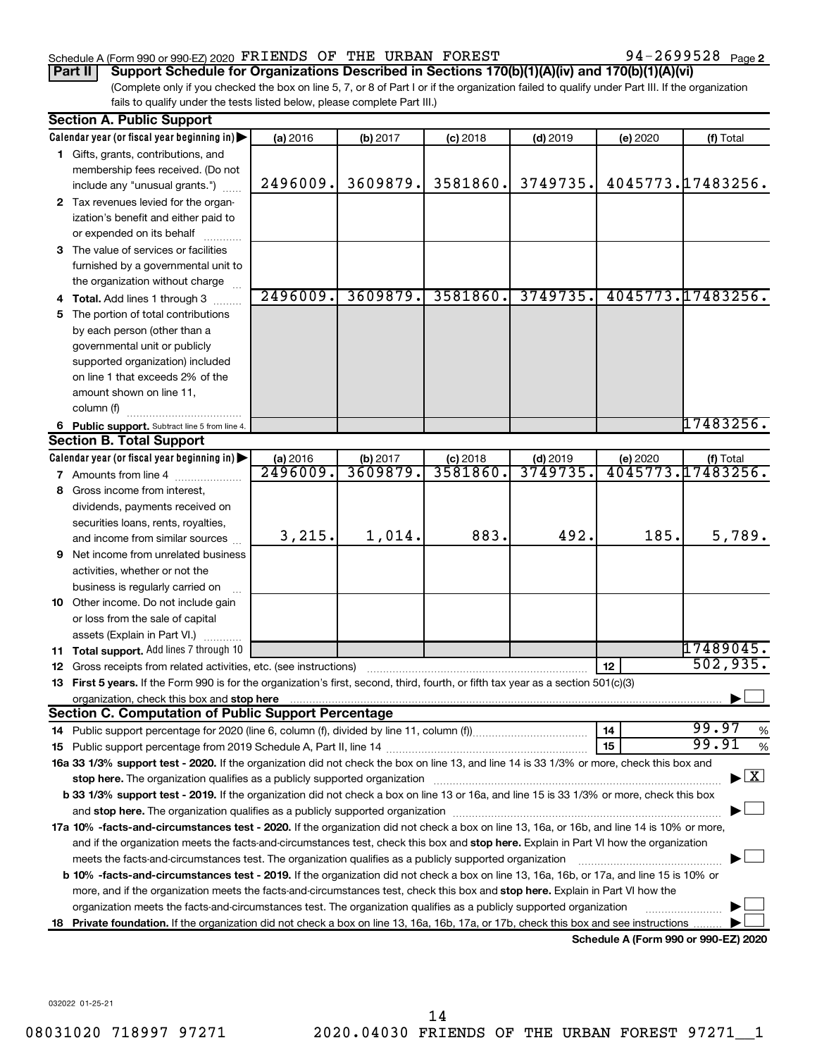Schedule A (Form 990 or 990-EZ) 2020 FRIENDS OF THE URBAN FOREST 94-2699528 Page 2

**Part II Support Schedule for Organizations Described in Sections 170(b)(1)(A)(iv) and 170(b)(1)(A)(vi)**

(Complete only if you checked the box on line 5, 7, or 8 of Part I or if the organization failed to qualify under Part III. If the organization fails to qualify under the tests listed below, please complete Part III.)

## Section A. Public Support

| Calendar year (or fiscal year beginning in) ▶ | (a) 2016 | (b) 2017 | (c) 2018 | (d) 2019 | (e) 2020 | (f) Total |
|---|---|---|---|---|---|---|
| **1** Gifts, grants, contributions, and membership fees received. (Do not include any "unusual grants.") | 2496009. | 3609879. | 3581860. | 3749735. | 4045773. | 17483256. |
| **2** Tax revenues levied for the organization's benefit and either paid to or expended on its behalf | | | | | | |
| **3** The value of services or facilities furnished by a governmental unit to the organization without charge | | | | | | |
| **4 Total.** Add lines 1 through 3 | 2496009. | 3609879. | 3581860. | 3749735. | 4045773. | 17483256. |
| **5** The portion of total contributions by each person (other than a governmental unit or publicly supported organization) included on line 1 that exceeds 2% of the amount shown on line 11, column (f) | | | | | | |
| **6 Public support.** Subtract line 5 from line 4. | | | | | | 17483256. |

## Section B. Total Support

| Calendar year (or fiscal year beginning in) ▶ | (a) 2016 | (b) 2017 | (c) 2018 | (d) 2019 | (e) 2020 | (f) Total |
|---|---|---|---|---|---|---|
| **7** Amounts from line 4 | 2496009. | 3609879. | 3581860. | 3749735. | 4045773. | 17483256. |
| **8** Gross income from interest, dividends, payments received on securities loans, rents, royalties, and income from similar sources | 3,215. | 1,014. | 883. | 492. | 185. | 5,789. |
| **9** Net income from unrelated business activities, whether or not the business is regularly carried on | | | | | | |
| **10** Other income. Do not include gain or loss from the sale of capital assets (Explain in Part VI.) | | | | | | |
| **11 Total support.** Add lines 7 through 10 | | | | | | 17489045. |

**12** Gross receipts from related activities, etc. (see instructions) — **12** — 502,935.

**13 First 5 years.** If the Form 990 is for the organization's first, second, third, fourth, or fifth tax year as a section 501(c)(3) organization, check this box and **stop here** ▶ ☐

## Section C. Computation of Public Support Percentage

**14** Public support percentage for 2020 (line 6, column (f), divided by line 11, column (f)) — **14** — 99.97 %

**15** Public support percentage from 2019 Schedule A, Part II, line 14 — **15** — 99.91 %

**16a 33 1/3% support test - 2020.** If the organization did not check the box on line 13, and line 14 is 33 1/3% or more, check this box and **stop here.** The organization qualifies as a publicly supported organization ▶ ☒

**b 33 1/3% support test - 2019.** If the organization did not check a box on line 13 or 16a, and line 15 is 33 1/3% or more, check this box and **stop here.** The organization qualifies as a publicly supported organization ▶ ☐

**17a 10% -facts-and-circumstances test - 2020.** If the organization did not check a box on line 13, 16a, or 16b, and line 14 is 10% or more, and if the organization meets the facts-and-circumstances test, check this box and **stop here.** Explain in Part VI how the organization meets the facts-and-circumstances test. The organization qualifies as a publicly supported organization ▶ ☐

**b 10% -facts-and-circumstances test - 2019.** If the organization did not check a box on line 13, 16a, 16b, or 17a, and line 15 is 10% or more, and if the organization meets the facts-and-circumstances test, check this box and **stop here.** Explain in Part VI how the organization meets the facts-and-circumstances test. The organization qualifies as a publicly supported organization ▶ ☐

**18 Private foundation.** If the organization did not check a box on line 13, 16a, 16b, 17a, or 17b, check this box and see instructions ▶ ☐

**Schedule A (Form 990 or 990-EZ) 2020**

032022 01-25-21

08031020 718997 97271 2020.04030 FRIENDS OF THE URBAN FOREST 97271__1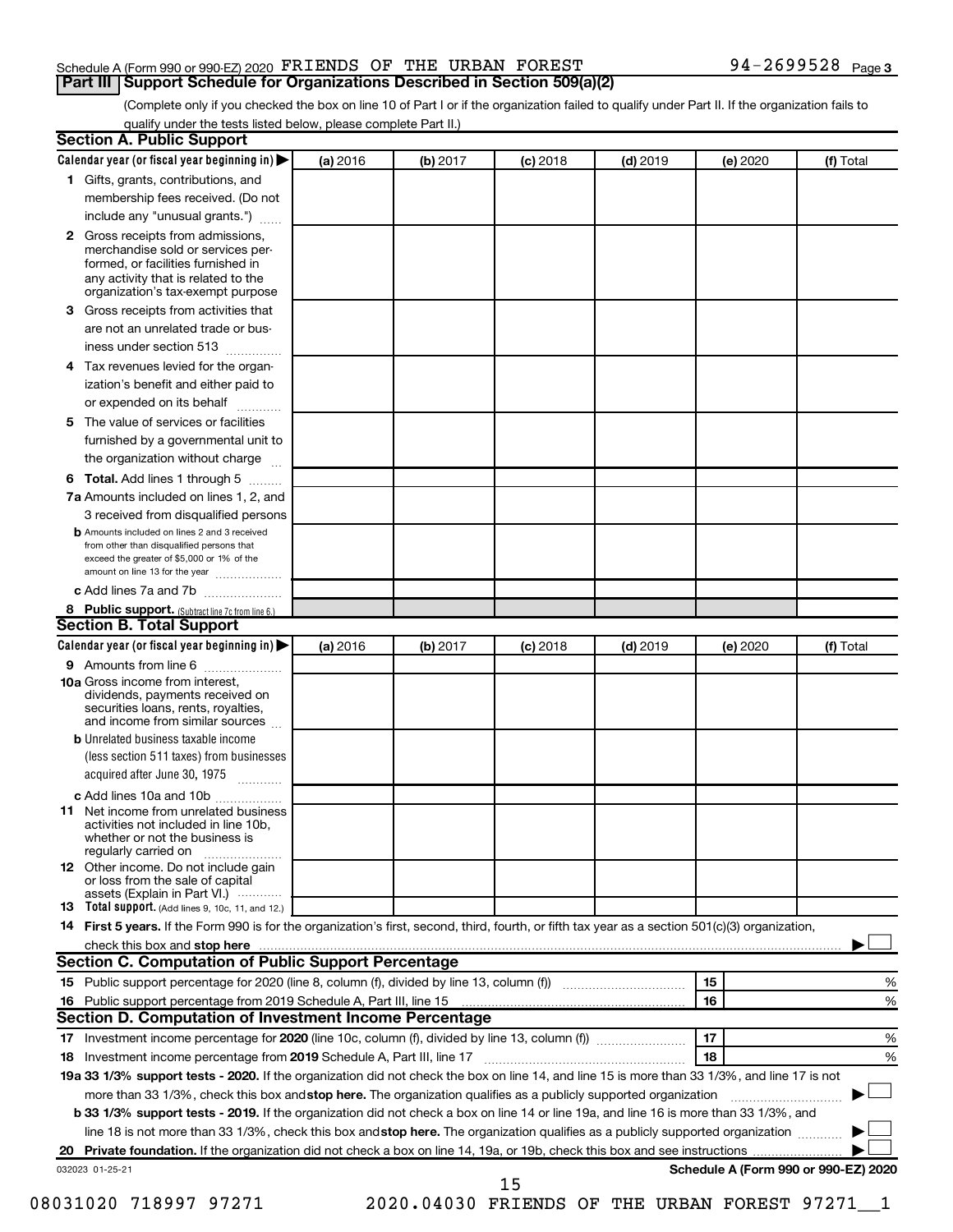Schedule A (Form 990 or 990-EZ) 2020 FRIENDS OF THE URBAN FOREST 94-2699528 Page 3

## Part III Support Schedule for Organizations Described in Section 509(a)(2)

(Complete only if you checked the box on line 10 of Part I or if the organization failed to qualify under Part II. If the organization fails to qualify under the tests listed below, please complete Part II.)

### Section A. Public Support

| Calendar year (or fiscal year beginning in) | (a) 2016 | (b) 2017 | (c) 2018 | (d) 2019 | (e) 2020 | (f) Total |
|---|---|---|---|---|---|---|
| 1 Gifts, grants, contributions, and membership fees received. (Do not include any "unusual grants.") | | | | | | |
| 2 Gross receipts from admissions, merchandise sold or services performed, or facilities furnished in any activity that is related to the organization's tax-exempt purpose | | | | | | |
| 3 Gross receipts from activities that are not an unrelated trade or business under section 513 | | | | | | |
| 4 Tax revenues levied for the organization's benefit and either paid to or expended on its behalf | | | | | | |
| 5 The value of services or facilities furnished by a governmental unit to the organization without charge | | | | | | |
| 6 Total. Add lines 1 through 5 | | | | | | |
| 7a Amounts included on lines 1, 2, and 3 received from disqualified persons | | | | | | |
| b Amounts included on lines 2 and 3 received from other than disqualified persons that exceed the greater of $5,000 or 1% of the amount on line 13 for the year | | | | | | |
| c Add lines 7a and 7b | | | | | | |
| 8 Public support. (Subtract line 7c from line 6.) | | | | | | |

### Section B. Total Support

| Calendar year (or fiscal year beginning in) | (a) 2016 | (b) 2017 | (c) 2018 | (d) 2019 | (e) 2020 | (f) Total |
|---|---|---|---|---|---|---|
| 9 Amounts from line 6 | | | | | | |
| 10a Gross income from interest, dividends, payments received on securities loans, rents, royalties, and income from similar sources | | | | | | |
| b Unrelated business taxable income (less section 511 taxes) from businesses acquired after June 30, 1975 | | | | | | |
| c Add lines 10a and 10b | | | | | | |
| 11 Net income from unrelated business activities not included in line 10b, whether or not the business is regularly carried on | | | | | | |
| 12 Other income. Do not include gain or loss from the sale of capital assets (Explain in Part VI.) | | | | | | |
| 13 Total support. (Add lines 9, 10c, 11, and 12.) | | | | | | |

14 **First 5 years.** If the Form 990 is for the organization's first, second, third, fourth, or fifth tax year as a section 501(c)(3) organization, check this box and **stop here** ☐

### Section C. Computation of Public Support Percentage

| | | | |
|---|---|---|---|
| 15 | Public support percentage for 2020 (line 8, column (f), divided by line 13, column (f)) | 15 | % |
| 16 | Public support percentage from 2019 Schedule A, Part III, line 15 | 16 | % |

### Section D. Computation of Investment Income Percentage

| | | | |
|---|---|---|---|
| 17 | Investment income percentage for **2020** (line 10c, column (f), divided by line 13, column (f)) | 17 | % |
| 18 | Investment income percentage from **2019** Schedule A, Part III, line 17 | 18 | % |

**19a 33 1/3% support tests - 2020.** If the organization did not check the box on line 14, and line 15 is more than 33 1/3%, and line 17 is not more than 33 1/3%, check this box and **stop here.** The organization qualifies as a publicly supported organization ☐

**b 33 1/3% support tests - 2019.** If the organization did not check a box on line 14 or line 19a, and line 16 is more than 33 1/3%, and line 18 is not more than 33 1/3%, check this box and **stop here.** The organization qualifies as a publicly supported organization ☐

**20 Private foundation.** If the organization did not check a box on line 14, 19a, or 19b, check this box and see instructions ☐

032023 01-25-21 **Schedule A (Form 990 or 990-EZ) 2020**

08031020 718997 97271 2020.04030 FRIENDS OF THE URBAN FOREST 97271__1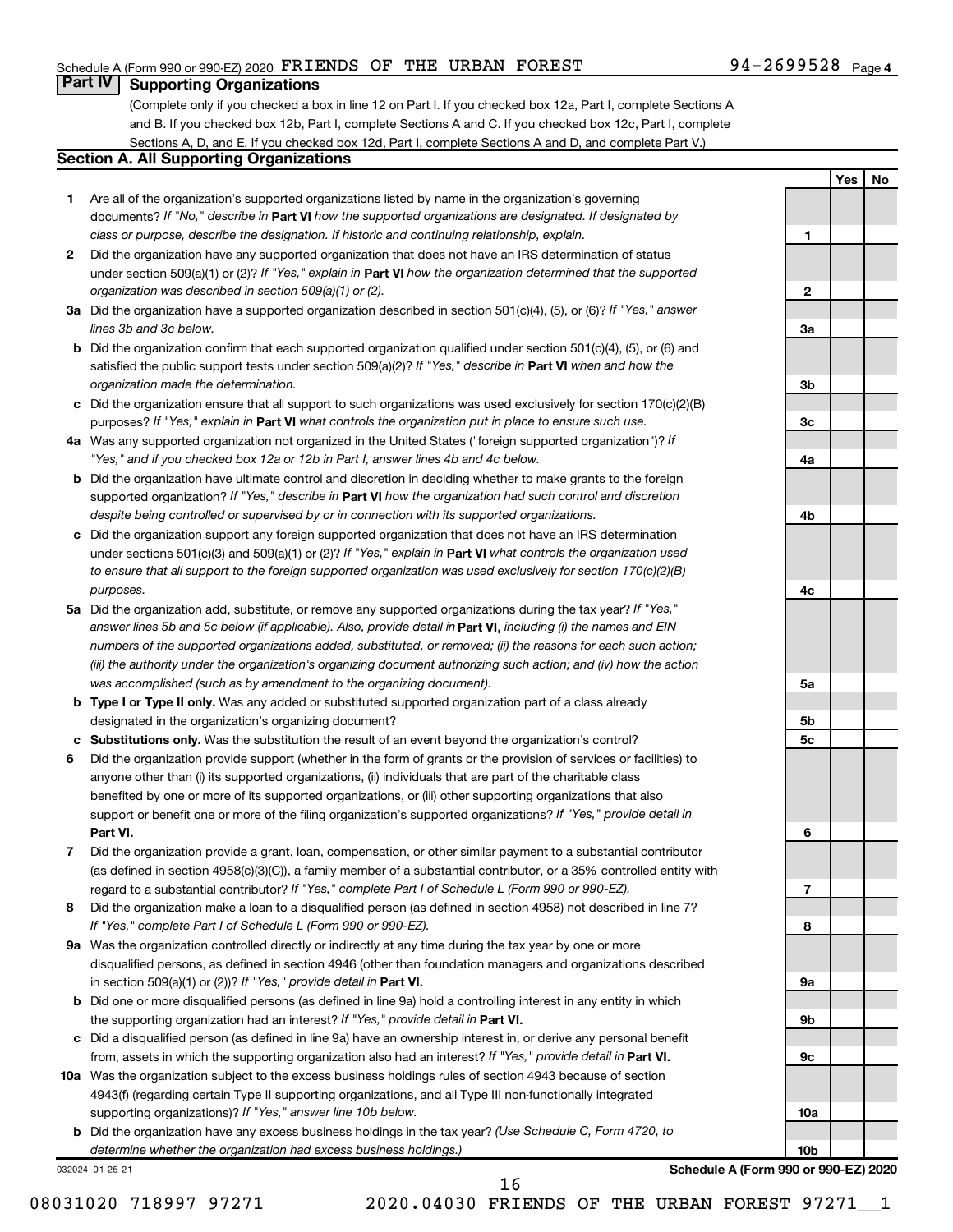Schedule A (Form 990 or 990-EZ) 2020 FRIENDS OF THE URBAN FOREST 94-2699528 Page 4

## Part IV Supporting Organizations

(Complete only if you checked a box in line 12 on Part I. If you checked box 12a, Part I, complete Sections A and B. If you checked box 12b, Part I, complete Sections A and C. If you checked box 12c, Part I, complete Sections A, D, and E. If you checked box 12d, Part I, complete Sections A and D, and complete Part V.)

### Section A. All Supporting Organizations

| | | | Yes | No |
|---|---|---|---|---|
| **1** | Are all of the organization's supported organizations listed by name in the organization's governing documents? *If "No," describe in* **Part VI** *how the supported organizations are designated. If designated by class or purpose, describe the designation. If historic and continuing relationship, explain.* | 1 | | |
| **2** | Did the organization have any supported organization that does not have an IRS determination of status under section 509(a)(1) or (2)? *If "Yes," explain in* **Part VI** *how the organization determined that the supported organization was described in section 509(a)(1) or (2).* | 2 | | |
| **3a** | Did the organization have a supported organization described in section 501(c)(4), (5), or (6)? *If "Yes," answer lines 3b and 3c below.* | 3a | | |
| **b** | Did the organization confirm that each supported organization qualified under section 501(c)(4), (5), or (6) and satisfied the public support tests under section 509(a)(2)? *If "Yes," describe in* **Part VI** *when and how the organization made the determination.* | 3b | | |
| **c** | Did the organization ensure that all support to such organizations was used exclusively for section 170(c)(2)(B) purposes? *If "Yes," explain in* **Part VI** *what controls the organization put in place to ensure such use.* | 3c | | |
| **4a** | Was any supported organization not organized in the United States ("foreign supported organization")? *If "Yes," and if you checked box 12a or 12b in Part I, answer lines 4b and 4c below.* | 4a | | |
| **b** | Did the organization have ultimate control and discretion in deciding whether to make grants to the foreign supported organization? *If "Yes," describe in* **Part VI** *how the organization had such control and discretion despite being controlled or supervised by or in connection with its supported organizations.* | 4b | | |
| **c** | Did the organization support any foreign supported organization that does not have an IRS determination under sections 501(c)(3) and 509(a)(1) or (2)? *If "Yes," explain in* **Part VI** *what controls the organization used to ensure that all support to the foreign supported organization was used exclusively for section 170(c)(2)(B) purposes.* | 4c | | |
| **5a** | Did the organization add, substitute, or remove any supported organizations during the tax year? *If "Yes," answer lines 5b and 5c below (if applicable). Also, provide detail in* **Part VI,** *including (i) the names and EIN numbers of the supported organizations added, substituted, or removed; (ii) the reasons for each such action; (iii) the authority under the organization's organizing document authorizing such action; and (iv) how the action was accomplished (such as by amendment to the organizing document).* | 5a | | |
| **b** | **Type I or Type II only.** Was any added or substituted supported organization part of a class already designated in the organization's organizing document? | 5b | | |
| **c** | **Substitutions only.** Was the substitution the result of an event beyond the organization's control? | 5c | | |
| **6** | Did the organization provide support (whether in the form of grants or the provision of services or facilities) to anyone other than (i) its supported organizations, (ii) individuals that are part of the charitable class benefited by one or more of its supported organizations, or (iii) other supporting organizations that also support or benefit one or more of the filing organization's supported organizations? *If "Yes," provide detail in* **Part VI.** | 6 | | |
| **7** | Did the organization provide a grant, loan, compensation, or other similar payment to a substantial contributor (as defined in section 4958(c)(3)(C)), a family member of a substantial contributor, or a 35% controlled entity with regard to a substantial contributor? *If "Yes," complete Part I of Schedule L (Form 990 or 990-EZ).* | 7 | | |
| **8** | Did the organization make a loan to a disqualified person (as defined in section 4958) not described in line 7? *If "Yes," complete Part I of Schedule L (Form 990 or 990-EZ).* | 8 | | |
| **9a** | Was the organization controlled directly or indirectly at any time during the tax year by one or more disqualified persons, as defined in section 4946 (other than foundation managers and organizations described in section 509(a)(1) or (2))? *If "Yes," provide detail in* **Part VI.** | 9a | | |
| **b** | Did one or more disqualified persons (as defined in line 9a) hold a controlling interest in any entity in which the supporting organization had an interest? *If "Yes," provide detail in* **Part VI.** | 9b | | |
| **c** | Did a disqualified person (as defined in line 9a) have an ownership interest in, or derive any personal benefit from, assets in which the supporting organization also had an interest? *If "Yes," provide detail in* **Part VI.** | 9c | | |
| **10a** | Was the organization subject to the excess business holdings rules of section 4943 because of section 4943(f) (regarding certain Type II supporting organizations, and all Type III non-functionally integrated supporting organizations)? *If "Yes," answer line 10b below.* | 10a | | |
| **b** | Did the organization have any excess business holdings in the tax year? *(Use Schedule C, Form 4720, to determine whether the organization had excess business holdings.)* | 10b | | |

032024 01-25-21

**Schedule A (Form 990 or 990-EZ) 2020**

08031020 718997 97271 2020.04030 FRIENDS OF THE URBAN FOREST 97271__1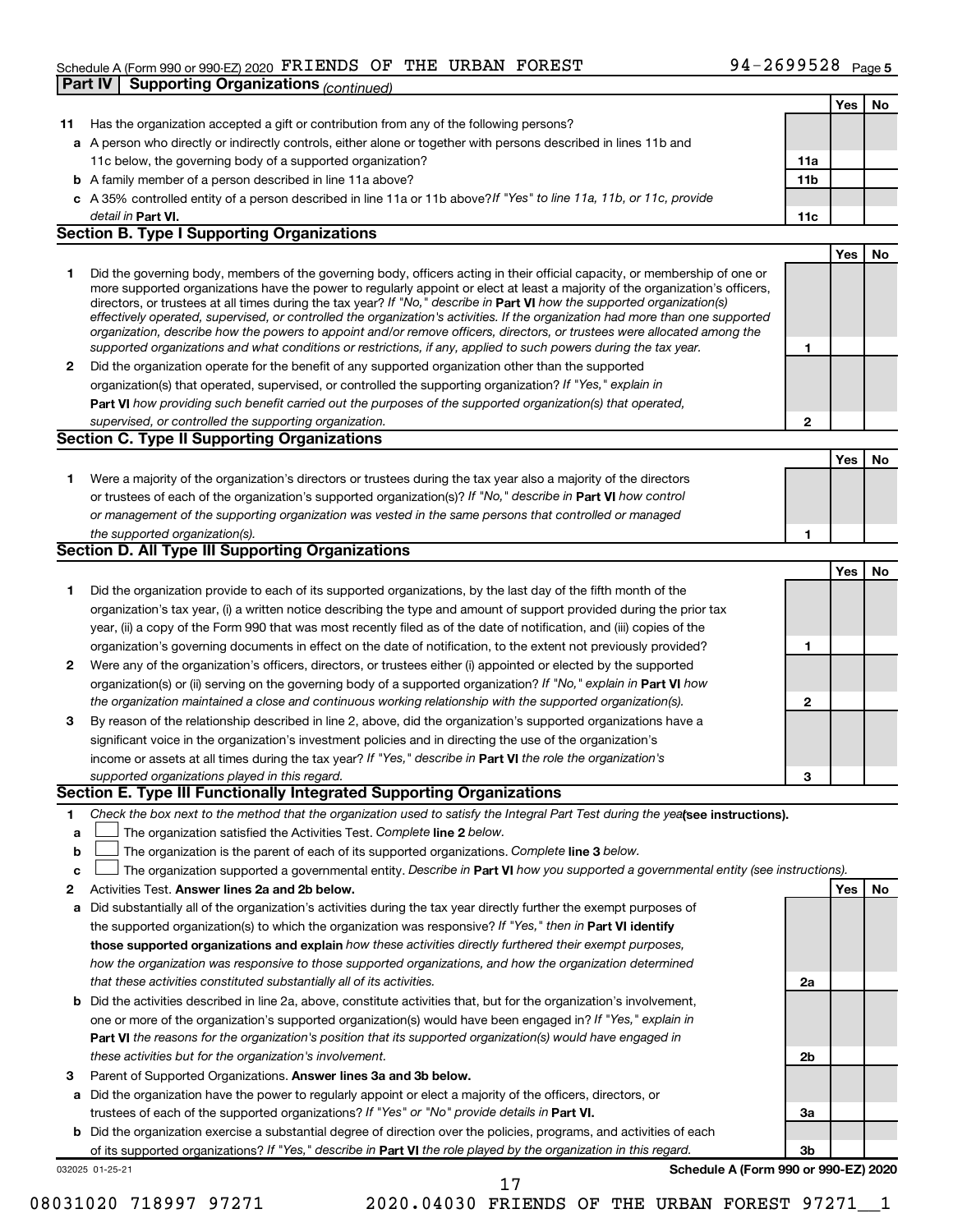Schedule A (Form 990 or 990-EZ) 2020 FRIENDS OF THE URBAN FOREST 94-2699528 Page 5

**Part IV | Supporting Organizations** *(continued)*

| | | | Yes | No |
|---|---|---|---|---|
| **11** | Has the organization accepted a gift or contribution from any of the following persons? | | | |
| **a** | A person who directly or indirectly controls, either alone or together with persons described in lines 11b and 11c below, the governing body of a supported organization? | **11a** | | |
| **b** | A family member of a person described in line 11a above? | **11b** | | |
| **c** | A 35% controlled entity of a person described in line 11a or 11b above? *If "Yes" to line 11a, 11b, or 11c, provide detail in* **Part VI.** | **11c** | | |

## Section B. Type I Supporting Organizations

| | | | Yes | No |
|---|---|---|---|---|
| **1** | Did the governing body, members of the governing body, officers acting in their official capacity, or membership of one or more supported organizations have the power to regularly appoint or elect at least a majority of the organization's officers, directors, or trustees at all times during the tax year? *If "No," describe in* **Part VI** *how the supported organization(s) effectively operated, supervised, or controlled the organization's activities. If the organization had more than one supported organization, describe how the powers to appoint and/or remove officers, directors, or trustees were allocated among the supported organizations and what conditions or restrictions, if any, applied to such powers during the tax year.* | **1** | | |
| **2** | Did the organization operate for the benefit of any supported organization other than the supported organization(s) that operated, supervised, or controlled the supporting organization? *If "Yes," explain in* **Part VI** *how providing such benefit carried out the purposes of the supported organization(s) that operated, supervised, or controlled the supporting organization.* | **2** | | |

## Section C. Type II Supporting Organizations

| | | | Yes | No |
|---|---|---|---|---|
| **1** | Were a majority of the organization's directors or trustees during the tax year also a majority of the directors or trustees of each of the organization's supported organization(s)? *If "No," describe in* **Part VI** *how control or management of the supporting organization was vested in the same persons that controlled or managed the supported organization(s).* | **1** | | |

## Section D. All Type III Supporting Organizations

| | | | Yes | No |
|---|---|---|---|---|
| **1** | Did the organization provide to each of its supported organizations, by the last day of the fifth month of the organization's tax year, (i) a written notice describing the type and amount of support provided during the prior tax year, (ii) a copy of the Form 990 that was most recently filed as of the date of notification, and (iii) copies of the organization's governing documents in effect on the date of notification, to the extent not previously provided? | **1** | | |
| **2** | Were any of the organization's officers, directors, or trustees either (i) appointed or elected by the supported organization(s) or (ii) serving on the governing body of a supported organization? *If "No," explain in* **Part VI** *how the organization maintained a close and continuous working relationship with the supported organization(s).* | **2** | | |
| **3** | By reason of the relationship described in line 2, above, did the organization's supported organizations have a significant voice in the organization's investment policies and in directing the use of the organization's income or assets at all times during the tax year? *If "Yes," describe in* **Part VI** *the role the organization's supported organizations played in this regard.* | **3** | | |

## Section E. Type III Functionally Integrated Supporting Organizations

**1** *Check the box next to the method that the organization used to satisfy the Integral Part Test during the year* **(see instructions).**

**a** ☐ The organization satisfied the Activities Test. *Complete* **line 2** *below.*

**b** ☐ The organization is the parent of each of its supported organizations. *Complete* **line 3** *below.*

**c** ☐ The organization supported a governmental entity. *Describe in* **Part VI** *how you supported a governmental entity (see instructions).*

| | | | Yes | No |
|---|---|---|---|---|
| **2** | Activities Test. **Answer lines 2a and 2b below.** | | | |
| **a** | Did substantially all of the organization's activities during the tax year directly further the exempt purposes of the supported organization(s) to which the organization was responsive? *If "Yes," then in* **Part VI identify those supported organizations and explain** *how these activities directly furthered their exempt purposes, how the organization was responsive to those supported organizations, and how the organization determined that these activities constituted substantially all of its activities.* | **2a** | | |
| **b** | Did the activities described in line 2a, above, constitute activities that, but for the organization's involvement, one or more of the organization's supported organization(s) would have been engaged in? *If "Yes," explain in* **Part VI** *the reasons for the organization's position that its supported organization(s) would have engaged in these activities but for the organization's involvement.* | **2b** | | |
| **3** | Parent of Supported Organizations. **Answer lines 3a and 3b below.** | | | |
| **a** | Did the organization have the power to regularly appoint or elect a majority of the officers, directors, or trustees of each of the supported organizations? *If "Yes" or "No" provide details in* **Part VI.** | **3a** | | |
| **b** | Did the organization exercise a substantial degree of direction over the policies, programs, and activities of each of its supported organizations? *If "Yes," describe in* **Part VI** *the role played by the organization in this regard.* | **3b** | | |

032025 01-25-21 **Schedule A (Form 990 or 990-EZ) 2020**

08031020 718997 97271 2020.04030 FRIENDS OF THE URBAN FOREST 97271__1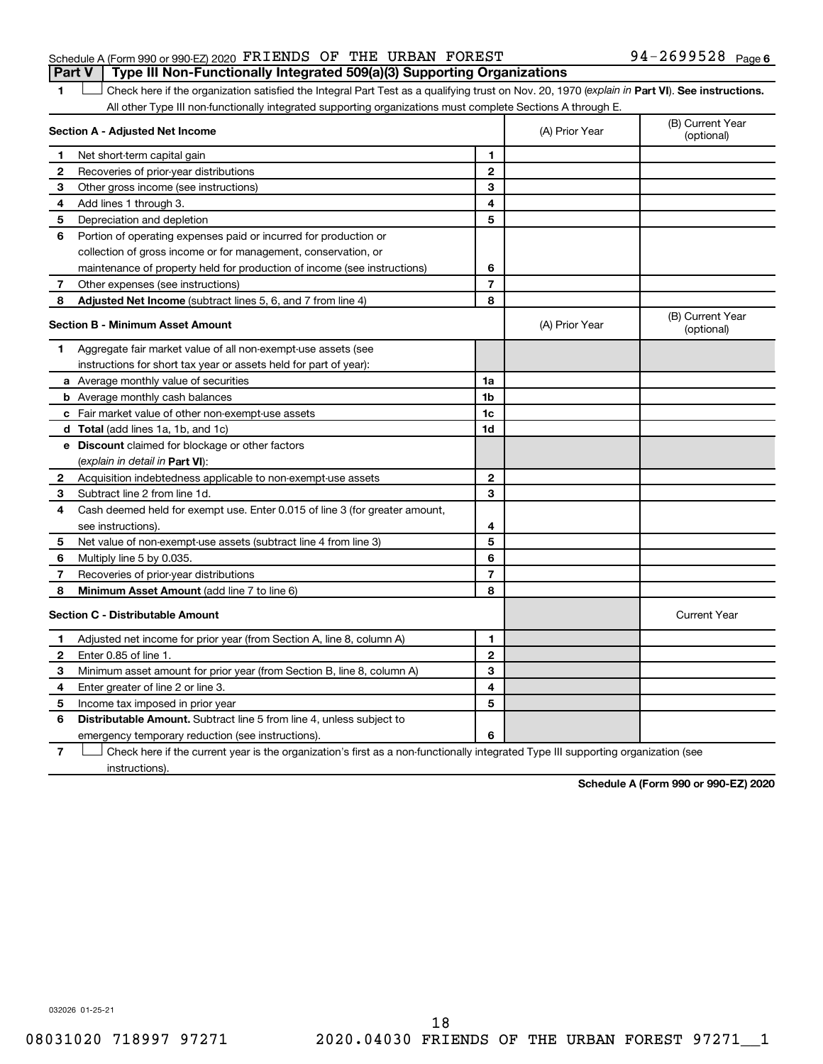Schedule A (Form 990 or 990-EZ) 2020 FRIENDS OF THE URBAN FOREST 94-2699528 Page 6

## Part V Type III Non-Functionally Integrated 509(a)(3) Supporting Organizations

1 ☐ Check here if the organization satisfied the Integral Part Test as a qualifying trust on Nov. 20, 1970 (*explain in* **Part VI**). **See instructions.** All other Type III non-functionally integrated supporting organizations must complete Sections A through E.

| **Section A - Adjusted Net Income** | | | (A) Prior Year | (B) Current Year (optional) |
|---|---|---|---|---|
| 1 | Net short-term capital gain | 1 | | |
| 2 | Recoveries of prior-year distributions | 2 | | |
| 3 | Other gross income (see instructions) | 3 | | |
| 4 | Add lines 1 through 3. | 4 | | |
| 5 | Depreciation and depletion | 5 | | |
| 6 | Portion of operating expenses paid or incurred for production or collection of gross income or for management, conservation, or maintenance of property held for production of income (see instructions) | 6 | | |
| 7 | Other expenses (see instructions) | 7 | | |
| 8 | **Adjusted Net Income** (subtract lines 5, 6, and 7 from line 4) | 8 | | |

| **Section B - Minimum Asset Amount** | | | (A) Prior Year | (B) Current Year (optional) |
|---|---|---|---|---|
| 1 | Aggregate fair market value of all non-exempt-use assets (see instructions for short tax year or assets held for part of year): | | | |
| a | Average monthly value of securities | 1a | | |
| b | Average monthly cash balances | 1b | | |
| c | Fair market value of other non-exempt-use assets | 1c | | |
| d | **Total** (add lines 1a, 1b, and 1c) | 1d | | |
| e | **Discount** claimed for blockage or other factors (*explain in detail in* **Part VI**): | | | |
| 2 | Acquisition indebtedness applicable to non-exempt-use assets | 2 | | |
| 3 | Subtract line 2 from line 1d. | 3 | | |
| 4 | Cash deemed held for exempt use. Enter 0.015 of line 3 (for greater amount, see instructions). | 4 | | |
| 5 | Net value of non-exempt-use assets (subtract line 4 from line 3) | 5 | | |
| 6 | Multiply line 5 by 0.035. | 6 | | |
| 7 | Recoveries of prior-year distributions | 7 | | |
| 8 | **Minimum Asset Amount** (add line 7 to line 6) | 8 | | |

| **Section C - Distributable Amount** | | | | Current Year |
|---|---|---|---|---|
| 1 | Adjusted net income for prior year (from Section A, line 8, column A) | 1 | | |
| 2 | Enter 0.85 of line 1. | 2 | | |
| 3 | Minimum asset amount for prior year (from Section B, line 8, column A) | 3 | | |
| 4 | Enter greater of line 2 or line 3. | 4 | | |
| 5 | Income tax imposed in prior year | 5 | | |
| 6 | **Distributable Amount.** Subtract line 5 from line 4, unless subject to emergency temporary reduction (see instructions). | 6 | | |

7 ☐ Check here if the current year is the organization's first as a non-functionally integrated Type III supporting organization (see instructions).

**Schedule A (Form 990 or 990-EZ) 2020**

032026 01-25-21

08031020 718997 97271 2020.04030 FRIENDS OF THE URBAN FOREST 97271__1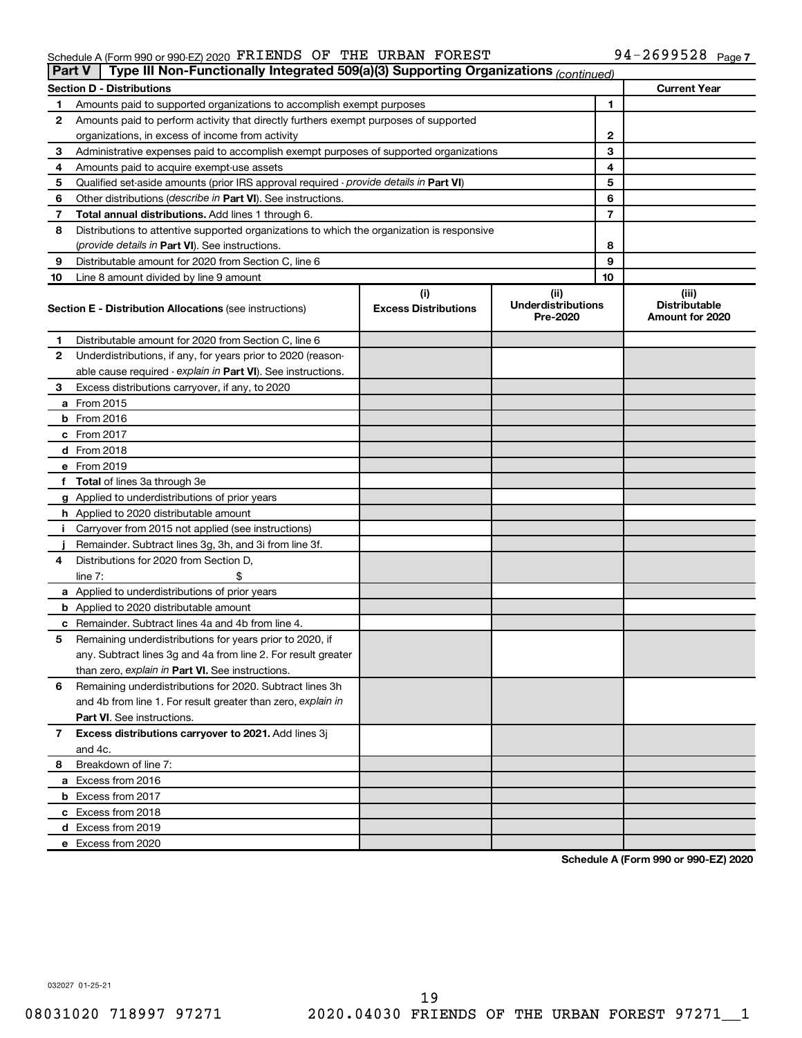Schedule A (Form 990 or 990-EZ) 2020 FRIENDS OF THE URBAN FOREST 94-2699528 Page 7

**Part V | Type III Non-Functionally Integrated 509(a)(3) Supporting Organizations** *(continued)*

| **Section D - Distributions** | | **Current Year** |
|---|---|---|
| **1** Amounts paid to supported organizations to accomplish exempt purposes | 1 | |
| **2** Amounts paid to perform activity that directly furthers exempt purposes of supported organizations, in excess of income from activity | 2 | |
| **3** Administrative expenses paid to accomplish exempt purposes of supported organizations | 3 | |
| **4** Amounts paid to acquire exempt-use assets | 4 | |
| **5** Qualified set-aside amounts (prior IRS approval required - *provide details in* **Part VI**) | 5 | |
| **6** Other distributions (*describe in* **Part VI**). See instructions. | 6 | |
| **7** **Total annual distributions.** Add lines 1 through 6. | 7 | |
| **8** Distributions to attentive supported organizations to which the organization is responsive (*provide details in* **Part VI**). See instructions. | 8 | |
| **9** Distributable amount for 2020 from Section C, line 6 | 9 | |
| **10** Line 8 amount divided by line 9 amount | 10 | |

| **Section E - Distribution Allocations** (see instructions) | (i) **Excess Distributions** | (ii) **Underdistributions Pre-2020** | (iii) **Distributable Amount for 2020** |
|---|---|---|---|
| **1** Distributable amount for 2020 from Section C, line 6 | | | |
| **2** Underdistributions, if any, for years prior to 2020 (reasonable cause required - *explain in* **Part VI**). See instructions. | | | |
| **3** Excess distributions carryover, if any, to 2020 | | | |
| **a** From 2015 | | | |
| **b** From 2016 | | | |
| **c** From 2017 | | | |
| **d** From 2018 | | | |
| **e** From 2019 | | | |
| **f** **Total** of lines 3a through 3e | | | |
| **g** Applied to underdistributions of prior years | | | |
| **h** Applied to 2020 distributable amount | | | |
| **i** Carryover from 2015 not applied (see instructions) | | | |
| **j** Remainder. Subtract lines 3g, 3h, and 3i from line 3f. | | | |
| **4** Distributions for 2020 from Section D, line 7: $ | | | |
| **a** Applied to underdistributions of prior years | | | |
| **b** Applied to 2020 distributable amount | | | |
| **c** Remainder. Subtract lines 4a and 4b from line 4. | | | |
| **5** Remaining underdistributions for years prior to 2020, if any. Subtract lines 3g and 4a from line 2. For result greater than zero, *explain in* **Part VI.** See instructions. | | | |
| **6** Remaining underdistributions for 2020. Subtract lines 3h and 4b from line 1. For result greater than zero, *explain in* **Part VI**. See instructions. | | | |
| **7** **Excess distributions carryover to 2021.** Add lines 3j and 4c. | | | |
| **8** Breakdown of line 7: | | | |
| **a** Excess from 2016 | | | |
| **b** Excess from 2017 | | | |
| **c** Excess from 2018 | | | |
| **d** Excess from 2019 | | | |
| **e** Excess from 2020 | | | |

**Schedule A (Form 990 or 990-EZ) 2020**

032027 01-25-21

08031020 718997 97271 2020.04030 FRIENDS OF THE URBAN FOREST 97271__1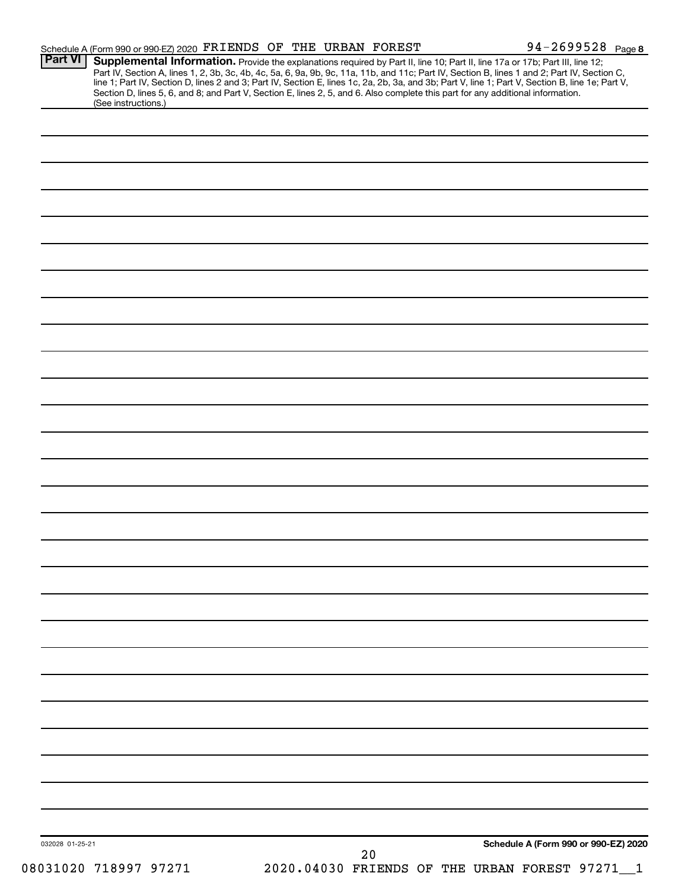Schedule A (Form 990 or 990-EZ) 2020 FRIENDS OF THE URBAN FOREST 94-2699528 Page 8

**Part VI** **Supplemental Information.** Provide the explanations required by Part II, line 10; Part II, line 17a or 17b; Part III, line 12; Part IV, Section A, lines 1, 2, 3b, 3c, 4b, 4c, 5a, 6, 9a, 9b, 9c, 11a, 11b, and 11c; Part IV, Section B, lines 1 and 2; Part IV, Section C, line 1; Part IV, Section D, lines 2 and 3; Part IV, Section E, lines 1c, 2a, 2b, 3a, and 3b; Part V, line 1; Part V, Section B, line 1e; Part V, Section D, lines 5, 6, and 8; and Part V, Section E, lines 2, 5, and 6. Also complete this part for any additional information. (See instructions.)

032028 01-25-21

Schedule A (Form 990 or 990-EZ) 2020

08031020 718997 97271 2020.04030 FRIENDS OF THE URBAN FOREST 97271__1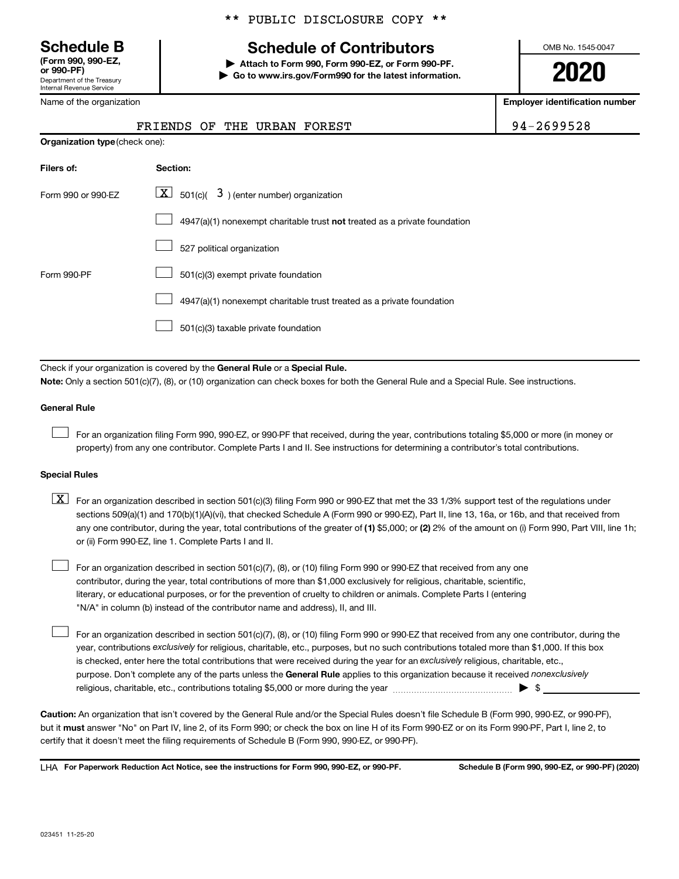** PUBLIC DISCLOSURE COPY **

**Schedule B**
**(Form 990, 990-EZ, or 990-PF)**
Department of the Treasury
Internal Revenue Service

# Schedule of Contributors

▶ **Attach to Form 990, Form 990-EZ, or Form 990-PF.**
▶ **Go to www.irs.gov/Form990 for the latest information.**

OMB No. 1545-0047

**2020**

Name of the organization: FRIENDS OF THE URBAN FOREST

**Employer identification number:** 94-2699528

**Organization type** (check one):

| Filers of: | Section: |
|---|---|
| Form 990 or 990-EZ | [X] 501(c)( 3 ) (enter number) organization |
| | [ ] 4947(a)(1) nonexempt charitable trust **not** treated as a private foundation |
| | [ ] 527 political organization |
| Form 990-PF | [ ] 501(c)(3) exempt private foundation |
| | [ ] 4947(a)(1) nonexempt charitable trust treated as a private foundation |
| | [ ] 501(c)(3) taxable private foundation |

Check if your organization is covered by the **General Rule** or a **Special Rule.**

**Note:** Only a section 501(c)(7), (8), or (10) organization can check boxes for both the General Rule and a Special Rule. See instructions.

**General Rule**

[ ] For an organization filing Form 990, 990-EZ, or 990-PF that received, during the year, contributions totaling $5,000 or more (in money or property) from any one contributor. Complete Parts I and II. See instructions for determining a contributor's total contributions.

**Special Rules**

[X] For an organization described in section 501(c)(3) filing Form 990 or 990-EZ that met the 33 1/3% support test of the regulations under sections 509(a)(1) and 170(b)(1)(A)(vi), that checked Schedule A (Form 990 or 990-EZ), Part II, line 13, 16a, or 16b, and that received from any one contributor, during the year, total contributions of the greater of **(1)** $5,000; or **(2)** 2% of the amount on (i) Form 990, Part VIII, line 1h; or (ii) Form 990-EZ, line 1. Complete Parts I and II.

[ ] For an organization described in section 501(c)(7), (8), or (10) filing Form 990 or 990-EZ that received from any one contributor, during the year, total contributions of more than $1,000 exclusively for religious, charitable, scientific, literary, or educational purposes, or for the prevention of cruelty to children or animals. Complete Parts I (entering "N/A" in column (b) instead of the contributor name and address), II, and III.

[ ] For an organization described in section 501(c)(7), (8), or (10) filing Form 990 or 990-EZ that received from any one contributor, during the year, contributions *exclusively* for religious, charitable, etc., purposes, but no such contributions totaled more than $1,000. If this box is checked, enter here the total contributions that were received during the year for an *exclusively* religious, charitable, etc., purpose. Don't complete any of the parts unless the **General Rule** applies to this organization because it received *nonexclusively* religious, charitable, etc., contributions totaling $5,000 or more during the year ▶ $ ________

**Caution:** An organization that isn't covered by the General Rule and/or the Special Rules doesn't file Schedule B (Form 990, 990-EZ, or 990-PF), but it **must** answer "No" on Part IV, line 2, of its Form 990; or check the box on line H of its Form 990-EZ or on its Form 990-PF, Part I, line 2, to certify that it doesn't meet the filing requirements of Schedule B (Form 990, 990-EZ, or 990-PF).

LHA **For Paperwork Reduction Act Notice, see the instructions for Form 990, 990-EZ, or 990-PF.** **Schedule B (Form 990, 990-EZ, or 990-PF) (2020)**

023451 11-25-20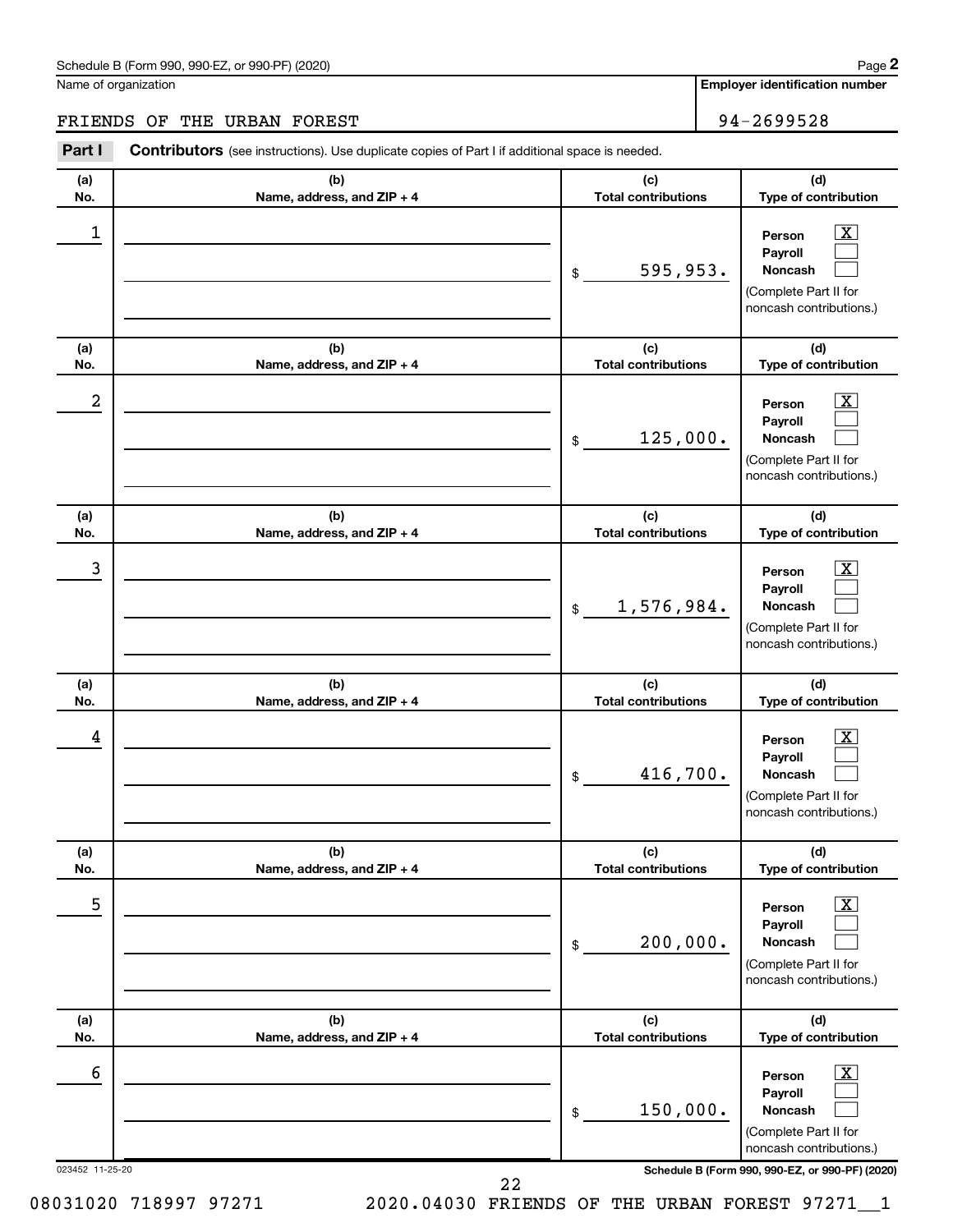Name of organization

**Employer identification number**

FRIENDS OF THE URBAN FOREST 94-2699528

**Part I** **Contributors** (see instructions). Use duplicate copies of Part I if additional space is needed.

| (a) No. | (b) Name, address, and ZIP + 4 | (c) Total contributions | (d) Type of contribution |
|---|---|---|---|
| 1 | | $ 595,953. | Person [X] Payroll [ ] Noncash [ ] (Complete Part II for noncash contributions.) |
| 2 | | $ 125,000. | Person [X] Payroll [ ] Noncash [ ] (Complete Part II for noncash contributions.) |
| 3 | | $ 1,576,984. | Person [X] Payroll [ ] Noncash [ ] (Complete Part II for noncash contributions.) |
| 4 | | $ 416,700. | Person [X] Payroll [ ] Noncash [ ] (Complete Part II for noncash contributions.) |
| 5 | | $ 200,000. | Person [X] Payroll [ ] Noncash [ ] (Complete Part II for noncash contributions.) |
| 6 | | $ 150,000. | Person [X] Payroll [ ] Noncash [ ] (Complete Part II for noncash contributions.) |

023452 11-25-20

08031020 718997 97271 2020.04030 FRIENDS OF THE URBAN FOREST 97271__1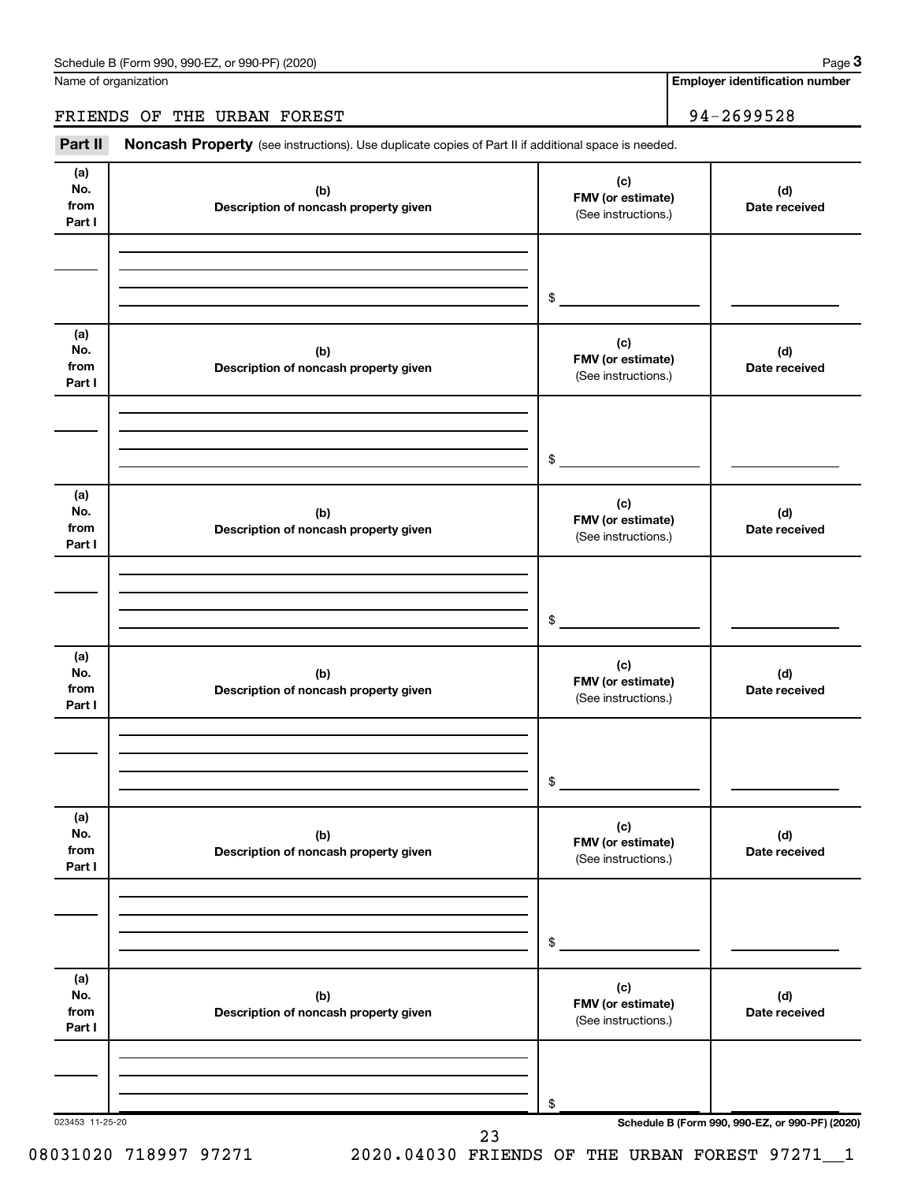Name of organization

FRIENDS OF THE URBAN FOREST

**Employer identification number**

94-2699528

**Part II** **Noncash Property** (see instructions). Use duplicate copies of Part II if additional space is needed.

| (a) No. from Part I | (b) Description of noncash property given | (c) FMV (or estimate) (See instructions.) | (d) Date received |
|---|---|---|---|
| | | $ | |

| (a) No. from Part I | (b) Description of noncash property given | (c) FMV (or estimate) (See instructions.) | (d) Date received |
|---|---|---|---|
| | | $ | |

| (a) No. from Part I | (b) Description of noncash property given | (c) FMV (or estimate) (See instructions.) | (d) Date received |
|---|---|---|---|
| | | $ | |

| (a) No. from Part I | (b) Description of noncash property given | (c) FMV (or estimate) (See instructions.) | (d) Date received |
|---|---|---|---|
| | | $ | |

| (a) No. from Part I | (b) Description of noncash property given | (c) FMV (or estimate) (See instructions.) | (d) Date received |
|---|---|---|---|
| | | $ | |

| (a) No. from Part I | (b) Description of noncash property given | (c) FMV (or estimate) (See instructions.) | (d) Date received |
|---|---|---|---|
| | | $ | |

023453 11-25-20

08031020 718997 97271 2020.04030 FRIENDS OF THE URBAN FOREST 97271__1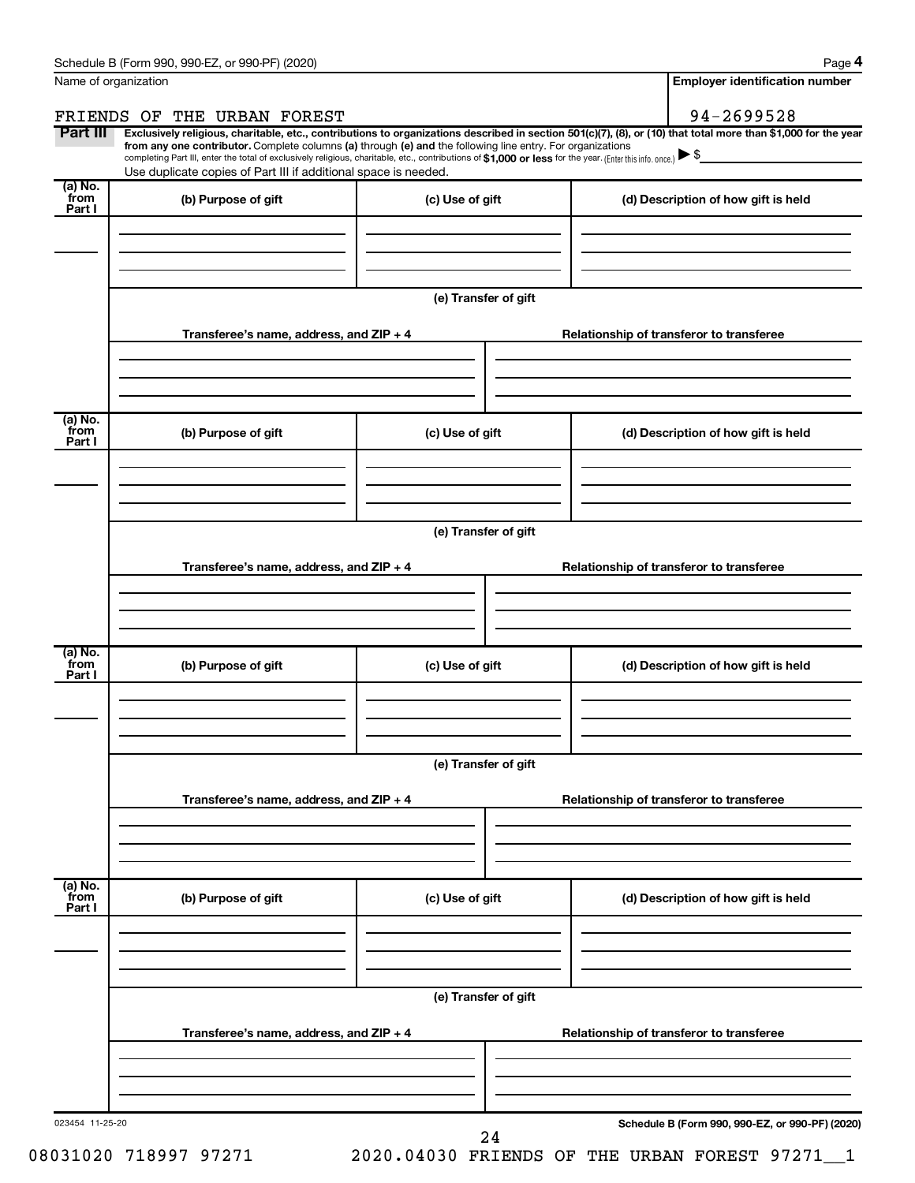Name of organization

FRIENDS OF THE URBAN FOREST

**Employer identification number**

94-2699528

**Part III** **Exclusively religious, charitable, etc., contributions to organizations described in section 501(c)(7), (8), or (10) that total more than $1,000 for the year from any one contributor.** Complete columns **(a)** through **(e)** and the following line entry. For organizations completing Part III, enter the total of exclusively religious, charitable, etc., contributions of **$1,000 or less** for the year. (Enter this info. once.) ▶ $

Use duplicate copies of Part III if additional space is needed.

| (a) No. from Part I | (b) Purpose of gift | (c) Use of gift | (d) Description of how gift is held |
|---|---|---|---|
| | | | |

**(e) Transfer of gift**

| Transferee's name, address, and ZIP + 4 | Relationship of transferor to transferee |
|---|---|
| | |

| (a) No. from Part I | (b) Purpose of gift | (c) Use of gift | (d) Description of how gift is held |
|---|---|---|---|
| | | | |

**(e) Transfer of gift**

| Transferee's name, address, and ZIP + 4 | Relationship of transferor to transferee |
|---|---|
| | |

| (a) No. from Part I | (b) Purpose of gift | (c) Use of gift | (d) Description of how gift is held |
|---|---|---|---|
| | | | |

**(e) Transfer of gift**

| Transferee's name, address, and ZIP + 4 | Relationship of transferor to transferee |
|---|---|
| | |

| (a) No. from Part I | (b) Purpose of gift | (c) Use of gift | (d) Description of how gift is held |
|---|---|---|---|
| | | | |

**(e) Transfer of gift**

| Transferee's name, address, and ZIP + 4 | Relationship of transferor to transferee |
|---|---|
| | |

023454 11-25-20

08031020 718997 97271 2020.04030 FRIENDS OF THE URBAN FOREST 97271__1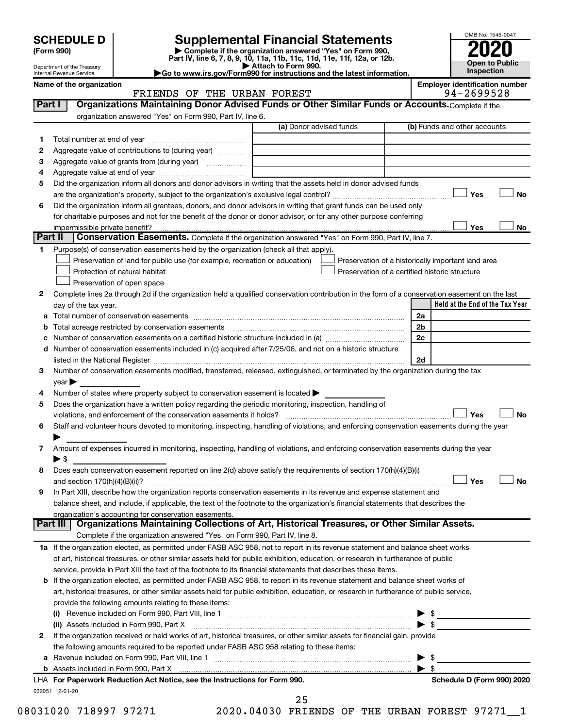# SCHEDULE D (Form 990)

Department of the Treasury
Internal Revenue Service

## Supplemental Financial Statements

▶ Complete if the organization answered "Yes" on Form 990, Part IV, line 6, 7, 8, 9, 10, 11a, 11b, 11c, 11d, 11e, 11f, 12a, or 12b.
▶ Attach to Form 990.
▶Go to www.irs.gov/Form990 for instructions and the latest information.

OMB No. 1545-0047

**2020**

**Open to Public Inspection**

**Name of the organization:** FRIENDS OF THE URBAN FOREST

**Employer identification number:** 94-2699528

### Part I — Organizations Maintaining Donor Advised Funds or Other Similar Funds or Accounts.

Complete if the organization answered "Yes" on Form 990, Part IV, line 6.

| | | (a) Donor advised funds | (b) Funds and other accounts |
|---|---|---|---|
| 1 | Total number at end of year | | |
| 2 | Aggregate value of contributions to (during year) | | |
| 3 | Aggregate value of grants from (during year) | | |
| 4 | Aggregate value at end of year | | |

5 Did the organization inform all donors and donor advisors in writing that the assets held in donor advised funds are the organization's property, subject to the organization's exclusive legal control? ☐ Yes ☐ No

6 Did the organization inform all grantees, donors, and donor advisors in writing that grant funds can be used only for charitable purposes and not for the benefit of the donor or donor advisor, or for any other purpose conferring impermissible private benefit? ☐ Yes ☐ No

### Part II — Conservation Easements.

Complete if the organization answered "Yes" on Form 990, Part IV, line 7.

1 Purpose(s) of conservation easements held by the organization (check all that apply).

- ☐ Preservation of land for public use (for example, recreation or education)
- ☐ Protection of natural habitat
- ☐ Preservation of open space
- ☐ Preservation of a historically important land area
- ☐ Preservation of a certified historic structure

2 Complete lines 2a through 2d if the organization held a qualified conservation contribution in the form of a conservation easement on the last day of the tax year.

| | | | Held at the End of the Tax Year |
|---|---|---|---|
| a | Total number of conservation easements | 2a | |
| b | Total acreage restricted by conservation easements | 2b | |
| c | Number of conservation easements on a certified historic structure included in (a) | 2c | |
| d | Number of conservation easements included in (c) acquired after 7/25/06, and not on a historic structure listed in the National Register | 2d | |

3 Number of conservation easements modified, transferred, released, extinguished, or terminated by the organization during the tax year ▶

4 Number of states where property subject to conservation easement is located ▶

5 Does the organization have a written policy regarding the periodic monitoring, inspection, handling of violations, and enforcement of the conservation easements it holds? ☐ Yes ☐ No

6 Staff and volunteer hours devoted to monitoring, inspecting, handling of violations, and enforcing conservation easements during the year ▶

7 Amount of expenses incurred in monitoring, inspecting, handling of violations, and enforcing conservation easements during the year ▶ $

8 Does each conservation easement reported on line 2(d) above satisfy the requirements of section 170(h)(4)(B)(i) and section 170(h)(4)(B)(ii)? ☐ Yes ☐ No

9 In Part XIII, describe how the organization reports conservation easements in its revenue and expense statement and balance sheet, and include, if applicable, the text of the footnote to the organization's financial statements that describes the organization's accounting for conservation easements.

### Part III — Organizations Maintaining Collections of Art, Historical Treasures, or Other Similar Assets.

Complete if the organization answered "Yes" on Form 990, Part IV, line 8.

1a If the organization elected, as permitted under FASB ASC 958, not to report in its revenue statement and balance sheet works of art, historical treasures, or other similar assets held for public exhibition, education, or research in furtherance of public service, provide in Part XIII the text of the footnote to its financial statements that describes these items.

b If the organization elected, as permitted under FASB ASC 958, to report in its revenue statement and balance sheet works of art, historical treasures, or other similar assets held for public exhibition, education, or research in furtherance of public service, provide the following amounts relating to these items:

(i) Revenue included on Form 990, Part VIII, line 1 ▶ $

(ii) Assets included in Form 990, Part X ▶ $

2 If the organization received or held works of art, historical treasures, or other similar assets for financial gain, provide the following amounts required to be reported under FASB ASC 958 relating to these items:

a Revenue included on Form 990, Part VIII, line 1 ▶ $

b Assets included in Form 990, Part X ▶ $

LHA **For Paperwork Reduction Act Notice, see the Instructions for Form 990.** **Schedule D (Form 990) 2020**

032051 12-01-20

08031020 718997 97271 2020.04030 FRIENDS OF THE URBAN FOREST 97271__1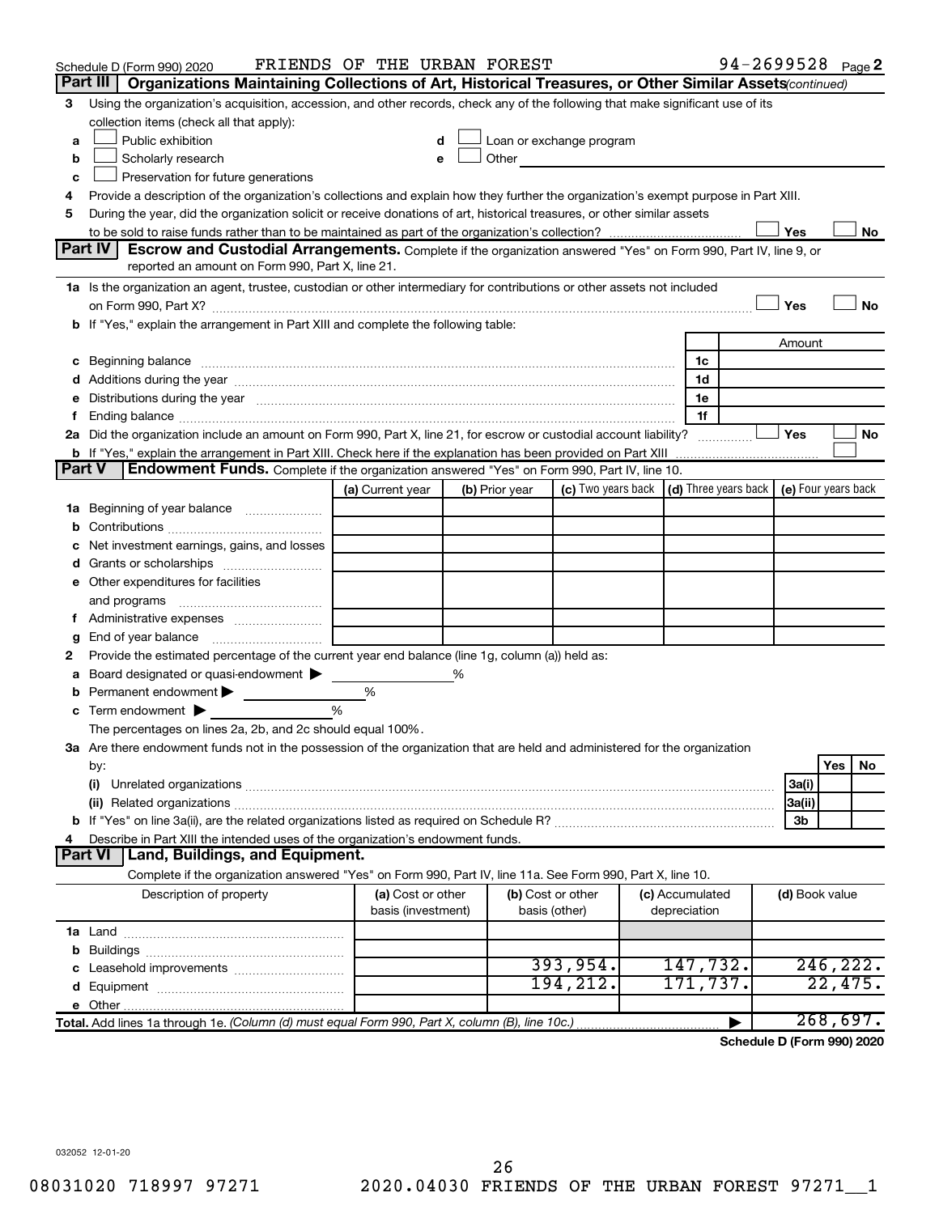Schedule D (Form 990) 2020 FRIENDS OF THE URBAN FOREST 94-2699528 Page 2

## Part III Organizations Maintaining Collections of Art, Historical Treasures, or Other Similar Assets *(continued)*

3 Using the organization's acquisition, accession, and other records, check any of the following that make significant use of its collection items (check all that apply):

- a ☐ Public exhibition
- b ☐ Scholarly research
- c ☐ Preservation for future generations
- d ☐ Loan or exchange program
- e ☐ Other

4 Provide a description of the organization's collections and explain how they further the organization's exempt purpose in Part XIII.

5 During the year, did the organization solicit or receive donations of art, historical treasures, or other similar assets to be sold to raise funds rather than to be maintained as part of the organization's collection? ☐ Yes ☐ No

## Part IV Escrow and Custodial Arrangements.

Complete if the organization answered "Yes" on Form 990, Part IV, line 9, or reported an amount on Form 990, Part X, line 21.

1a Is the organization an agent, trustee, custodian or other intermediary for contributions or other assets not included on Form 990, Part X? ☐ Yes ☐ No

b If "Yes," explain the arrangement in Part XIII and complete the following table:

| | | Amount |
|---|---|---|
| c Beginning balance | 1c | |
| d Additions during the year | 1d | |
| e Distributions during the year | 1e | |
| f Ending balance | 1f | |

2a Did the organization include an amount on Form 990, Part X, line 21, for escrow or custodial account liability? ☐ Yes ☐ No

b If "Yes," explain the arrangement in Part XIII. Check here if the explanation has been provided on Part XIII ☐

## Part V Endowment Funds.

Complete if the organization answered "Yes" on Form 990, Part IV, line 10.

| | (a) Current year | (b) Prior year | (c) Two years back | (d) Three years back | (e) Four years back |
|---|---|---|---|---|---|
| 1a Beginning of year balance | | | | | |
| b Contributions | | | | | |
| c Net investment earnings, gains, and losses | | | | | |
| d Grants or scholarships | | | | | |
| e Other expenditures for facilities and programs | | | | | |
| f Administrative expenses | | | | | |
| g End of year balance | | | | | |

2 Provide the estimated percentage of the current year end balance (line 1g, column (a)) held as:

- a Board designated or quasi-endowment ▶ %
- b Permanent endowment ▶ %
- c Term endowment ▶ %

The percentages on lines 2a, 2b, and 2c should equal 100%.

3a Are there endowment funds not in the possession of the organization that are held and administered for the organization by:

| | | Yes | No |
|---|---|---|---|
| (i) Unrelated organizations | 3a(i) | | |
| (ii) Related organizations | 3a(ii) | | |
| b If "Yes" on line 3a(ii), are the related organizations listed as required on Schedule R? | 3b | | |

4 Describe in Part XIII the intended uses of the organization's endowment funds.

## Part VI Land, Buildings, and Equipment.

Complete if the organization answered "Yes" on Form 990, Part IV, line 11a. See Form 990, Part X, line 10.

| Description of property | (a) Cost or other basis (investment) | (b) Cost or other basis (other) | (c) Accumulated depreciation | (d) Book value |
|---|---|---|---|---|
| 1a Land | | | | |
| b Buildings | | | | |
| c Leasehold improvements | | 393,954. | 147,732. | 246,222. |
| d Equipment | | 194,212. | 171,737. | 22,475. |
| e Other | | | | |
| **Total.** Add lines 1a through 1e. *(Column (d) must equal Form 990, Part X, column (B), line 10c.)* | | | ▶ | 268,697. |

**Schedule D (Form 990) 2020**

032052 12-01-20

08031020 718997 97271 2020.04030 FRIENDS OF THE URBAN FOREST 97271__1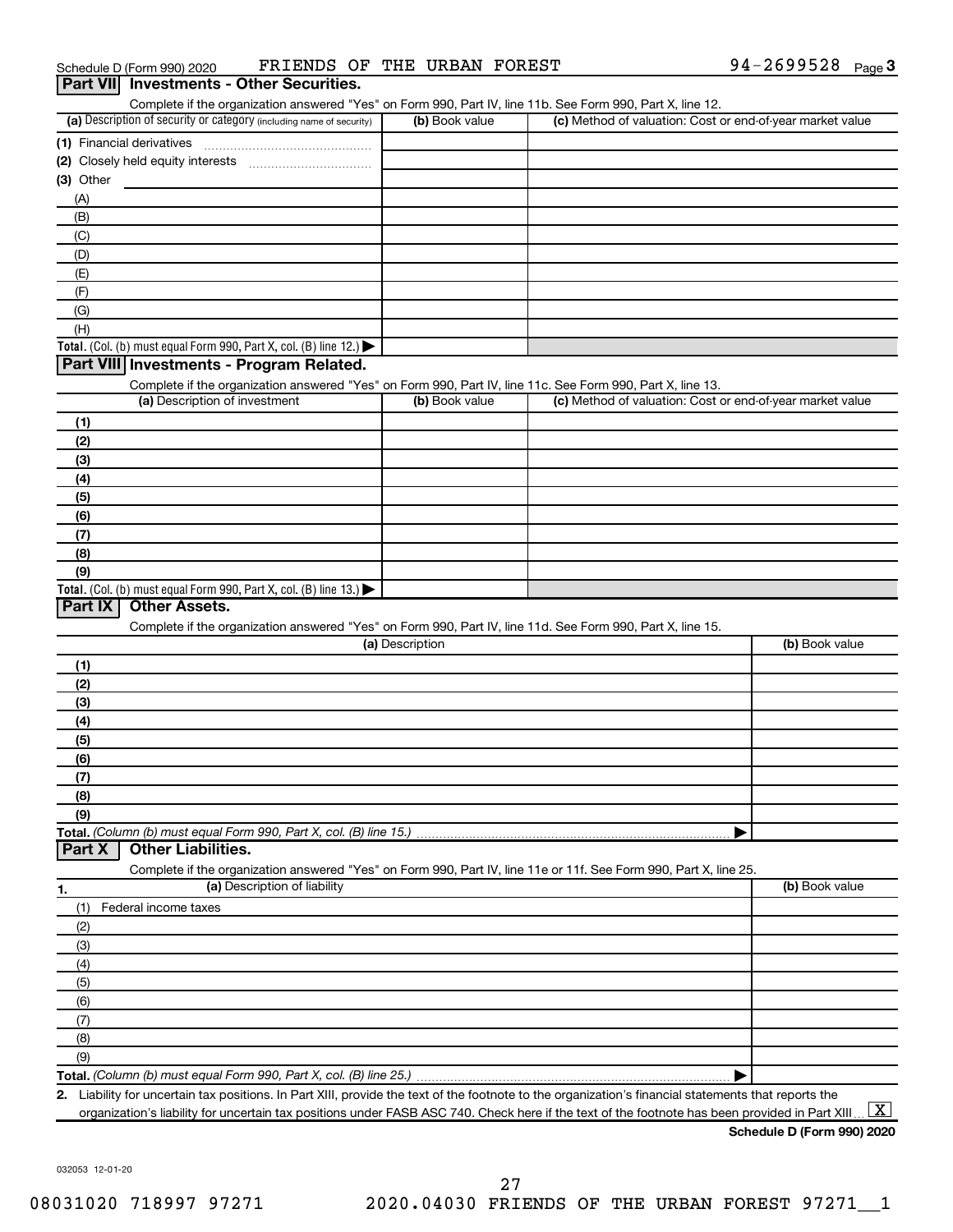Schedule D (Form 990) 2020 FRIENDS OF THE URBAN FOREST 94-2699528 Page 3

## Part VII Investments - Other Securities.

Complete if the organization answered "Yes" on Form 990, Part IV, line 11b. See Form 990, Part X, line 12.

| (a) Description of security or category (including name of security) | (b) Book value | (c) Method of valuation: Cost or end-of-year market value |
|---|---|---|
| (1) Financial derivatives | | |
| (2) Closely held equity interests | | |
| (3) Other | | |
| (A) | | |
| (B) | | |
| (C) | | |
| (D) | | |
| (E) | | |
| (F) | | |
| (G) | | |
| (H) | | |
| **Total.** (Col. (b) must equal Form 990, Part X, col. (B) line 12.) ▶ | | |

## Part VIII Investments - Program Related.

Complete if the organization answered "Yes" on Form 990, Part IV, line 11c. See Form 990, Part X, line 13.

| (a) Description of investment | (b) Book value | (c) Method of valuation: Cost or end-of-year market value |
|---|---|---|
| (1) | | |
| (2) | | |
| (3) | | |
| (4) | | |
| (5) | | |
| (6) | | |
| (7) | | |
| (8) | | |
| (9) | | |
| **Total.** (Col. (b) must equal Form 990, Part X, col. (B) line 13.) ▶ | | |

## Part IX Other Assets.

Complete if the organization answered "Yes" on Form 990, Part IV, line 11d. See Form 990, Part X, line 15.

| (a) Description | (b) Book value |
|---|---|
| (1) | |
| (2) | |
| (3) | |
| (4) | |
| (5) | |
| (6) | |
| (7) | |
| (8) | |
| (9) | |
| **Total.** *(Column (b) must equal Form 990, Part X, col. (B) line 15.)* ▶ | |

## Part X Other Liabilities.

Complete if the organization answered "Yes" on Form 990, Part IV, line 11e or 11f. See Form 990, Part X, line 25.

| 1. (a) Description of liability | (b) Book value |
|---|---|
| (1) Federal income taxes | |
| (2) | |
| (3) | |
| (4) | |
| (5) | |
| (6) | |
| (7) | |
| (8) | |
| (9) | |
| **Total.** *(Column (b) must equal Form 990, Part X, col. (B) line 25.)* ▶ | |

**2.** Liability for uncertain tax positions. In Part XIII, provide the text of the footnote to the organization's financial statements that reports the organization's liability for uncertain tax positions under FASB ASC 740. Check here if the text of the footnote has been provided in Part XIII ... [X]

**Schedule D (Form 990) 2020**

032053 12-01-20

08031020 718997 97271 2020.04030 FRIENDS OF THE URBAN FOREST 97271__1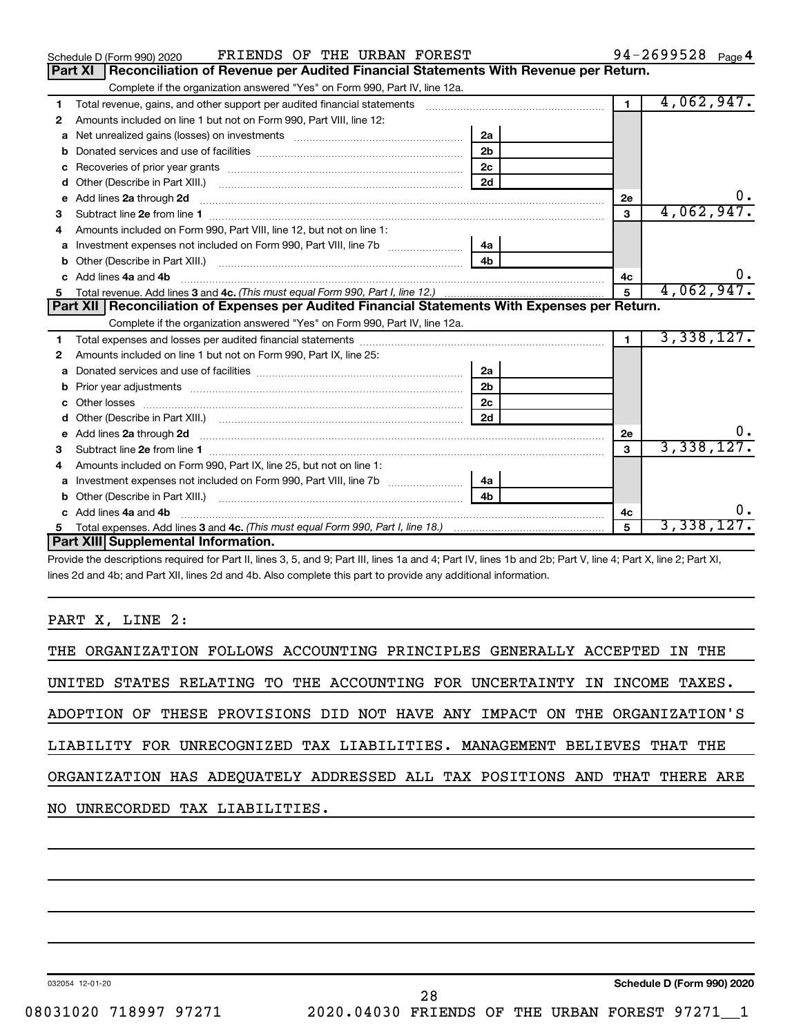Schedule D (Form 990) 2020 FRIENDS OF THE URBAN FOREST 94-2699528 Page 4

## Part XI Reconciliation of Revenue per Audited Financial Statements With Revenue per Return.

Complete if the organization answered "Yes" on Form 990, Part IV, line 12a.

| | | | | | |
|---|---|---|---|---|---|
| 1 | Total revenue, gains, and other support per audited financial statements | | | 1 | 4,062,947. |
| 2 | Amounts included on line 1 but not on Form 990, Part VIII, line 12: | | | | |
| a | Net unrealized gains (losses) on investments | 2a | | | |
| b | Donated services and use of facilities | 2b | | | |
| c | Recoveries of prior year grants | 2c | | | |
| d | Other (Describe in Part XIII.) | 2d | | | |
| e | Add lines **2a** through **2d** | | | 2e | 0. |
| 3 | Subtract line **2e** from line **1** | | | 3 | 4,062,947. |
| 4 | Amounts included on Form 990, Part VIII, line 12, but not on line 1: | | | | |
| a | Investment expenses not included on Form 990, Part VIII, line 7b | 4a | | | |
| b | Other (Describe in Part XIII.) | 4b | | | |
| c | Add lines **4a** and **4b** | | | 4c | 0. |
| 5 | Total revenue. Add lines **3** and **4c.** *(This must equal Form 990, Part I, line 12.)* | | | 5 | 4,062,947. |

## Part XII Reconciliation of Expenses per Audited Financial Statements With Expenses per Return.

Complete if the organization answered "Yes" on Form 990, Part IV, line 12a.

| | | | | | |
|---|---|---|---|---|---|
| 1 | Total expenses and losses per audited financial statements | | | 1 | 3,338,127. |
| 2 | Amounts included on line 1 but not on Form 990, Part IX, line 25: | | | | |
| a | Donated services and use of facilities | 2a | | | |
| b | Prior year adjustments | 2b | | | |
| c | Other losses | 2c | | | |
| d | Other (Describe in Part XIII.) | 2d | | | |
| e | Add lines **2a** through **2d** | | | 2e | 0. |
| 3 | Subtract line **2e** from line **1** | | | 3 | 3,338,127. |
| 4 | Amounts included on Form 990, Part IX, line 25, but not on line 1: | | | | |
| a | Investment expenses not included on Form 990, Part VIII, line 7b | 4a | | | |
| b | Other (Describe in Part XIII.) | 4b | | | |
| c | Add lines **4a** and **4b** | | | 4c | 0. |
| 5 | Total expenses. Add lines **3** and **4c.** *(This must equal Form 990, Part I, line 18.)* | | | 5 | 3,338,127. |

## Part XIII Supplemental Information.

Provide the descriptions required for Part II, lines 3, 5, and 9; Part III, lines 1a and 4; Part IV, lines 1b and 2b; Part V, line 4; Part X, line 2; Part XI, lines 2d and 4b; and Part XII, lines 2d and 4b. Also complete this part to provide any additional information.

PART X, LINE 2:

THE ORGANIZATION FOLLOWS ACCOUNTING PRINCIPLES GENERALLY ACCEPTED IN THE UNITED STATES RELATING TO THE ACCOUNTING FOR UNCERTAINTY IN INCOME TAXES. ADOPTION OF THESE PROVISIONS DID NOT HAVE ANY IMPACT ON THE ORGANIZATION'S LIABILITY FOR UNRECOGNIZED TAX LIABILITIES. MANAGEMENT BELIEVES THAT THE ORGANIZATION HAS ADEQUATELY ADDRESSED ALL TAX POSITIONS AND THAT THERE ARE NO UNRECORDED TAX LIABILITIES.

032054 12-01-20 **Schedule D (Form 990) 2020**

08031020 718997 97271 2020.04030 FRIENDS OF THE URBAN FOREST 97271__1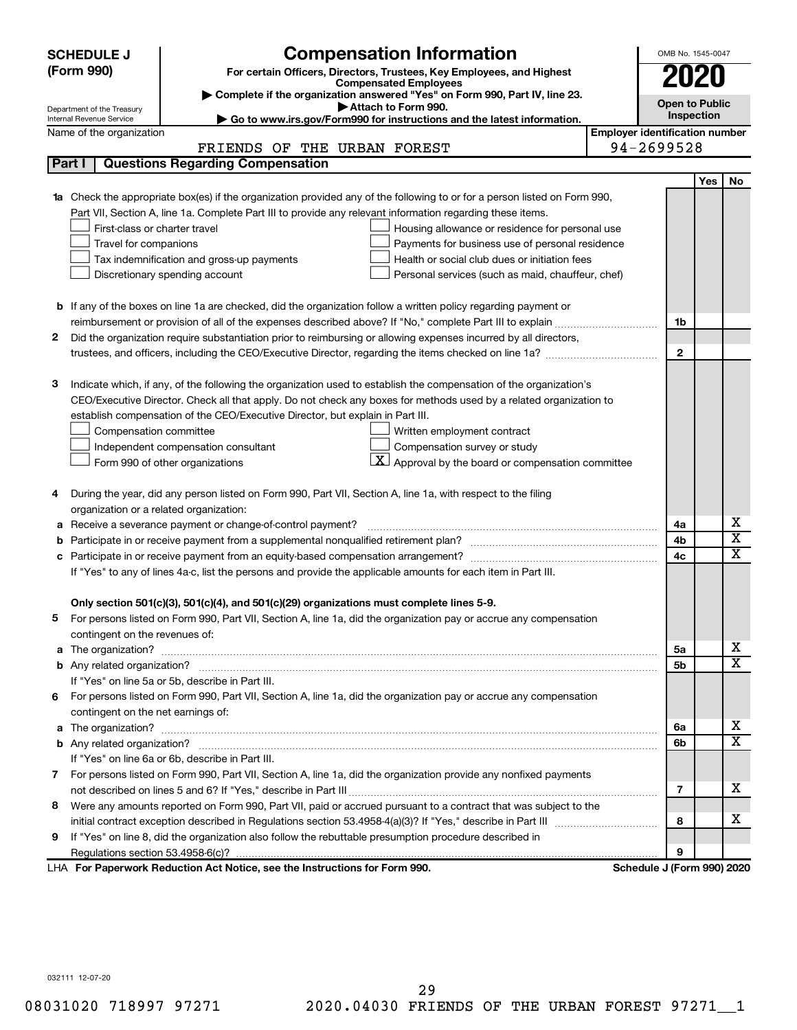# SCHEDULE J (Form 990)

Department of the Treasury
Internal Revenue Service

## Compensation Information

**For certain Officers, Directors, Trustees, Key Employees, and Highest Compensated Employees**

▶ Complete if the organization answered "Yes" on Form 990, Part IV, line 23.
▶ Attach to Form 990.
▶ Go to www.irs.gov/Form990 for instructions and the latest information.

OMB No. 1545-0047

**2020**

**Open to Public Inspection**

Name of the organization: FRIENDS OF THE URBAN FOREST

Employer identification number: 94-2699528

### Part I — Questions Regarding Compensation

| | | | Yes | No |
|---|---|---|---|---|
| **1a** | Check the appropriate box(es) if the organization provided any of the following to or for a person listed on Form 990, Part VII, Section A, line 1a. Complete Part III to provide any relevant information regarding these items.<br>☐ First-class or charter travel ☐ Housing allowance or residence for personal use<br>☐ Travel for companions ☐ Payments for business use of personal residence<br>☐ Tax indemnification and gross-up payments ☐ Health or social club dues or initiation fees<br>☐ Discretionary spending account ☐ Personal services (such as maid, chauffeur, chef) | | | |
| **b** | If any of the boxes on line 1a are checked, did the organization follow a written policy regarding payment or reimbursement or provision of all of the expenses described above? If "No," complete Part III to explain | 1b | | |
| **2** | Did the organization require substantiation prior to reimbursing or allowing expenses incurred by all directors, trustees, and officers, including the CEO/Executive Director, regarding the items checked on line 1a? | 2 | | |
| **3** | Indicate which, if any, of the following the organization used to establish the compensation of the organization's CEO/Executive Director. Check all that apply. Do not check any boxes for methods used by a related organization to establish compensation of the CEO/Executive Director, but explain in Part III.<br>☐ Compensation committee ☐ Written employment contract<br>☐ Independent compensation consultant ☐ Compensation survey or study<br>☐ Form 990 of other organizations ☒ Approval by the board or compensation committee | | | |
| **4** | During the year, did any person listed on Form 990, Part VII, Section A, line 1a, with respect to the filing organization or a related organization: | | | |
| **a** | Receive a severance payment or change-of-control payment? | 4a | | X |
| **b** | Participate in or receive payment from a supplemental nonqualified retirement plan? | 4b | | X |
| **c** | Participate in or receive payment from an equity-based compensation arrangement? | 4c | | X |
| | If "Yes" to any of lines 4a-c, list the persons and provide the applicable amounts for each item in Part III. | | | |
| | **Only section 501(c)(3), 501(c)(4), and 501(c)(29) organizations must complete lines 5-9.** | | | |
| **5** | For persons listed on Form 990, Part VII, Section A, line 1a, did the organization pay or accrue any compensation contingent on the revenues of: | | | |
| **a** | The organization? | 5a | | X |
| **b** | Any related organization? | 5b | | X |
| | If "Yes" on line 5a or 5b, describe in Part III. | | | |
| **6** | For persons listed on Form 990, Part VII, Section A, line 1a, did the organization pay or accrue any compensation contingent on the net earnings of: | | | |
| **a** | The organization? | 6a | | X |
| **b** | Any related organization? | 6b | | X |
| | If "Yes" on line 6a or 6b, describe in Part III. | | | |
| **7** | For persons listed on Form 990, Part VII, Section A, line 1a, did the organization provide any nonfixed payments not described on lines 5 and 6? If "Yes," describe in Part III | 7 | | X |
| **8** | Were any amounts reported on Form 990, Part VII, paid or accrued pursuant to a contract that was subject to the initial contract exception described in Regulations section 53.4958-4(a)(3)? If "Yes," describe in Part III | 8 | | X |
| **9** | If "Yes" on line 8, did the organization also follow the rebuttable presumption procedure described in Regulations section 53.4958-6(c)? | 9 | | |

LHA **For Paperwork Reduction Act Notice, see the Instructions for Form 990.** **Schedule J (Form 990) 2020**

032111 12-07-20

08031020 718997 97271 2020.04030 FRIENDS OF THE URBAN FOREST 97271__1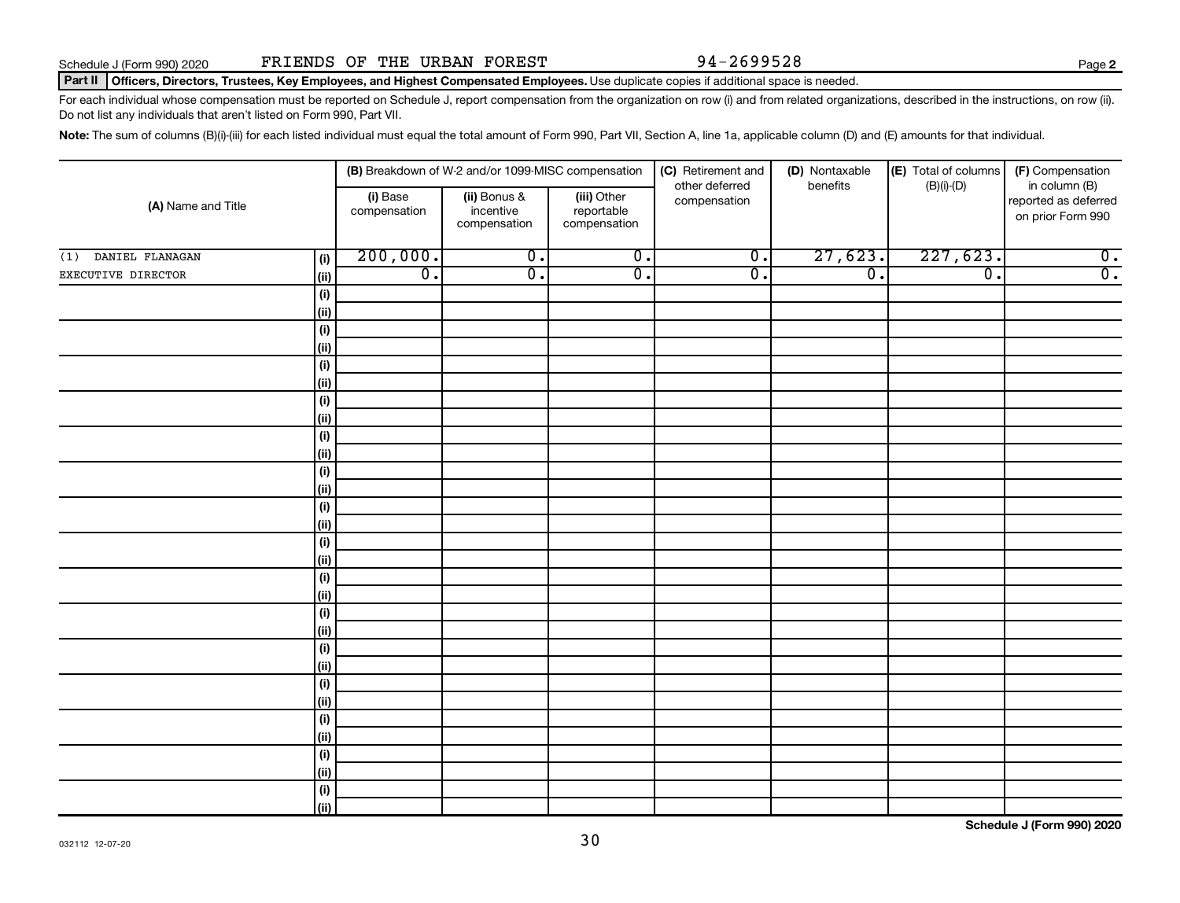Schedule J (Form 990) 2020 FRIENDS OF THE URBAN FOREST 94-2699528 Page 2

**Part II** **Officers, Directors, Trustees, Key Employees, and Highest Compensated Employees.** Use duplicate copies if additional space is needed.

For each individual whose compensation must be reported on Schedule J, report compensation from the organization on row (i) and from related organizations, described in the instructions, on row (ii). Do not list any individuals that aren't listed on Form 990, Part VII.

**Note:** The sum of columns (B)(i)-(iii) for each listed individual must equal the total amount of Form 990, Part VII, Section A, line 1a, applicable column (D) and (E) amounts for that individual.

| (A) Name and Title | | (B) Breakdown of W-2 and/or 1099-MISC compensation | | | (C) Retirement and other deferred compensation | (D) Nontaxable benefits | (E) Total of columns (B)(i)-(D) | (F) Compensation in column (B) reported as deferred on prior Form 990 |
|---|---|---|---|---|---|---|---|---|
| | | (i) Base compensation | (ii) Bonus & incentive compensation | (iii) Other reportable compensation | | | | |
| (1) DANIEL FLANAGAN | (i) | 200,000. | 0. | 0. | 0. | 27,623. | 227,623. | 0. |
| EXECUTIVE DIRECTOR | (ii) | 0. | 0. | 0. | 0. | 0. | 0. | 0. |
| | (i) | | | | | | | |
| | (ii) | | | | | | | |
| | (i) | | | | | | | |
| | (ii) | | | | | | | |
| | (i) | | | | | | | |
| | (ii) | | | | | | | |
| | (i) | | | | | | | |
| | (ii) | | | | | | | |
| | (i) | | | | | | | |
| | (ii) | | | | | | | |
| | (i) | | | | | | | |
| | (ii) | | | | | | | |
| | (i) | | | | | | | |
| | (ii) | | | | | | | |
| | (i) | | | | | | | |
| | (ii) | | | | | | | |
| | (i) | | | | | | | |
| | (ii) | | | | | | | |
| | (i) | | | | | | | |
| | (ii) | | | | | | | |
| | (i) | | | | | | | |
| | (ii) | | | | | | | |
| | (i) | | | | | | | |
| | (ii) | | | | | | | |
| | (i) | | | | | | | |
| | (ii) | | | | | | | |
| | (i) | | | | | | | |
| | (ii) | | | | | | | |
| | (i) | | | | | | | |
| | (ii) | | | | | | | |

032112 12-07-20

**Schedule J (Form 990) 2020**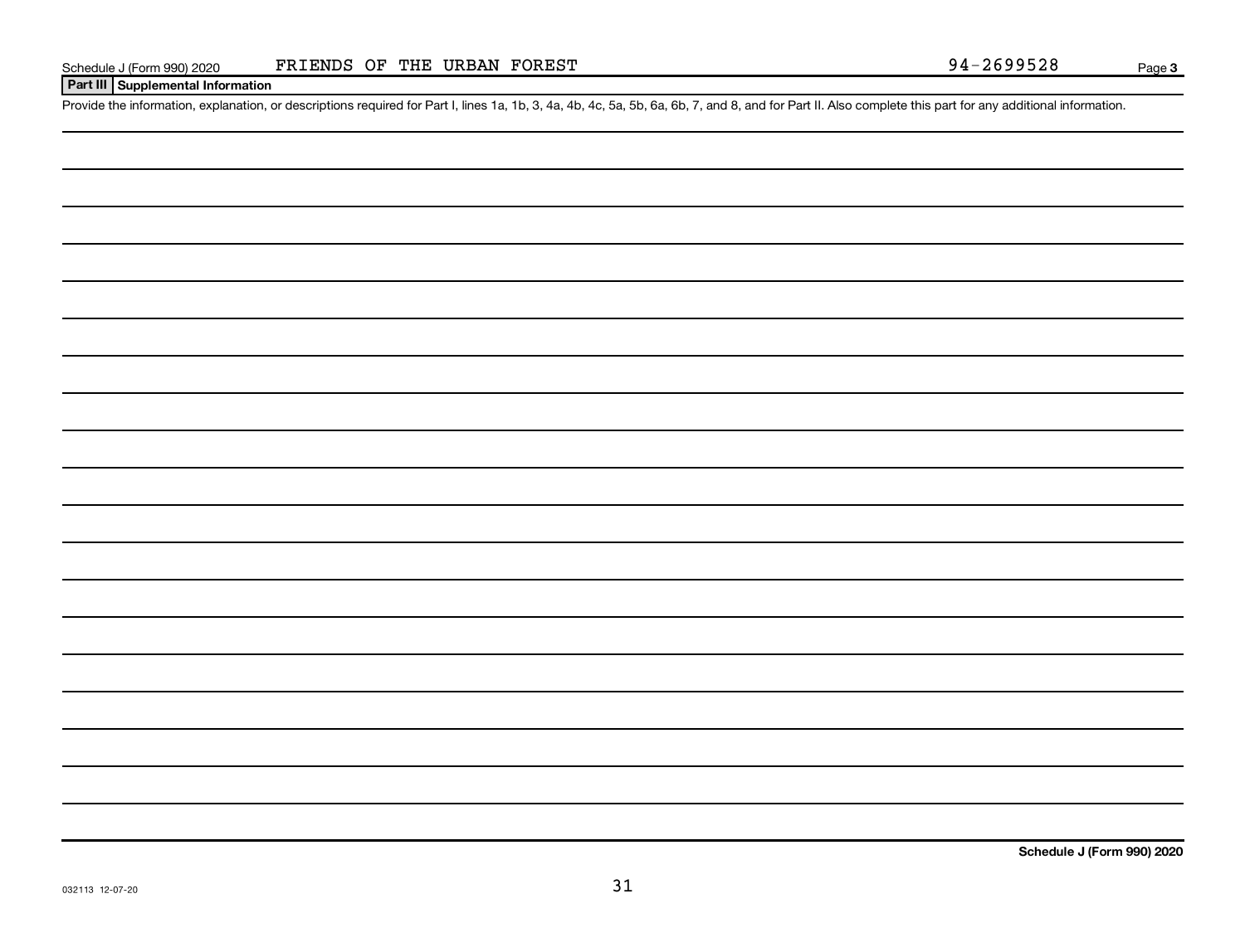Schedule J (Form 990) 2020 FRIENDS OF THE URBAN FOREST 94-2699528

## Part III Supplemental Information

Provide the information, explanation, or descriptions required for Part I, lines 1a, 1b, 3, 4a, 4b, 4c, 5a, 5b, 6a, 6b, 7, and 8, and for Part II. Also complete this part for any additional information.

Schedule J (Form 990) 2020

032113 12-07-20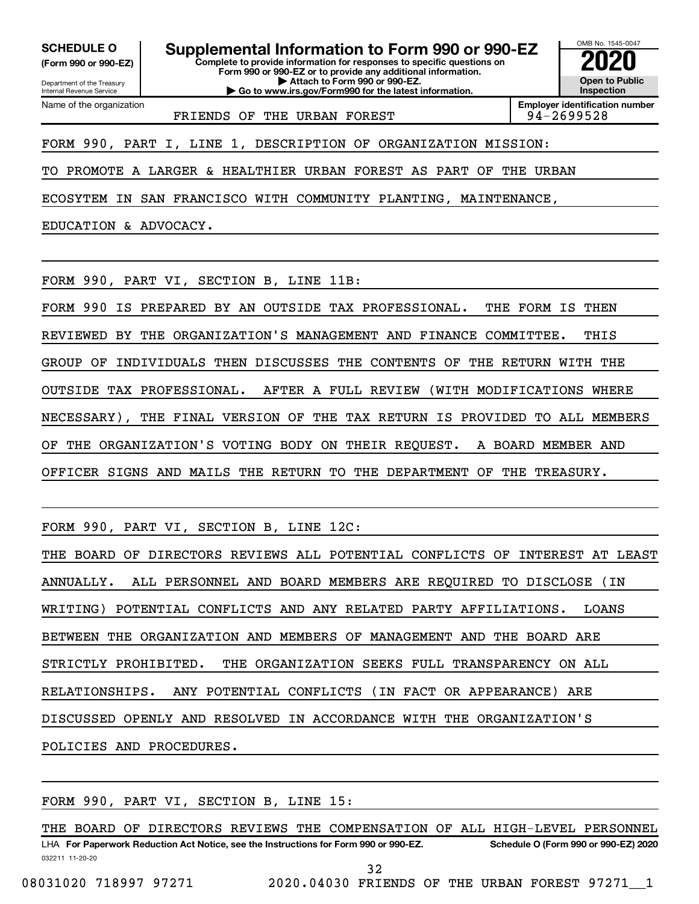**SCHEDULE O**
**(Form 990 or 990-EZ)**

Department of the Treasury
Internal Revenue Service

# Supplemental Information to Form 990 or 990-EZ

**Complete to provide information for responses to specific questions on Form 990 or 990-EZ or to provide any additional information.**
**▶ Attach to Form 990 or 990-EZ.**
**▶ Go to www.irs.gov/Form990 for the latest information.**

OMB No. 1545-0047
**2020**
**Open to Public Inspection**

| Name of the organization | Employer identification number |
|---|---|
| FRIENDS OF THE URBAN FOREST | 94-2699528 |

FORM 990, PART I, LINE 1, DESCRIPTION OF ORGANIZATION MISSION:

TO PROMOTE A LARGER & HEALTHIER URBAN FOREST AS PART OF THE URBAN ECOSYTEM IN SAN FRANCISCO WITH COMMUNITY PLANTING, MAINTENANCE, EDUCATION & ADVOCACY.

FORM 990, PART VI, SECTION B, LINE 11B:

FORM 990 IS PREPARED BY AN OUTSIDE TAX PROFESSIONAL. THE FORM IS THEN REVIEWED BY THE ORGANIZATION'S MANAGEMENT AND FINANCE COMMITTEE. THIS GROUP OF INDIVIDUALS THEN DISCUSSES THE CONTENTS OF THE RETURN WITH THE OUTSIDE TAX PROFESSIONAL. AFTER A FULL REVIEW (WITH MODIFICATIONS WHERE NECESSARY), THE FINAL VERSION OF THE TAX RETURN IS PROVIDED TO ALL MEMBERS OF THE ORGANIZATION'S VOTING BODY ON THEIR REQUEST. A BOARD MEMBER AND OFFICER SIGNS AND MAILS THE RETURN TO THE DEPARTMENT OF THE TREASURY.

FORM 990, PART VI, SECTION B, LINE 12C:

THE BOARD OF DIRECTORS REVIEWS ALL POTENTIAL CONFLICTS OF INTEREST AT LEAST ANNUALLY. ALL PERSONNEL AND BOARD MEMBERS ARE REQUIRED TO DISCLOSE (IN WRITING) POTENTIAL CONFLICTS AND ANY RELATED PARTY AFFILIATIONS. LOANS BETWEEN THE ORGANIZATION AND MEMBERS OF MANAGEMENT AND THE BOARD ARE STRICTLY PROHIBITED. THE ORGANIZATION SEEKS FULL TRANSPARENCY ON ALL RELATIONSHIPS. ANY POTENTIAL CONFLICTS (IN FACT OR APPEARANCE) ARE DISCUSSED OPENLY AND RESOLVED IN ACCORDANCE WITH THE ORGANIZATION'S POLICIES AND PROCEDURES.

FORM 990, PART VI, SECTION B, LINE 15:

THE BOARD OF DIRECTORS REVIEWS THE COMPENSATION OF ALL HIGH-LEVEL PERSONNEL

LHA **For Paperwork Reduction Act Notice, see the Instructions for Form 990 or 990-EZ.** **Schedule O (Form 990 or 990-EZ) 2020**

032211 11-20-20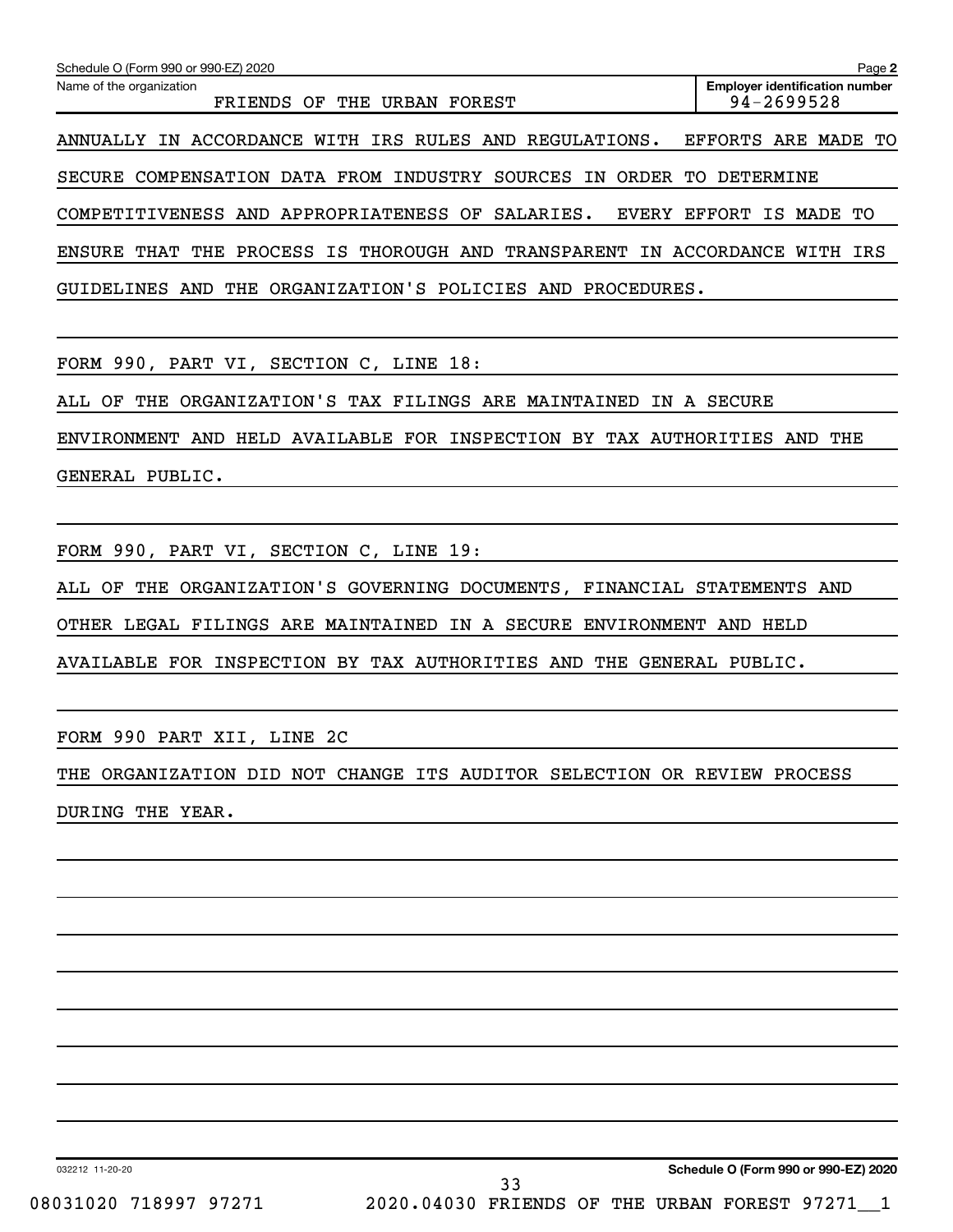Schedule O (Form 990 or 990-EZ) 2020

Name of the organization: FRIENDS OF THE URBAN FOREST

Employer identification number: 94-2699528

ANNUALLY IN ACCORDANCE WITH IRS RULES AND REGULATIONS. EFFORTS ARE MADE TO SECURE COMPENSATION DATA FROM INDUSTRY SOURCES IN ORDER TO DETERMINE COMPETITIVENESS AND APPROPRIATENESS OF SALARIES. EVERY EFFORT IS MADE TO ENSURE THAT THE PROCESS IS THOROUGH AND TRANSPARENT IN ACCORDANCE WITH IRS GUIDELINES AND THE ORGANIZATION'S POLICIES AND PROCEDURES.

FORM 990, PART VI, SECTION C, LINE 18:

ALL OF THE ORGANIZATION'S TAX FILINGS ARE MAINTAINED IN A SECURE ENVIRONMENT AND HELD AVAILABLE FOR INSPECTION BY TAX AUTHORITIES AND THE GENERAL PUBLIC.

FORM 990, PART VI, SECTION C, LINE 19:

ALL OF THE ORGANIZATION'S GOVERNING DOCUMENTS, FINANCIAL STATEMENTS AND OTHER LEGAL FILINGS ARE MAINTAINED IN A SECURE ENVIRONMENT AND HELD AVAILABLE FOR INSPECTION BY TAX AUTHORITIES AND THE GENERAL PUBLIC.

FORM 990 PART XII, LINE 2C

THE ORGANIZATION DID NOT CHANGE ITS AUDITOR SELECTION OR REVIEW PROCESS DURING THE YEAR.

032212 11-20-20

Schedule O (Form 990 or 990-EZ) 2020

08031020 718997 97271 2020.04030 FRIENDS OF THE URBAN FOREST 97271__1